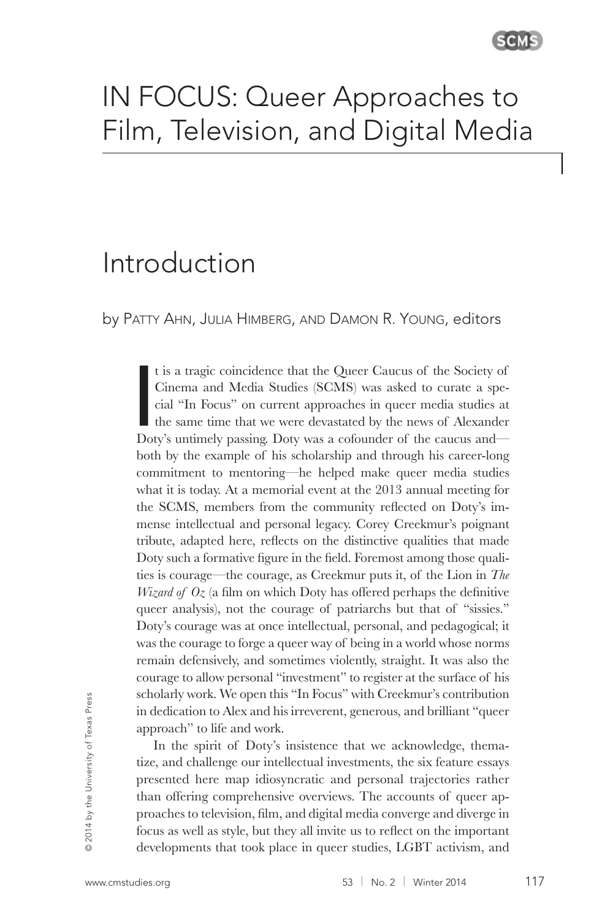# IN FOCUS: Queer Approaches to Film, Television, and Digital Media

## Introduction

by Patty Ahn, Julia Himberg, and Damon R. Young, editors

It is a tragic coincidence that the Queer Caucus of the Society of Cinema and Media Studies (SCMS) was asked to curate a special "In Focus" on current approaches in queer media studies at the same time that we were devastated by the news of Alexander Doty's untimely passing. Doty was a cofounder of the caucus and—both by the example of his scholarship and through his career-long commitment to mentoring—he helped make queer media studies what it is today. At a memorial event at the 2013 annual meeting for the SCMS, members from the community reflected on Doty's immense intellectual and personal legacy. Corey Creekmur's poignant tribute, adapted here, reflects on the distinctive qualities that made Doty such a formative figure in the field. Foremost among those qualities is courage—the courage, as Creekmur puts it, of the Lion in *The Wizard of Oz* (a film on which Doty has offered perhaps the definitive queer analysis), not the courage of patriarchs but that of "sissies." Doty's courage was at once intellectual, personal, and pedagogical; it was the courage to forge a queer way of being in a world whose norms remain defensively, and sometimes violently, straight. It was also the courage to allow personal "investment" to register at the surface of his scholarly work. We open this "In Focus" with Creekmur's contribution in dedication to Alex and his irreverent, generous, and brilliant "queer approach" to life and work.

In the spirit of Doty's insistence that we acknowledge, thematize, and challenge our intellectual investments, the six feature essays presented here map idiosyncratic and personal trajectories rather than offering comprehensive overviews. The accounts of queer approaches to television, film, and digital media converge and diverge in focus as well as style, but they all invite us to reflect on the important developments that took place in queer studies, LGBT activism, and

© 2014 by the University of Texas Press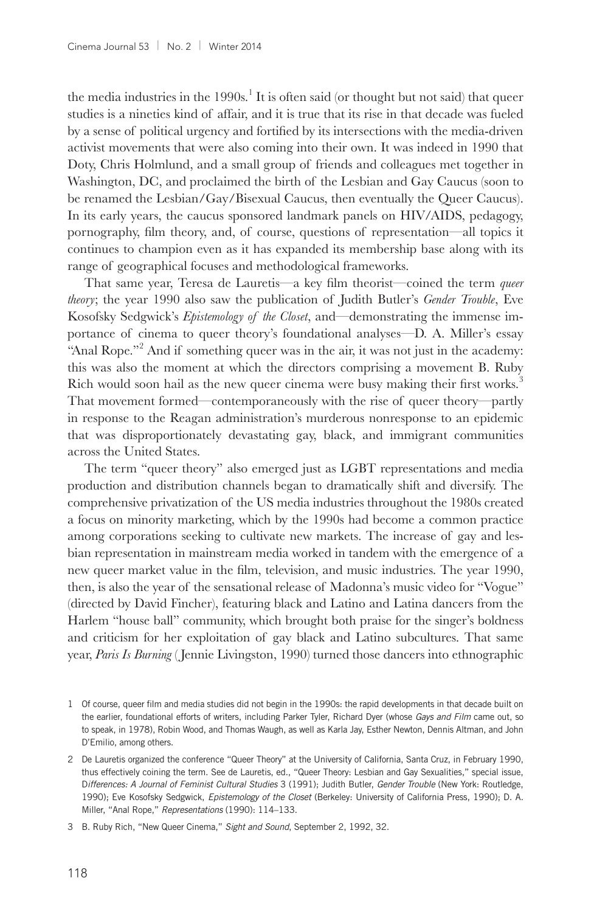the media industries in the 1990s.[1] It is often said (or thought but not said) that queer studies is a nineties kind of affair, and it is true that its rise in that decade was fueled by a sense of political urgency and fortified by its intersections with the media-driven activist movements that were also coming into their own. It was indeed in 1990 that Doty, Chris Holmlund, and a small group of friends and colleagues met together in Washington, DC, and proclaimed the birth of the Lesbian and Gay Caucus (soon to be renamed the Lesbian/Gay/Bisexual Caucus, then eventually the Queer Caucus). In its early years, the caucus sponsored landmark panels on HIV/AIDS, pedagogy, pornography, film theory, and, of course, questions of representation—all topics it continues to champion even as it has expanded its membership base along with its range of geographical focuses and methodological frameworks.

That same year, Teresa de Lauretis—a key film theorist—coined the term *queer theory*; the year 1990 also saw the publication of Judith Butler's *Gender Trouble*, Eve Kosofsky Sedgwick's *Epistemology of the Closet*, and—demonstrating the immense importance of cinema to queer theory's foundational analyses—D. A. Miller's essay "Anal Rope."[2] And if something queer was in the air, it was not just in the academy: this was also the moment at which the directors comprising a movement B. Ruby Rich would soon hail as the new queer cinema were busy making their first works.[3] That movement formed—contemporaneously with the rise of queer theory—partly in response to the Reagan administration's murderous nonresponse to an epidemic that was disproportionately devastating gay, black, and immigrant communities across the United States.

The term "queer theory" also emerged just as LGBT representations and media production and distribution channels began to dramatically shift and diversify. The comprehensive privatization of the US media industries throughout the 1980s created a focus on minority marketing, which by the 1990s had become a common practice among corporations seeking to cultivate new markets. The increase of gay and lesbian representation in mainstream media worked in tandem with the emergence of a new queer market value in the film, television, and music industries. The year 1990, then, is also the year of the sensational release of Madonna's music video for "Vogue" (directed by David Fincher), featuring black and Latino and Latina dancers from the Harlem "house ball" community, which brought both praise for the singer's boldness and criticism for her exploitation of gay black and Latino subcultures. That same year, *Paris Is Burning* (Jennie Livingston, 1990) turned those dancers into ethnographic

1 Of course, queer film and media studies did not begin in the 1990s: the rapid developments in that decade built on the earlier, foundational efforts of writers, including Parker Tyler, Richard Dyer (whose *Gays and Film* came out, so to speak, in 1978), Robin Wood, and Thomas Waugh, as well as Karla Jay, Esther Newton, Dennis Altman, and John D'Emilio, among others.

2 De Lauretis organized the conference "Queer Theory" at the University of California, Santa Cruz, in February 1990, thus effectively coining the term. See de Lauretis, ed., "Queer Theory: Lesbian and Gay Sexualities," special issue, *Differences: A Journal of Feminist Cultural Studies* 3 (1991); Judith Butler, *Gender Trouble* (New York: Routledge, 1990); Eve Kosofsky Sedgwick, *Epistemology of the Closet* (Berkeley: University of California Press, 1990); D. A. Miller, "Anal Rope," *Representations* (1990): 114–133.

3 B. Ruby Rich, "New Queer Cinema," *Sight and Sound*, September 2, 1992, 32.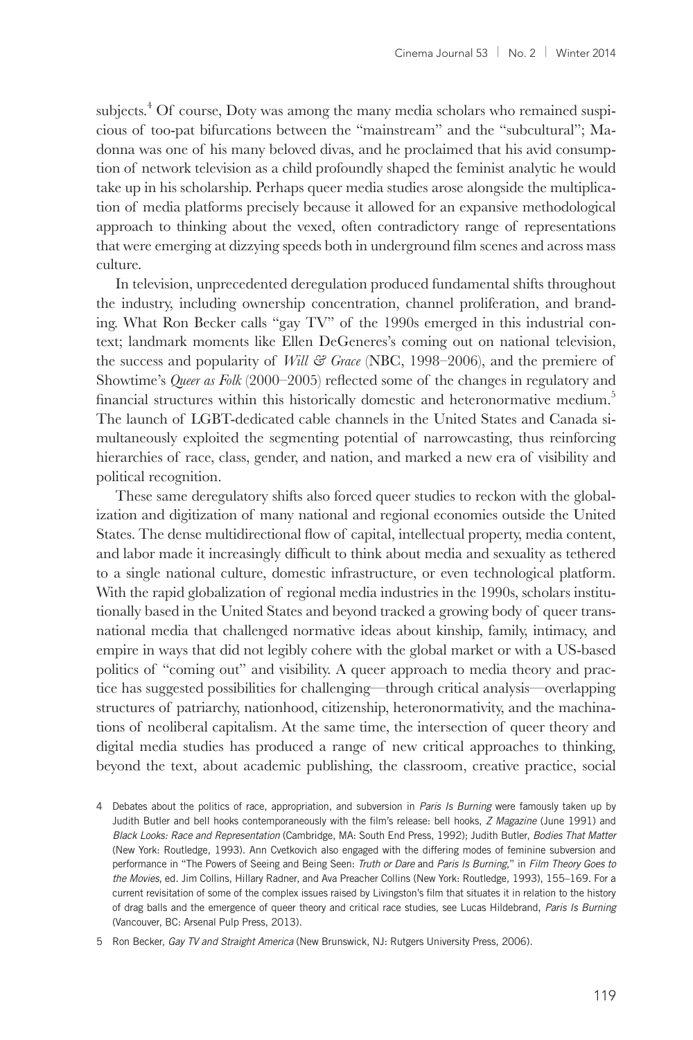subjects.[4] Of course, Doty was among the many media scholars who remained suspicious of too-pat bifurcations between the "mainstream" and the "subcultural"; Madonna was one of his many beloved divas, and he proclaimed that his avid consumption of network television as a child profoundly shaped the feminist analytic he would take up in his scholarship. Perhaps queer media studies arose alongside the multiplication of media platforms precisely because it allowed for an expansive methodological approach to thinking about the vexed, often contradictory range of representations that were emerging at dizzying speeds both in underground film scenes and across mass culture.

In television, unprecedented deregulation produced fundamental shifts throughout the industry, including ownership concentration, channel proliferation, and branding. What Ron Becker calls "gay TV" of the 1990s emerged in this industrial context; landmark moments like Ellen DeGeneres's coming out on national television, the success and popularity of *Will & Grace* (NBC, 1998–2006), and the premiere of Showtime's *Queer as Folk* (2000–2005) reflected some of the changes in regulatory and financial structures within this historically domestic and heteronormative medium.[5] The launch of LGBT-dedicated cable channels in the United States and Canada simultaneously exploited the segmenting potential of narrowcasting, thus reinforcing hierarchies of race, class, gender, and nation, and marked a new era of visibility and political recognition.

These same deregulatory shifts also forced queer studies to reckon with the globalization and digitization of many national and regional economies outside the United States. The dense multidirectional flow of capital, intellectual property, media content, and labor made it increasingly difficult to think about media and sexuality as tethered to a single national culture, domestic infrastructure, or even technological platform. With the rapid globalization of regional media industries in the 1990s, scholars institutionally based in the United States and beyond tracked a growing body of queer transnational media that challenged normative ideas about kinship, family, intimacy, and empire in ways that did not legibly cohere with the global market or with a US-based politics of "coming out" and visibility. A queer approach to media theory and practice has suggested possibilities for challenging—through critical analysis—overlapping structures of patriarchy, nationhood, citizenship, heteronormativity, and the machinations of neoliberal capitalism. At the same time, the intersection of queer theory and digital media studies has produced a range of new critical approaches to thinking, beyond the text, about academic publishing, the classroom, creative practice, social

4 Debates about the politics of race, appropriation, and subversion in *Paris Is Burning* were famously taken up by Judith Butler and bell hooks contemporaneously with the film's release: bell hooks, *Z Magazine* (June 1991) and *Black Looks: Race and Representation* (Cambridge, MA: South End Press, 1992); Judith Butler, *Bodies That Matter* (New York: Routledge, 1993). Ann Cvetkovich also engaged with the differing modes of feminine subversion and performance in "The Powers of Seeing and Being Seen: *Truth or Dare* and *Paris Is Burning*," in *Film Theory Goes to the Movies*, ed. Jim Collins, Hillary Radner, and Ava Preacher Collins (New York: Routledge, 1993), 155–169. For a current revisitation of some of the complex issues raised by Livingston's film that situates it in relation to the history of drag balls and the emergence of queer theory and critical race studies, see Lucas Hildebrand, *Paris Is Burning* (Vancouver, BC: Arsenal Pulp Press, 2013).

5 Ron Becker, *Gay TV and Straight America* (New Brunswick, NJ: Rutgers University Press, 2006).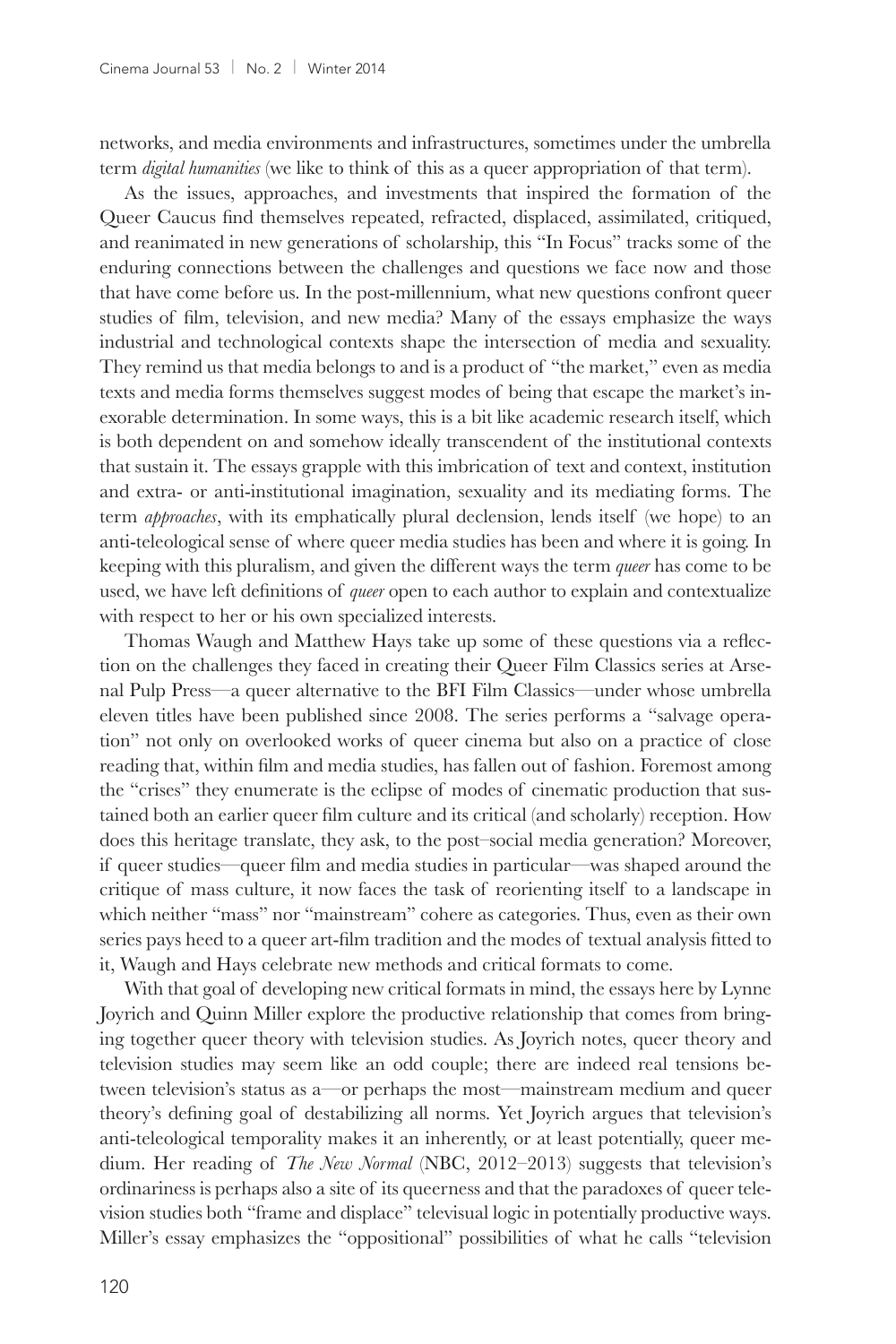networks, and media environments and infrastructures, sometimes under the umbrella term *digital humanities* (we like to think of this as a queer appropriation of that term).

As the issues, approaches, and investments that inspired the formation of the Queer Caucus find themselves repeated, refracted, displaced, assimilated, critiqued, and reanimated in new generations of scholarship, this "In Focus" tracks some of the enduring connections between the challenges and questions we face now and those that have come before us. In the post-millennium, what new questions confront queer studies of film, television, and new media? Many of the essays emphasize the ways industrial and technological contexts shape the intersection of media and sexuality. They remind us that media belongs to and is a product of "the market," even as media texts and media forms themselves suggest modes of being that escape the market's inexorable determination. In some ways, this is a bit like academic research itself, which is both dependent on and somehow ideally transcendent of the institutional contexts that sustain it. The essays grapple with this imbrication of text and context, institution and extra- or anti-institutional imagination, sexuality and its mediating forms. The term *approaches*, with its emphatically plural declension, lends itself (we hope) to an anti-teleological sense of where queer media studies has been and where it is going. In keeping with this pluralism, and given the different ways the term *queer* has come to be used, we have left definitions of *queer* open to each author to explain and contextualize with respect to her or his own specialized interests.

Thomas Waugh and Matthew Hays take up some of these questions via a reflection on the challenges they faced in creating their Queer Film Classics series at Arsenal Pulp Press—a queer alternative to the BFI Film Classics—under whose umbrella eleven titles have been published since 2008. The series performs a "salvage operation" not only on overlooked works of queer cinema but also on a practice of close reading that, within film and media studies, has fallen out of fashion. Foremost among the "crises" they enumerate is the eclipse of modes of cinematic production that sustained both an earlier queer film culture and its critical (and scholarly) reception. How does this heritage translate, they ask, to the post–social media generation? Moreover, if queer studies—queer film and media studies in particular—was shaped around the critique of mass culture, it now faces the task of reorienting itself to a landscape in which neither "mass" nor "mainstream" cohere as categories. Thus, even as their own series pays heed to a queer art-film tradition and the modes of textual analysis fitted to it, Waugh and Hays celebrate new methods and critical formats to come.

With that goal of developing new critical formats in mind, the essays here by Lynne Joyrich and Quinn Miller explore the productive relationship that comes from bringing together queer theory with television studies. As Joyrich notes, queer theory and television studies may seem like an odd couple; there are indeed real tensions between television's status as a—or perhaps the most—mainstream medium and queer theory's defining goal of destabilizing all norms. Yet Joyrich argues that television's anti-teleological temporality makes it an inherently, or at least potentially, queer medium. Her reading of *The New Normal* (NBC, 2012–2013) suggests that television's ordinariness is perhaps also a site of its queerness and that the paradoxes of queer television studies both "frame and displace" televisual logic in potentially productive ways. Miller's essay emphasizes the "oppositional" possibilities of what he calls "television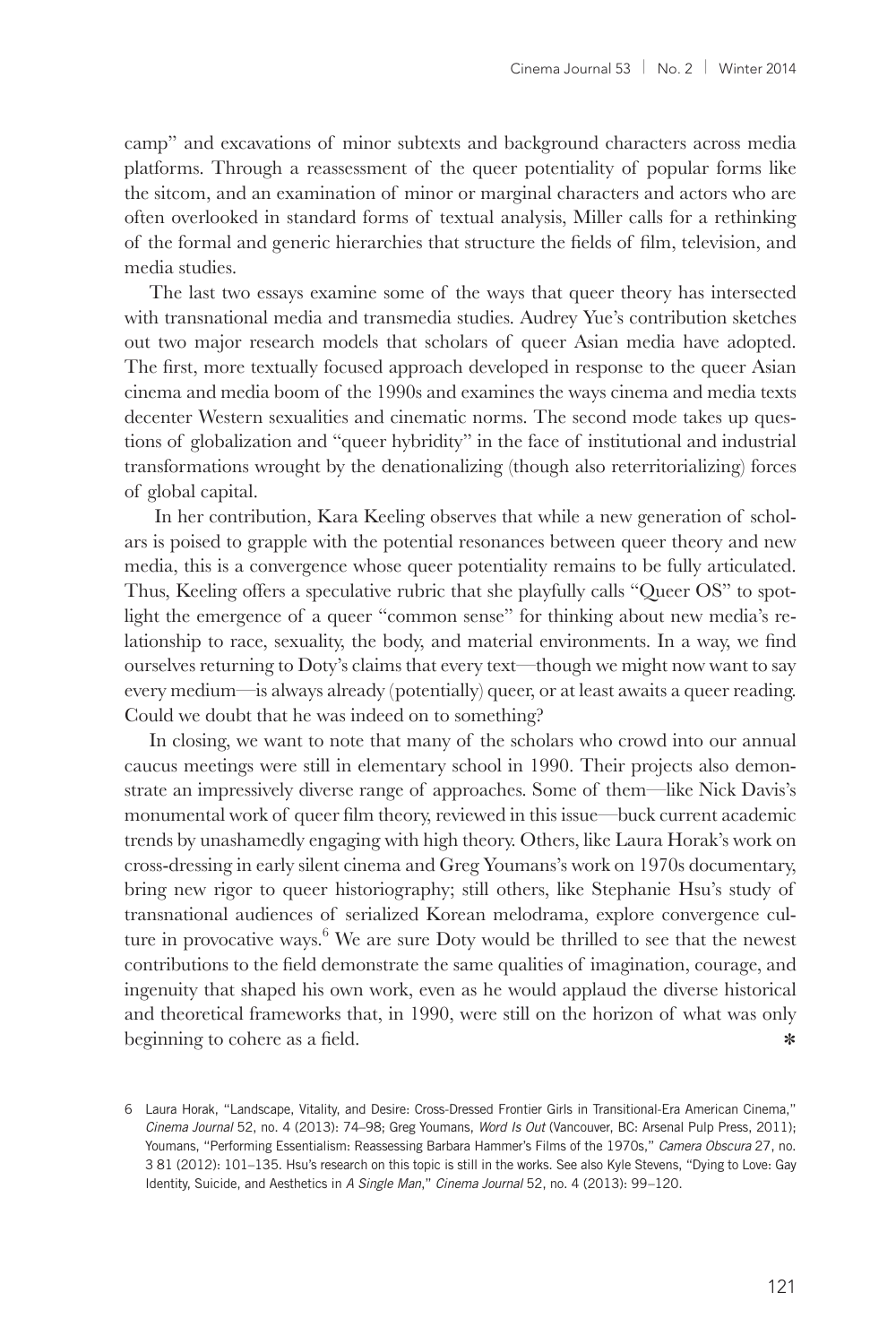camp" and excavations of minor subtexts and background characters across media platforms. Through a reassessment of the queer potentiality of popular forms like the sitcom, and an examination of minor or marginal characters and actors who are often overlooked in standard forms of textual analysis, Miller calls for a rethinking of the formal and generic hierarchies that structure the fields of film, television, and media studies.

The last two essays examine some of the ways that queer theory has intersected with transnational media and transmedia studies. Audrey Yue's contribution sketches out two major research models that scholars of queer Asian media have adopted. The first, more textually focused approach developed in response to the queer Asian cinema and media boom of the 1990s and examines the ways cinema and media texts decenter Western sexualities and cinematic norms. The second mode takes up questions of globalization and "queer hybridity" in the face of institutional and industrial transformations wrought by the denationalizing (though also reterritorializing) forces of global capital.

In her contribution, Kara Keeling observes that while a new generation of scholars is poised to grapple with the potential resonances between queer theory and new media, this is a convergence whose queer potentiality remains to be fully articulated. Thus, Keeling offers a speculative rubric that she playfully calls "Queer OS" to spotlight the emergence of a queer "common sense" for thinking about new media's relationship to race, sexuality, the body, and material environments. In a way, we find ourselves returning to Doty's claims that every text—though we might now want to say every medium—is always already (potentially) queer, or at least awaits a queer reading. Could we doubt that he was indeed on to something?

In closing, we want to note that many of the scholars who crowd into our annual caucus meetings were still in elementary school in 1990. Their projects also demonstrate an impressively diverse range of approaches. Some of them—like Nick Davis's monumental work of queer film theory, reviewed in this issue—buck current academic trends by unashamedly engaging with high theory. Others, like Laura Horak's work on cross-dressing in early silent cinema and Greg Youmans's work on 1970s documentary, bring new rigor to queer historiography; still others, like Stephanie Hsu's study of transnational audiences of serialized Korean melodrama, explore convergence culture in provocative ways.[6] We are sure Doty would be thrilled to see that the newest contributions to the field demonstrate the same qualities of imagination, courage, and ingenuity that shaped his own work, even as he would applaud the diverse historical and theoretical frameworks that, in 1990, were still on the horizon of what was only beginning to cohere as a field. ✻

6 Laura Horak, "Landscape, Vitality, and Desire: Cross-Dressed Frontier Girls in Transitional-Era American Cinema," *Cinema Journal* 52, no. 4 (2013): 74–98; Greg Youmans, *Word Is Out* (Vancouver, BC: Arsenal Pulp Press, 2011); Youmans, "Performing Essentialism: Reassessing Barbara Hammer's Films of the 1970s," *Camera Obscura* 27, no. 3 81 (2012): 101–135. Hsu's research on this topic is still in the works. See also Kyle Stevens, "Dying to Love: Gay Identity, Suicide, and Aesthetics in *A Single Man*," *Cinema Journal* 52, no. 4 (2013): 99–120.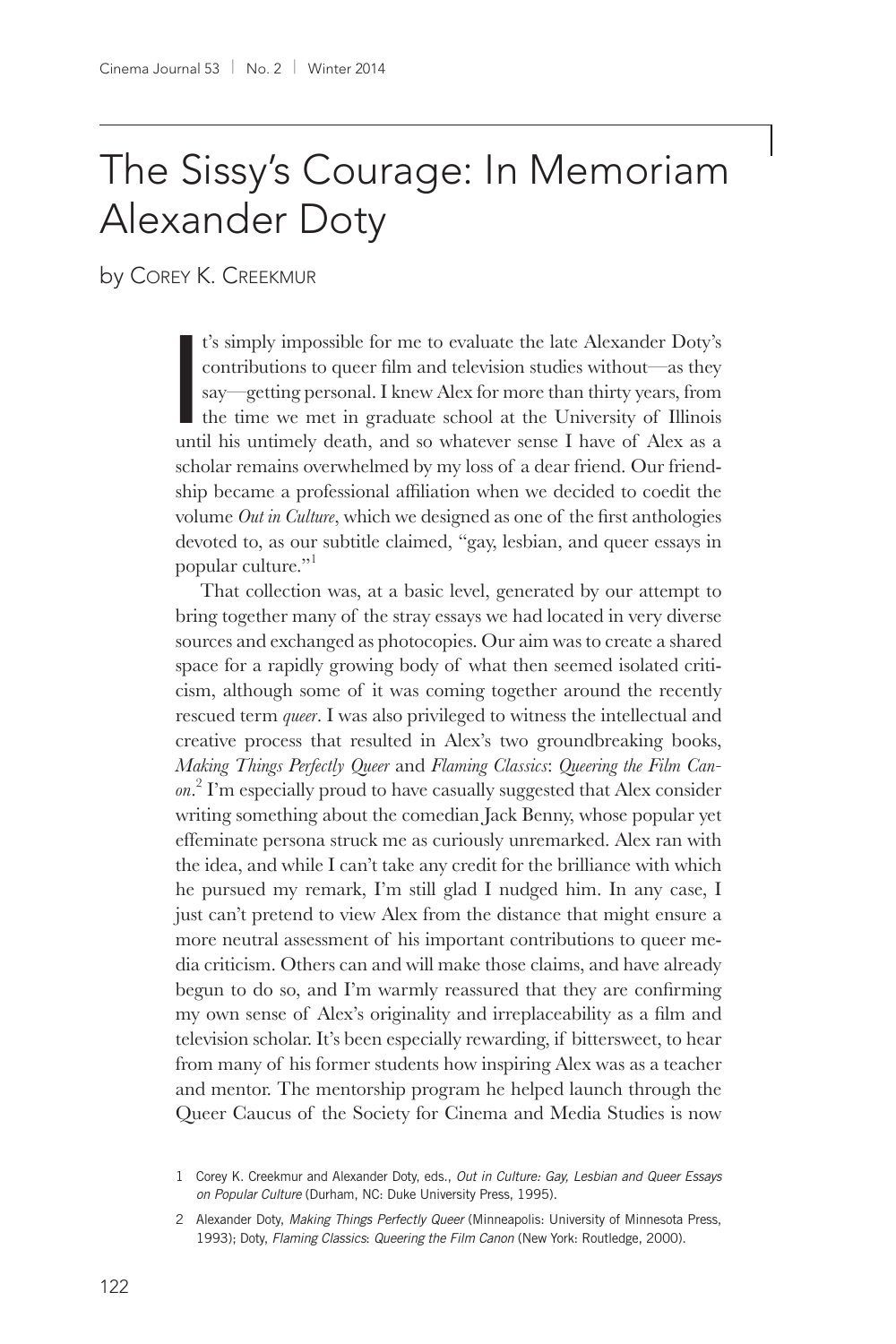# The Sissy's Courage: In Memoriam Alexander Doty

by Corey K. Creekmur

It's simply impossible for me to evaluate the late Alexander Doty's contributions to queer film and television studies without—as they say—getting personal. I knew Alex for more than thirty years, from the time we met in graduate school at the University of Illinois until his untimely death, and so whatever sense I have of Alex as a scholar remains overwhelmed by my loss of a dear friend. Our friendship became a professional affiliation when we decided to coedit the volume *Out in Culture*, which we designed as one of the first anthologies devoted to, as our subtitle claimed, "gay, lesbian, and queer essays in popular culture."[1]

That collection was, at a basic level, generated by our attempt to bring together many of the stray essays we had located in very diverse sources and exchanged as photocopies. Our aim was to create a shared space for a rapidly growing body of what then seemed isolated criticism, although some of it was coming together around the recently rescued term *queer*. I was also privileged to witness the intellectual and creative process that resulted in Alex's two groundbreaking books, *Making Things Perfectly Queer* and *Flaming Classics*: *Queering the Film Canon*.[2] I'm especially proud to have casually suggested that Alex consider writing something about the comedian Jack Benny, whose popular yet effeminate persona struck me as curiously unremarked. Alex ran with the idea, and while I can't take any credit for the brilliance with which he pursued my remark, I'm still glad I nudged him. In any case, I just can't pretend to view Alex from the distance that might ensure a more neutral assessment of his important contributions to queer media criticism. Others can and will make those claims, and have already begun to do so, and I'm warmly reassured that they are confirming my own sense of Alex's originality and irreplaceability as a film and television scholar. It's been especially rewarding, if bittersweet, to hear from many of his former students how inspiring Alex was as a teacher and mentor. The mentorship program he helped launch through the Queer Caucus of the Society for Cinema and Media Studies is now

1 Corey K. Creekmur and Alexander Doty, eds., *Out in Culture: Gay, Lesbian and Queer Essays on Popular Culture* (Durham, NC: Duke University Press, 1995).

2 Alexander Doty, *Making Things Perfectly Queer* (Minneapolis: University of Minnesota Press, 1993); Doty, *Flaming Classics*: *Queering the Film Canon* (New York: Routledge, 2000).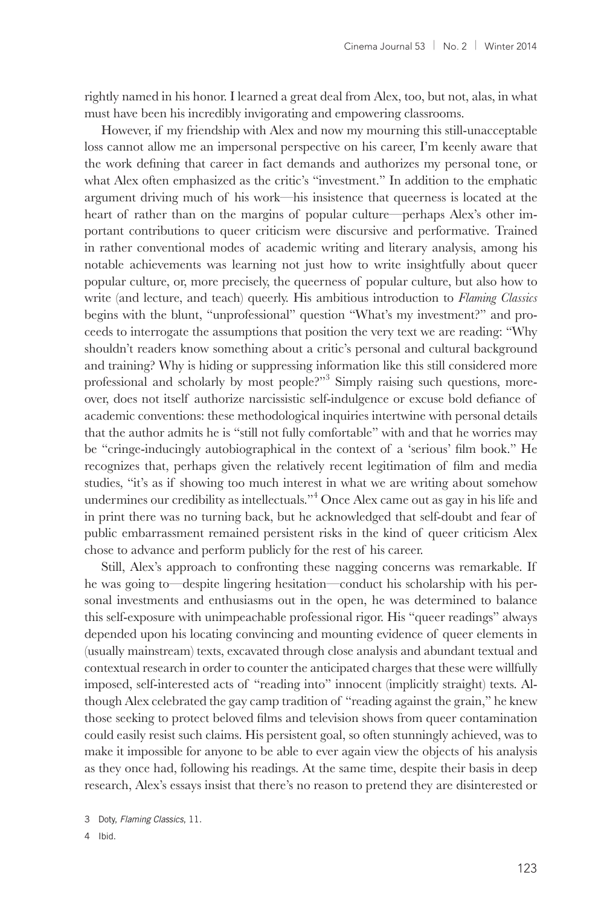rightly named in his honor. I learned a great deal from Alex, too, but not, alas, in what must have been his incredibly invigorating and empowering classrooms.

However, if my friendship with Alex and now my mourning this still-unacceptable loss cannot allow me an impersonal perspective on his career, I'm keenly aware that the work defining that career in fact demands and authorizes my personal tone, or what Alex often emphasized as the critic's "investment." In addition to the emphatic argument driving much of his work—his insistence that queerness is located at the heart of rather than on the margins of popular culture—perhaps Alex's other important contributions to queer criticism were discursive and performative. Trained in rather conventional modes of academic writing and literary analysis, among his notable achievements was learning not just how to write insightfully about queer popular culture, or, more precisely, the queerness of popular culture, but also how to write (and lecture, and teach) queerly. His ambitious introduction to *Flaming Classics* begins with the blunt, "unprofessional" question "What's my investment?" and proceeds to interrogate the assumptions that position the very text we are reading: "Why shouldn't readers know something about a critic's personal and cultural background and training? Why is hiding or suppressing information like this still considered more professional and scholarly by most people?"[3] Simply raising such questions, moreover, does not itself authorize narcissistic self-indulgence or excuse bold defiance of academic conventions: these methodological inquiries intertwine with personal details that the author admits he is "still not fully comfortable" with and that he worries may be "cringe-inducingly autobiographical in the context of a 'serious' film book." He recognizes that, perhaps given the relatively recent legitimation of film and media studies, "it's as if showing too much interest in what we are writing about somehow undermines our credibility as intellectuals."[4] Once Alex came out as gay in his life and in print there was no turning back, but he acknowledged that self-doubt and fear of public embarrassment remained persistent risks in the kind of queer criticism Alex chose to advance and perform publicly for the rest of his career.

Still, Alex's approach to confronting these nagging concerns was remarkable. If he was going to—despite lingering hesitation—conduct his scholarship with his personal investments and enthusiasms out in the open, he was determined to balance this self-exposure with unimpeachable professional rigor. His "queer readings" always depended upon his locating convincing and mounting evidence of queer elements in (usually mainstream) texts, excavated through close analysis and abundant textual and contextual research in order to counter the anticipated charges that these were willfully imposed, self-interested acts of "reading into" innocent (implicitly straight) texts. Although Alex celebrated the gay camp tradition of "reading against the grain," he knew those seeking to protect beloved films and television shows from queer contamination could easily resist such claims. His persistent goal, so often stunningly achieved, was to make it impossible for anyone to be able to ever again view the objects of his analysis as they once had, following his readings. At the same time, despite their basis in deep research, Alex's essays insist that there's no reason to pretend they are disinterested or

3 Doty, *Flaming Classics*, 11.

4 Ibid.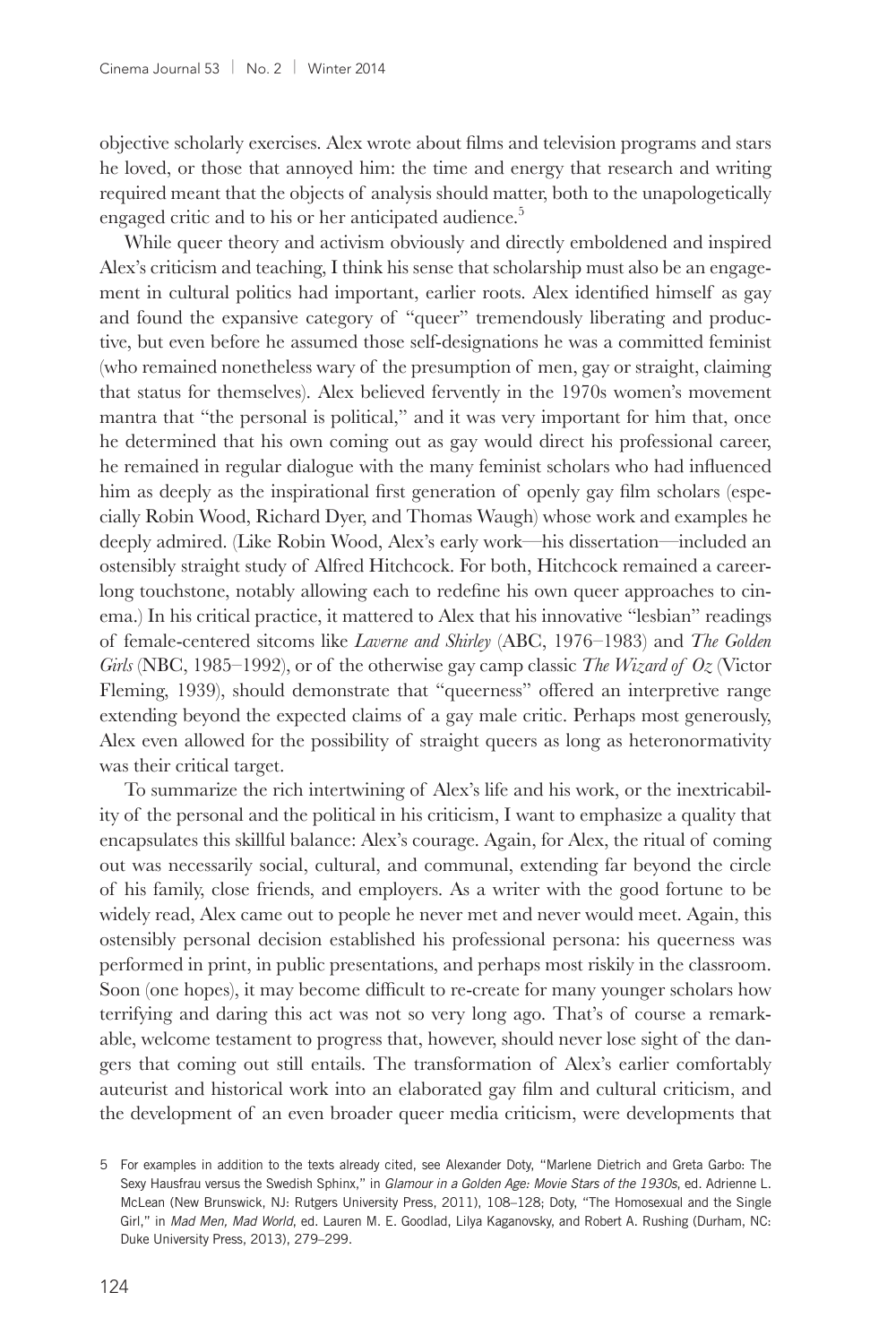objective scholarly exercises. Alex wrote about films and television programs and stars he loved, or those that annoyed him: the time and energy that research and writing required meant that the objects of analysis should matter, both to the unapologetically engaged critic and to his or her anticipated audience.[5]

While queer theory and activism obviously and directly emboldened and inspired Alex's criticism and teaching, I think his sense that scholarship must also be an engagement in cultural politics had important, earlier roots. Alex identified himself as gay and found the expansive category of "queer" tremendously liberating and productive, but even before he assumed those self-designations he was a committed feminist (who remained nonetheless wary of the presumption of men, gay or straight, claiming that status for themselves). Alex believed fervently in the 1970s women's movement mantra that "the personal is political," and it was very important for him that, once he determined that his own coming out as gay would direct his professional career, he remained in regular dialogue with the many feminist scholars who had influenced him as deeply as the inspirational first generation of openly gay film scholars (especially Robin Wood, Richard Dyer, and Thomas Waugh) whose work and examples he deeply admired. (Like Robin Wood, Alex's early work—his dissertation—included an ostensibly straight study of Alfred Hitchcock. For both, Hitchcock remained a career-long touchstone, notably allowing each to redefine his own queer approaches to cinema.) In his critical practice, it mattered to Alex that his innovative "lesbian" readings of female-centered sitcoms like *Laverne and Shirley* (ABC, 1976–1983) and *The Golden Girls* (NBC, 1985–1992), or of the otherwise gay camp classic *The Wizard of Oz* (Victor Fleming, 1939), should demonstrate that "queerness" offered an interpretive range extending beyond the expected claims of a gay male critic. Perhaps most generously, Alex even allowed for the possibility of straight queers as long as heteronormativity was their critical target.

To summarize the rich intertwining of Alex's life and his work, or the inextricability of the personal and the political in his criticism, I want to emphasize a quality that encapsulates this skillful balance: Alex's courage. Again, for Alex, the ritual of coming out was necessarily social, cultural, and communal, extending far beyond the circle of his family, close friends, and employers. As a writer with the good fortune to be widely read, Alex came out to people he never met and never would meet. Again, this ostensibly personal decision established his professional persona: his queerness was performed in print, in public presentations, and perhaps most riskily in the classroom. Soon (one hopes), it may become difficult to re-create for many younger scholars how terrifying and daring this act was not so very long ago. That's of course a remarkable, welcome testament to progress that, however, should never lose sight of the dangers that coming out still entails. The transformation of Alex's earlier comfortably auteurist and historical work into an elaborated gay film and cultural criticism, and the development of an even broader queer media criticism, were developments that

5 For examples in addition to the texts already cited, see Alexander Doty, "Marlene Dietrich and Greta Garbo: The Sexy Hausfrau versus the Swedish Sphinx," in *Glamour in a Golden Age: Movie Stars of the 1930s*, ed. Adrienne L. McLean (New Brunswick, NJ: Rutgers University Press, 2011), 108–128; Doty, "The Homosexual and the Single Girl," in *Mad Men, Mad World*, ed. Lauren M. E. Goodlad, Lilya Kaganovsky, and Robert A. Rushing (Durham, NC: Duke University Press, 2013), 279–299.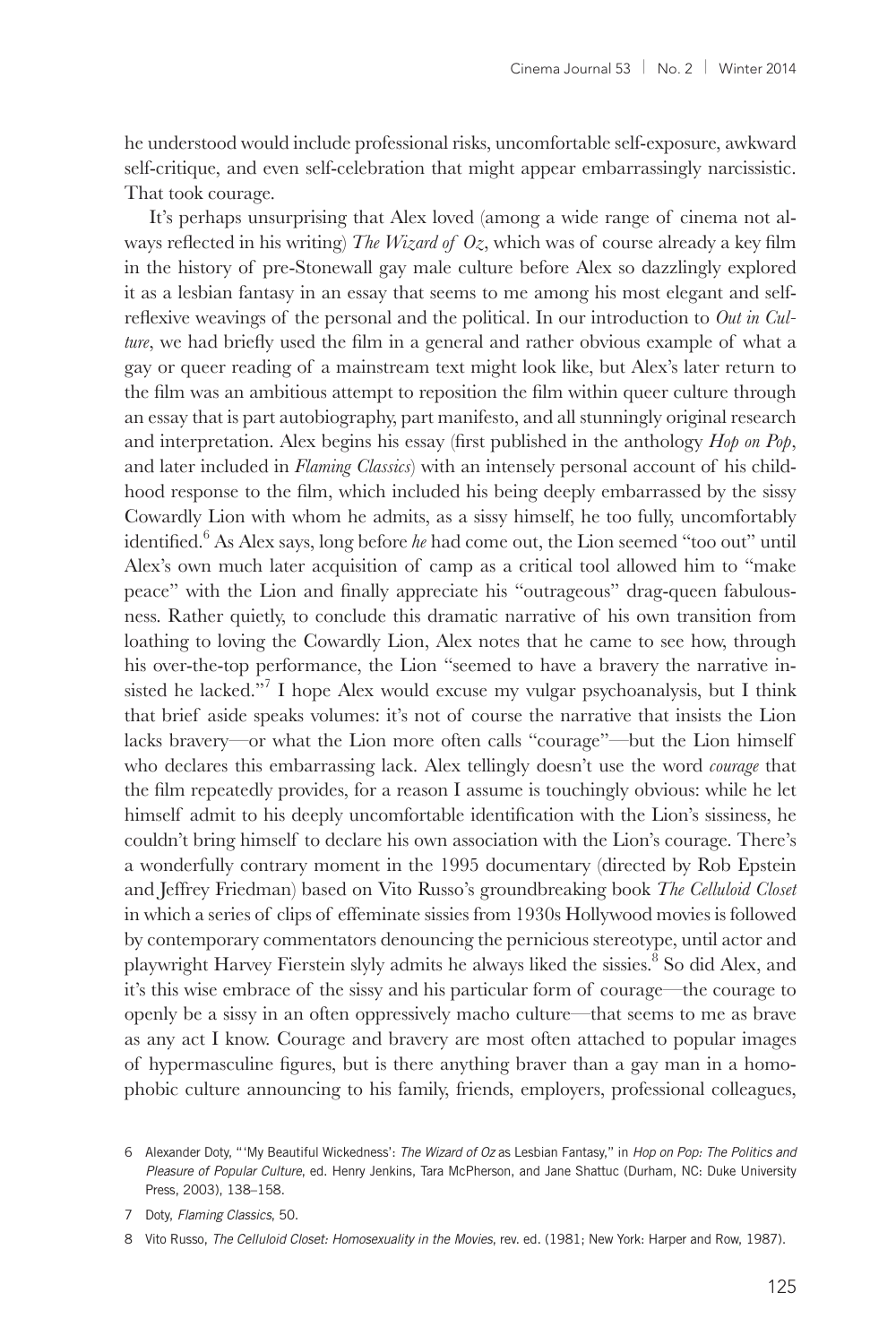he understood would include professional risks, uncomfortable self-exposure, awkward self-critique, and even self-celebration that might appear embarrassingly narcissistic. That took courage.

It's perhaps unsurprising that Alex loved (among a wide range of cinema not always reflected in his writing) *The Wizard of Oz*, which was of course already a key film in the history of pre-Stonewall gay male culture before Alex so dazzlingly explored it as a lesbian fantasy in an essay that seems to me among his most elegant and self-reflexive weavings of the personal and the political. In our introduction to *Out in Culture*, we had briefly used the film in a general and rather obvious example of what a gay or queer reading of a mainstream text might look like, but Alex's later return to the film was an ambitious attempt to reposition the film within queer culture through an essay that is part autobiography, part manifesto, and all stunningly original research and interpretation. Alex begins his essay (first published in the anthology *Hop on Pop*, and later included in *Flaming Classics*) with an intensely personal account of his childhood response to the film, which included his being deeply embarrassed by the sissy Cowardly Lion with whom he admits, as a sissy himself, he too fully, uncomfortably identified.[6] As Alex says, long before *he* had come out, the Lion seemed "too out" until Alex's own much later acquisition of camp as a critical tool allowed him to "make peace" with the Lion and finally appreciate his "outrageous" drag-queen fabulousness. Rather quietly, to conclude this dramatic narrative of his own transition from loathing to loving the Cowardly Lion, Alex notes that he came to see how, through his over-the-top performance, the Lion "seemed to have a bravery the narrative insisted he lacked."[7] I hope Alex would excuse my vulgar psychoanalysis, but I think that brief aside speaks volumes: it's not of course the narrative that insists the Lion lacks bravery—or what the Lion more often calls "courage"—but the Lion himself who declares this embarrassing lack. Alex tellingly doesn't use the word *courage* that the film repeatedly provides, for a reason I assume is touchingly obvious: while he let himself admit to his deeply uncomfortable identification with the Lion's sissiness, he couldn't bring himself to declare his own association with the Lion's courage. There's a wonderfully contrary moment in the 1995 documentary (directed by Rob Epstein and Jeffrey Friedman) based on Vito Russo's groundbreaking book *The Celluloid Closet* in which a series of clips of effeminate sissies from 1930s Hollywood movies is followed by contemporary commentators denouncing the pernicious stereotype, until actor and playwright Harvey Fierstein slyly admits he always liked the sissies.[8] So did Alex, and it's this wise embrace of the sissy and his particular form of courage—the courage to openly be a sissy in an often oppressively macho culture—that seems to me as brave as any act I know. Courage and bravery are most often attached to popular images of hypermasculine figures, but is there anything braver than a gay man in a homophobic culture announcing to his family, friends, employers, professional colleagues,

6 Alexander Doty, "'My Beautiful Wickedness': *The Wizard of Oz* as Lesbian Fantasy," in *Hop on Pop: The Politics and Pleasure of Popular Culture*, ed. Henry Jenkins, Tara McPherson, and Jane Shattuc (Durham, NC: Duke University Press, 2003), 138–158.

7 Doty, *Flaming Classics*, 50.

8 Vito Russo, *The Celluloid Closet: Homosexuality in the Movies*, rev. ed. (1981; New York: Harper and Row, 1987).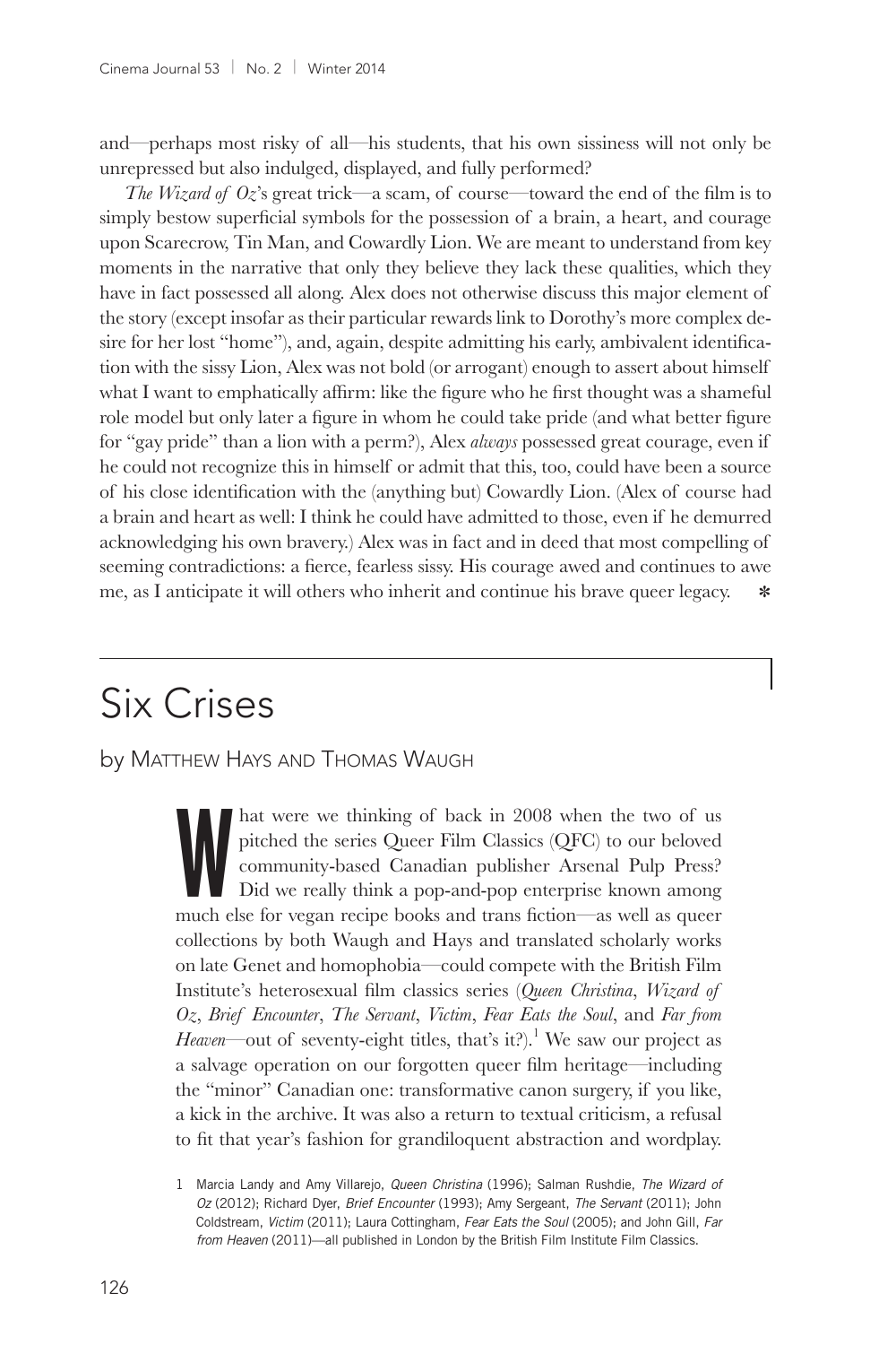and—perhaps most risky of all—his students, that his own sissiness will not only be unrepressed but also indulged, displayed, and fully performed?

*The Wizard of Oz*'s great trick—a scam, of course—toward the end of the film is to simply bestow superficial symbols for the possession of a brain, a heart, and courage upon Scarecrow, Tin Man, and Cowardly Lion. We are meant to understand from key moments in the narrative that only they believe they lack these qualities, which they have in fact possessed all along. Alex does not otherwise discuss this major element of the story (except insofar as their particular rewards link to Dorothy's more complex desire for her lost "home"), and, again, despite admitting his early, ambivalent identification with the sissy Lion, Alex was not bold (or arrogant) enough to assert about himself what I want to emphatically affirm: like the figure who he first thought was a shameful role model but only later a figure in whom he could take pride (and what better figure for "gay pride" than a lion with a perm?), Alex *always* possessed great courage, even if he could not recognize this in himself or admit that this, too, could have been a source of his close identification with the (anything but) Cowardly Lion. (Alex of course had a brain and heart as well: I think he could have admitted to those, even if he demurred acknowledging his own bravery.) Alex was in fact and in deed that most compelling of seeming contradictions: a fierce, fearless sissy. His courage awed and continues to awe me, as I anticipate it will others who inherit and continue his brave queer legacy. ✻

# Six Crises

by Matthew Hays and Thomas Waugh

What were we thinking of back in 2008 when the two of us pitched the series Queer Film Classics (QFC) to our beloved community-based Canadian publisher Arsenal Pulp Press? Did we really think a pop-and-pop enterprise known among much else for vegan recipe books and trans fiction—as well as queer collections by both Waugh and Hays and translated scholarly works on late Genet and homophobia—could compete with the British Film Institute's heterosexual film classics series (*Queen Christina*, *Wizard of Oz*, *Brief Encounter*, *The Servant*, *Victim*, *Fear Eats the Soul*, and *Far from Heaven*—out of seventy-eight titles, that's it?).[1] We saw our project as a salvage operation on our forgotten queer film heritage—including the "minor" Canadian one: transformative canon surgery, if you like, a kick in the archive. It was also a return to textual criticism, a refusal to fit that year's fashion for grandiloquent abstraction and wordplay.

1 Marcia Landy and Amy Villarejo, *Queen Christina* (1996); Salman Rushdie, *The Wizard of Oz* (2012); Richard Dyer, *Brief Encounter* (1993); Amy Sergeant, *The Servant* (2011); John Coldstream, *Victim* (2011); Laura Cottingham, *Fear Eats the Soul* (2005); and John Gill, *Far from Heaven* (2011)—all published in London by the British Film Institute Film Classics.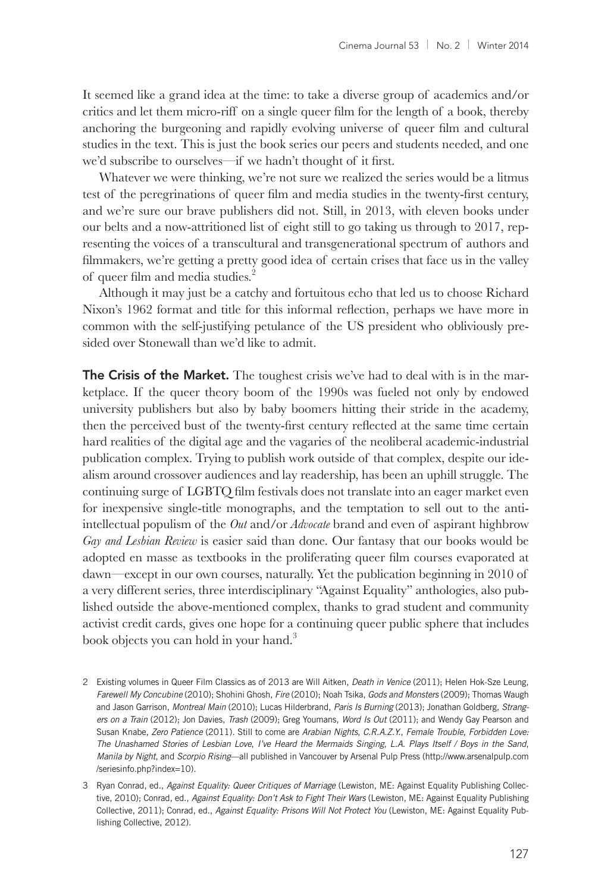It seemed like a grand idea at the time: to take a diverse group of academics and/or critics and let them micro-riff on a single queer film for the length of a book, thereby anchoring the burgeoning and rapidly evolving universe of queer film and cultural studies in the text. This is just the book series our peers and students needed, and one we'd subscribe to ourselves—if we hadn't thought of it first.

Whatever we were thinking, we're not sure we realized the series would be a litmus test of the peregrinations of queer film and media studies in the twenty-first century, and we're sure our brave publishers did not. Still, in 2013, with eleven books under our belts and a now-attritioned list of eight still to go taking us through to 2017, representing the voices of a transcultural and transgenerational spectrum of authors and filmmakers, we're getting a pretty good idea of certain crises that face us in the valley of queer film and media studies.[2]

Although it may just be a catchy and fortuitous echo that led us to choose Richard Nixon's 1962 format and title for this informal reflection, perhaps we have more in common with the self-justifying petulance of the US president who obliviously presided over Stonewall than we'd like to admit.

**The Crisis of the Market.** The toughest crisis we've had to deal with is in the marketplace. If the queer theory boom of the 1990s was fueled not only by endowed university publishers but also by baby boomers hitting their stride in the academy, then the perceived bust of the twenty-first century reflected at the same time certain hard realities of the digital age and the vagaries of the neoliberal academic-industrial publication complex. Trying to publish work outside of that complex, despite our idealism around crossover audiences and lay readership, has been an uphill struggle. The continuing surge of LGBTQ film festivals does not translate into an eager market even for inexpensive single-title monographs, and the temptation to sell out to the anti-intellectual populism of the *Out* and/or *Advocate* brand and even of aspirant highbrow *Gay and Lesbian Review* is easier said than done. Our fantasy that our books would be adopted en masse as textbooks in the proliferating queer film courses evaporated at dawn—except in our own courses, naturally. Yet the publication beginning in 2010 of a very different series, three interdisciplinary "Against Equality" anthologies, also published outside the above-mentioned complex, thanks to grad student and community activist credit cards, gives one hope for a continuing queer public sphere that includes book objects you can hold in your hand.[3]

2 Existing volumes in Queer Film Classics as of 2013 are Will Aitken, *Death in Venice* (2011); Helen Hok-Sze Leung, *Farewell My Concubine* (2010); Shohini Ghosh, *Fire* (2010); Noah Tsika, *Gods and Monsters* (2009); Thomas Waugh and Jason Garrison, *Montreal Main* (2010); Lucas Hilderbrand, *Paris Is Burning* (2013); Jonathan Goldberg, *Strangers on a Train* (2012); Jon Davies, *Trash* (2009); Greg Youmans, *Word Is Out* (2011); and Wendy Gay Pearson and Susan Knabe, *Zero Patience* (2011). Still to come are *Arabian Nights*, *C.R.A.Z.Y.*, *Female Trouble*, *Forbidden Love: The Unashamed Stories of Lesbian Love*, *I've Heard the Mermaids Singing*, *L.A. Plays Itself / Boys in the Sand*, *Manila by Night*, and *Scorpio Rising*—all published in Vancouver by Arsenal Pulp Press (http://www.arsenalpulp.com/seriesinfo.php?index=10).

3 Ryan Conrad, ed., *Against Equality: Queer Critiques of Marriage* (Lewiston, ME: Against Equality Publishing Collective, 2010); Conrad, ed., *Against Equality: Don't Ask to Fight Their Wars* (Lewiston, ME: Against Equality Publishing Collective, 2011); Conrad, ed., *Against Equality: Prisons Will Not Protect You* (Lewiston, ME: Against Equality Publishing Collective, 2012).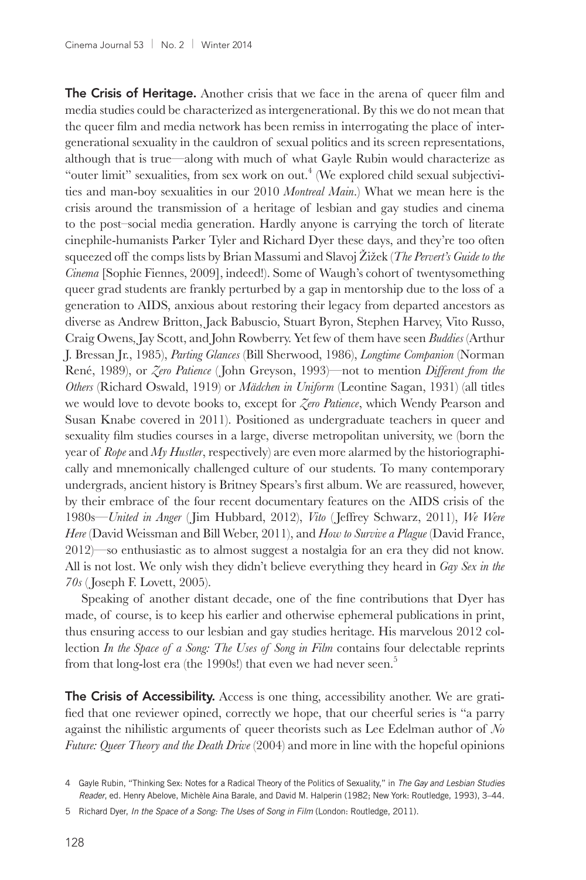**The Crisis of Heritage.** Another crisis that we face in the arena of queer film and media studies could be characterized as intergenerational. By this we do not mean that the queer film and media network has been remiss in interrogating the place of intergenerational sexuality in the cauldron of sexual politics and its screen representations, although that is true—along with much of what Gayle Rubin would characterize as "outer limit" sexualities, from sex work on out.[4] (We explored child sexual subjectivities and man-boy sexualities in our 2010 *Montreal Main*.) What we mean here is the crisis around the transmission of a heritage of lesbian and gay studies and cinema to the post–social media generation. Hardly anyone is carrying the torch of literate cinephile-humanists Parker Tyler and Richard Dyer these days, and they're too often squeezed off the comps lists by Brian Massumi and Slavoj Žižek (*The Pervert's Guide to the Cinema* [Sophie Fiennes, 2009], indeed!). Some of Waugh's cohort of twentysomething queer grad students are frankly perturbed by a gap in mentorship due to the loss of a generation to AIDS, anxious about restoring their legacy from departed ancestors as diverse as Andrew Britton, Jack Babuscio, Stuart Byron, Stephen Harvey, Vito Russo, Craig Owens, Jay Scott, and John Rowberry. Yet few of them have seen *Buddies* (Arthur J. Bressan Jr., 1985), *Parting Glances* (Bill Sherwood, 1986), *Longtime Companion* (Norman René, 1989), or *Zero Patience* (John Greyson, 1993)—not to mention *Different from the Others* (Richard Oswald, 1919) or *Mädchen in Uniform* (Leontine Sagan, 1931) (all titles we would love to devote books to, except for *Zero Patience*, which Wendy Pearson and Susan Knabe covered in 2011). Positioned as undergraduate teachers in queer and sexuality film studies courses in a large, diverse metropolitan university, we (born the year of *Rope* and *My Hustler*, respectively) are even more alarmed by the historiographically and mnemonically challenged culture of our students. To many contemporary undergrads, ancient history is Britney Spears's first album. We are reassured, however, by their embrace of the four recent documentary features on the AIDS crisis of the 1980s—*United in Anger* (Jim Hubbard, 2012), *Vito* (Jeffrey Schwarz, 2011), *We Were Here* (David Weissman and Bill Weber, 2011), and *How to Survive a Plague* (David France, 2012)—so enthusiastic as to almost suggest a nostalgia for an era they did not know. All is not lost. We only wish they didn't believe everything they heard in *Gay Sex in the 70s* (Joseph F. Lovett, 2005).

Speaking of another distant decade, one of the fine contributions that Dyer has made, of course, is to keep his earlier and otherwise ephemeral publications in print, thus ensuring access to our lesbian and gay studies heritage. His marvelous 2012 collection *In the Space of a Song: The Uses of Song in Film* contains four delectable reprints from that long-lost era (the 1990s!) that even we had never seen.[5]

**The Crisis of Accessibility.** Access is one thing, accessibility another. We are gratified that one reviewer opined, correctly we hope, that our cheerful series is "a parry against the nihilistic arguments of queer theorists such as Lee Edelman author of *No Future: Queer Theory and the Death Drive* (2004) and more in line with the hopeful opinions

4 Gayle Rubin, "Thinking Sex: Notes for a Radical Theory of the Politics of Sexuality," in *The Gay and Lesbian Studies Reader*, ed. Henry Abelove, Michèle Aina Barale, and David M. Halperin (1982; New York: Routledge, 1993), 3–44.

5 Richard Dyer, *In the Space of a Song: The Uses of Song in Film* (London: Routledge, 2011).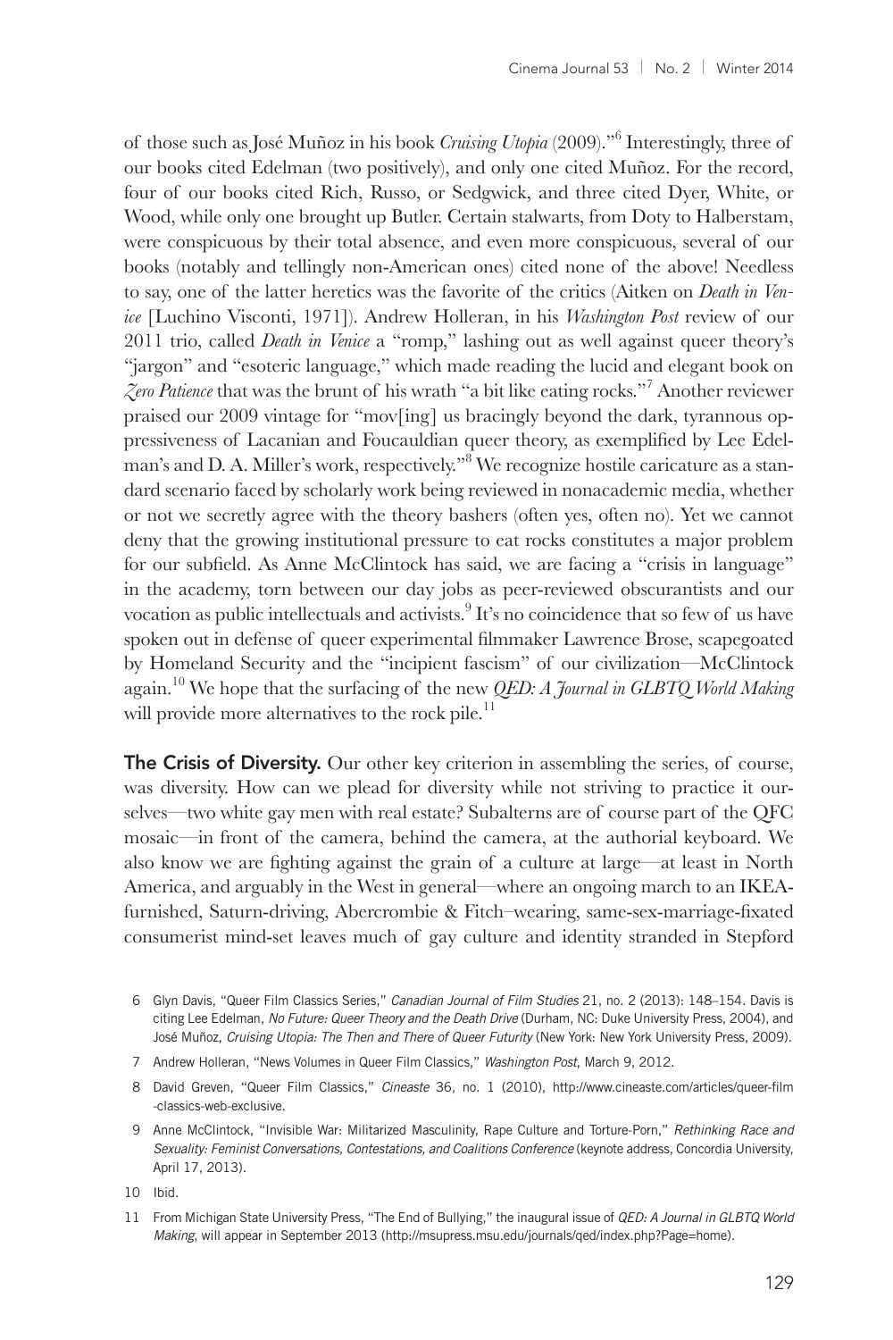of those such as José Muñoz in his book *Cruising Utopia* (2009)."[6] Interestingly, three of our books cited Edelman (two positively), and only one cited Muñoz. For the record, four of our books cited Rich, Russo, or Sedgwick, and three cited Dyer, White, or Wood, while only one brought up Butler. Certain stalwarts, from Doty to Halberstam, were conspicuous by their total absence, and even more conspicuous, several of our books (notably and tellingly non-American ones) cited none of the above! Needless to say, one of the latter heretics was the favorite of the critics (Aitken on *Death in Venice* [Luchino Visconti, 1971]). Andrew Holleran, in his *Washington Post* review of our 2011 trio, called *Death in Venice* a "romp," lashing out as well against queer theory's "jargon" and "esoteric language," which made reading the lucid and elegant book on *Zero Patience* that was the brunt of his wrath "a bit like eating rocks."[7] Another reviewer praised our 2009 vintage for "mov[ing] us bracingly beyond the dark, tyrannous oppressiveness of Lacanian and Foucauldian queer theory, as exemplified by Lee Edelman's and D. A. Miller's work, respectively."[8] We recognize hostile caricature as a standard scenario faced by scholarly work being reviewed in nonacademic media, whether or not we secretly agree with the theory bashers (often yes, often no). Yet we cannot deny that the growing institutional pressure to eat rocks constitutes a major problem for our subfield. As Anne McClintock has said, we are facing a "crisis in language" in the academy, torn between our day jobs as peer-reviewed obscurantists and our vocation as public intellectuals and activists.[9] It's no coincidence that so few of us have spoken out in defense of queer experimental filmmaker Lawrence Brose, scapegoated by Homeland Security and the "incipient fascism" of our civilization—McClintock again.[10] We hope that the surfacing of the new *QED: A Journal in GLBTQ World Making* will provide more alternatives to the rock pile.[11]

**The Crisis of Diversity.** Our other key criterion in assembling the series, of course, was diversity. How can we plead for diversity while not striving to practice it ourselves—two white gay men with real estate? Subalterns are of course part of the QFC mosaic—in front of the camera, behind the camera, at the authorial keyboard. We also know we are fighting against the grain of a culture at large—at least in North America, and arguably in the West in general—where an ongoing march to an IKEA-furnished, Saturn-driving, Abercrombie & Fitch–wearing, same-sex-marriage-fixated consumerist mind-set leaves much of gay culture and identity stranded in Stepford

6 Glyn Davis, "Queer Film Classics Series," *Canadian Journal of Film Studies* 21, no. 2 (2013): 148–154. Davis is citing Lee Edelman, *No Future: Queer Theory and the Death Drive* (Durham, NC: Duke University Press, 2004), and José Muñoz, *Cruising Utopia: The Then and There of Queer Futurity* (New York: New York University Press, 2009).

7 Andrew Holleran, "News Volumes in Queer Film Classics," *Washington Post*, March 9, 2012.

8 David Greven, "Queer Film Classics," *Cineaste* 36, no. 1 (2010), http://www.cineaste.com/articles/queer-film-classics-web-exclusive.

9 Anne McClintock, "Invisible War: Militarized Masculinity, Rape Culture and Torture-Porn," *Rethinking Race and Sexuality: Feminist Conversations, Contestations, and Coalitions Conference* (keynote address, Concordia University, April 17, 2013).

10 Ibid.

11 From Michigan State University Press, "The End of Bullying," the inaugural issue of *QED: A Journal in GLBTQ World Making*, will appear in September 2013 (http://msupress.msu.edu/journals/qed/index.php?Page=home).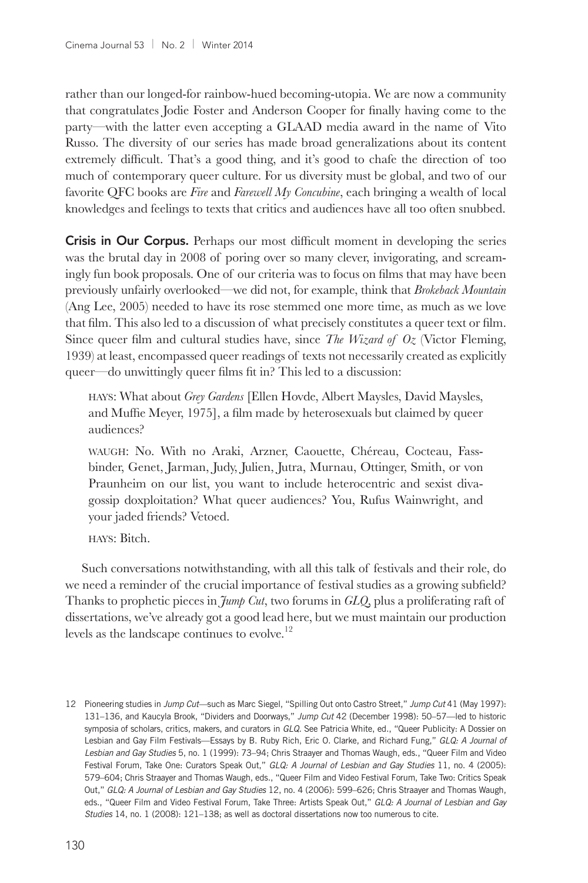rather than our longed-for rainbow-hued becoming-utopia. We are now a community that congratulates Jodie Foster and Anderson Cooper for finally having come to the party—with the latter even accepting a GLAAD media award in the name of Vito Russo. The diversity of our series has made broad generalizations about its content extremely difficult. That's a good thing, and it's good to chafe the direction of too much of contemporary queer culture. For us diversity must be global, and two of our favorite QFC books are *Fire* and *Farewell My Concubine*, each bringing a wealth of local knowledges and feelings to texts that critics and audiences have all too often snubbed.

**Crisis in Our Corpus.** Perhaps our most difficult moment in developing the series was the brutal day in 2008 of poring over so many clever, invigorating, and screamingly fun book proposals. One of our criteria was to focus on films that may have been previously unfairly overlooked—we did not, for example, think that *Brokeback Mountain* (Ang Lee, 2005) needed to have its rose stemmed one more time, as much as we love that film. This also led to a discussion of what precisely constitutes a queer text or film. Since queer film and cultural studies have, since *The Wizard of Oz* (Victor Fleming, 1939) at least, encompassed queer readings of texts not necessarily created as explicitly queer—do unwittingly queer films fit in? This led to a discussion:

> HAYS: What about *Grey Gardens* [Ellen Hovde, Albert Maysles, David Maysles, and Muffie Meyer, 1975], a film made by heterosexuals but claimed by queer audiences?
>
> WAUGH: No. With no Araki, Arzner, Caouette, Chéreau, Cocteau, Fassbinder, Genet, Jarman, Judy, Julien, Jutra, Murnau, Ottinger, Smith, or von Praunheim on our list, you want to include heterocentric and sexist diva-gossip doxploitation? What queer audiences? You, Rufus Wainwright, and your jaded friends? Vetoed.
>
> HAYS: Bitch.

Such conversations notwithstanding, with all this talk of festivals and their role, do we need a reminder of the crucial importance of festival studies as a growing subfield? Thanks to prophetic pieces in *Jump Cut*, two forums in *GLQ*, plus a proliferating raft of dissertations, we've already got a good lead here, but we must maintain our production levels as the landscape continues to evolve.[12]

12 Pioneering studies in *Jump Cut*—such as Marc Siegel, "Spilling Out onto Castro Street," *Jump Cut* 41 (May 1997): 131–136, and Kaucyla Brook, "Dividers and Doorways," *Jump Cut* 42 (December 1998): 50–57—led to historic symposia of scholars, critics, makers, and curators in *GLQ*. See Patricia White, ed., "Queer Publicity: A Dossier on Lesbian and Gay Film Festivals—Essays by B. Ruby Rich, Eric O. Clarke, and Richard Fung," *GLQ: A Journal of Lesbian and Gay Studies* 5, no. 1 (1999): 73–94; Chris Straayer and Thomas Waugh, eds., "Queer Film and Video Festival Forum, Take One: Curators Speak Out," *GLQ: A Journal of Lesbian and Gay Studies* 11, no. 4 (2005): 579–604; Chris Straayer and Thomas Waugh, eds., "Queer Film and Video Festival Forum, Take Two: Critics Speak Out," *GLQ: A Journal of Lesbian and Gay Studies* 12, no. 4 (2006): 599–626; Chris Straayer and Thomas Waugh, eds., "Queer Film and Video Festival Forum, Take Three: Artists Speak Out," *GLQ: A Journal of Lesbian and Gay Studies* 14, no. 1 (2008): 121–138; as well as doctoral dissertations now too numerous to cite.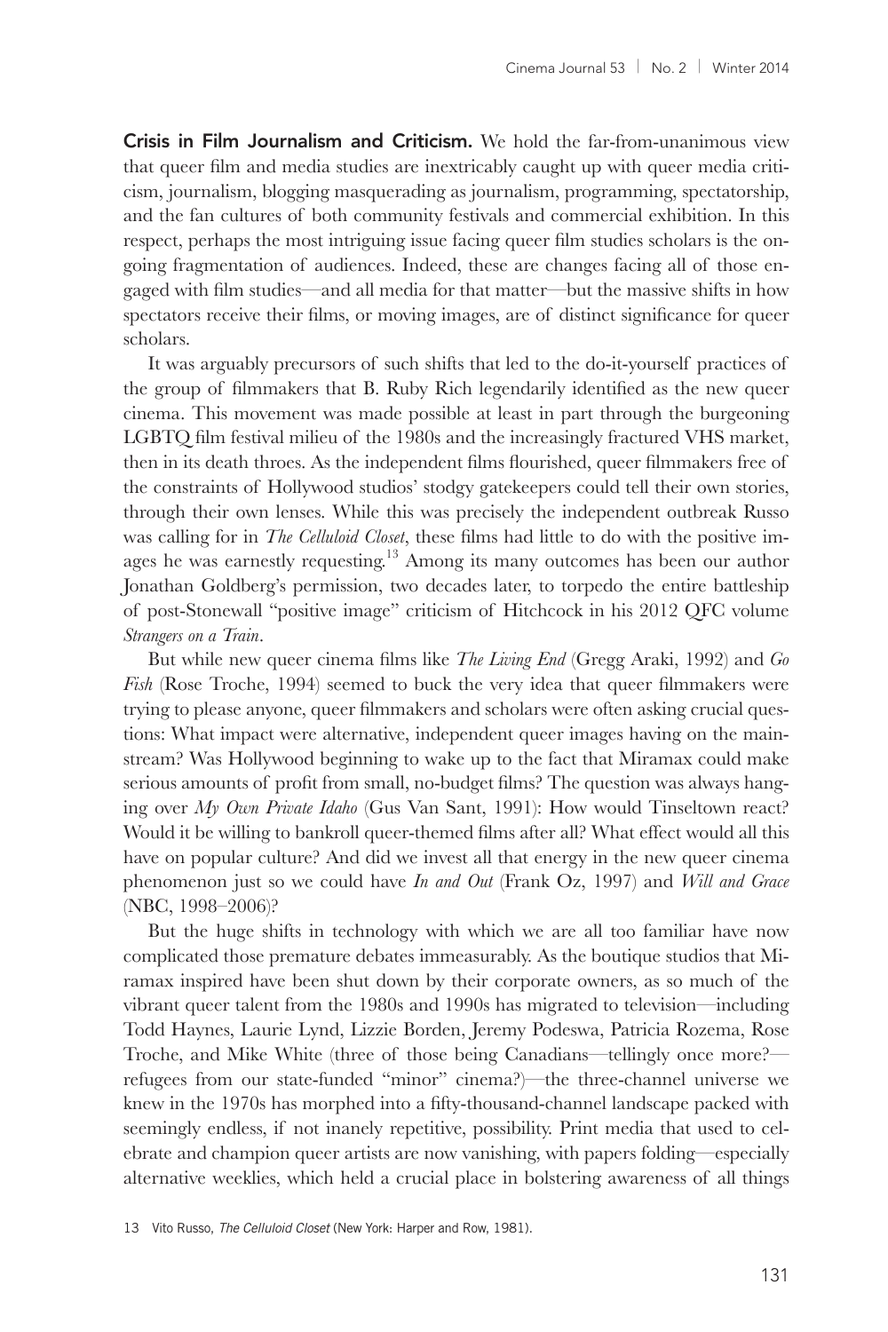**Crisis in Film Journalism and Criticism.** We hold the far-from-unanimous view that queer film and media studies are inextricably caught up with queer media criticism, journalism, blogging masquerading as journalism, programming, spectatorship, and the fan cultures of both community festivals and commercial exhibition. In this respect, perhaps the most intriguing issue facing queer film studies scholars is the ongoing fragmentation of audiences. Indeed, these are changes facing all of those engaged with film studies—and all media for that matter—but the massive shifts in how spectators receive their films, or moving images, are of distinct significance for queer scholars.

It was arguably precursors of such shifts that led to the do-it-yourself practices of the group of filmmakers that B. Ruby Rich legendarily identified as the new queer cinema. This movement was made possible at least in part through the burgeoning LGBTQ film festival milieu of the 1980s and the increasingly fractured VHS market, then in its death throes. As the independent films flourished, queer filmmakers free of the constraints of Hollywood studios' stodgy gatekeepers could tell their own stories, through their own lenses. While this was precisely the independent outbreak Russo was calling for in *The Celluloid Closet*, these films had little to do with the positive images he was earnestly requesting.[13] Among its many outcomes has been our author Jonathan Goldberg's permission, two decades later, to torpedo the entire battleship of post-Stonewall "positive image" criticism of Hitchcock in his 2012 QFC volume *Strangers on a Train*.

But while new queer cinema films like *The Living End* (Gregg Araki, 1992) and *Go Fish* (Rose Troche, 1994) seemed to buck the very idea that queer filmmakers were trying to please anyone, queer filmmakers and scholars were often asking crucial questions: What impact were alternative, independent queer images having on the mainstream? Was Hollywood beginning to wake up to the fact that Miramax could make serious amounts of profit from small, no-budget films? The question was always hanging over *My Own Private Idaho* (Gus Van Sant, 1991): How would Tinseltown react? Would it be willing to bankroll queer-themed films after all? What effect would all this have on popular culture? And did we invest all that energy in the new queer cinema phenomenon just so we could have *In and Out* (Frank Oz, 1997) and *Will and Grace* (NBC, 1998–2006)?

But the huge shifts in technology with which we are all too familiar have now complicated those premature debates immeasurably. As the boutique studios that Miramax inspired have been shut down by their corporate owners, as so much of the vibrant queer talent from the 1980s and 1990s has migrated to television—including Todd Haynes, Laurie Lynd, Lizzie Borden, Jeremy Podeswa, Patricia Rozema, Rose Troche, and Mike White (three of those being Canadians—tellingly once more?—refugees from our state-funded "minor" cinema?)—the three-channel universe we knew in the 1970s has morphed into a fifty-thousand-channel landscape packed with seemingly endless, if not inanely repetitive, possibility. Print media that used to celebrate and champion queer artists are now vanishing, with papers folding—especially alternative weeklies, which held a crucial place in bolstering awareness of all things

13 Vito Russo, *The Celluloid Closet* (New York: Harper and Row, 1981).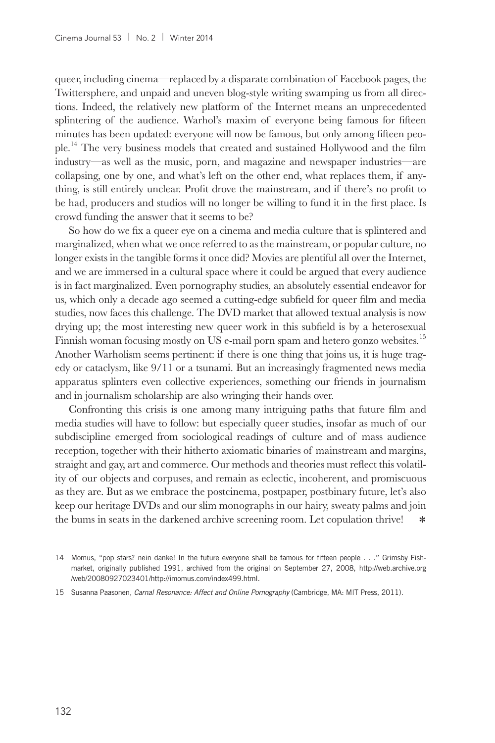queer, including cinema—replaced by a disparate combination of Facebook pages, the Twittersphere, and unpaid and uneven blog-style writing swamping us from all directions. Indeed, the relatively new platform of the Internet means an unprecedented splintering of the audience. Warhol's maxim of everyone being famous for fifteen minutes has been updated: everyone will now be famous, but only among fifteen people.[14] The very business models that created and sustained Hollywood and the film industry—as well as the music, porn, and magazine and newspaper industries—are collapsing, one by one, and what's left on the other end, what replaces them, if anything, is still entirely unclear. Profit drove the mainstream, and if there's no profit to be had, producers and studios will no longer be willing to fund it in the first place. Is crowd funding the answer that it seems to be?

So how do we fix a queer eye on a cinema and media culture that is splintered and marginalized, when what we once referred to as the mainstream, or popular culture, no longer exists in the tangible forms it once did? Movies are plentiful all over the Internet, and we are immersed in a cultural space where it could be argued that every audience is in fact marginalized. Even pornography studies, an absolutely essential endeavor for us, which only a decade ago seemed a cutting-edge subfield for queer film and media studies, now faces this challenge. The DVD market that allowed textual analysis is now drying up; the most interesting new queer work in this subfield is by a heterosexual Finnish woman focusing mostly on US e-mail porn spam and hetero gonzo websites.[15] Another Warholism seems pertinent: if there is one thing that joins us, it is huge tragedy or cataclysm, like 9/11 or a tsunami. But an increasingly fragmented news media apparatus splinters even collective experiences, something our friends in journalism and in journalism scholarship are also wringing their hands over.

Confronting this crisis is one among many intriguing paths that future film and media studies will have to follow: but especially queer studies, insofar as much of our subdiscipline emerged from sociological readings of culture and of mass audience reception, together with their hitherto axiomatic binaries of mainstream and margins, straight and gay, art and commerce. Our methods and theories must reflect this volatility of our objects and corpuses, and remain as eclectic, incoherent, and promiscuous as they are. But as we embrace the postcinema, postpaper, postbinary future, let's also keep our heritage DVDs and our slim monographs in our hairy, sweaty palms and join the bums in seats in the darkened archive screening room. Let copulation thrive! ✻

14 Momus, "pop stars? nein danke! In the future everyone shall be famous for fifteen people . . ." Grimsby Fishmarket, originally published 1991, archived from the original on September 27, 2008, http://web.archive.org/web/20080927023401/http://imomus.com/index499.html.

15 Susanna Paasonen, *Carnal Resonance: Affect and Online Pornography* (Cambridge, MA: MIT Press, 2011).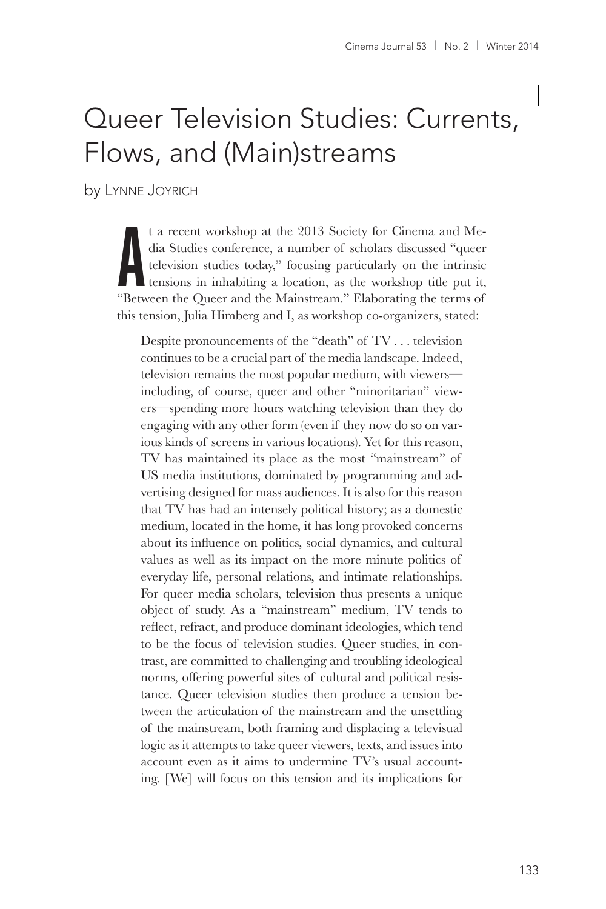# Queer Television Studies: Currents, Flows, and (Main)streams

by Lynne Joyrich

At a recent workshop at the 2013 Society for Cinema and Media Studies conference, a number of scholars discussed "queer television studies today," focusing particularly on the intrinsic tensions in inhabiting a location, as the workshop title put it, "Between the Queer and the Mainstream." Elaborating the terms of this tension, Julia Himberg and I, as workshop co-organizers, stated:

> Despite pronouncements of the "death" of TV . . . television continues to be a crucial part of the media landscape. Indeed, television remains the most popular medium, with viewers—including, of course, queer and other "minoritarian" viewers—spending more hours watching television than they do engaging with any other form (even if they now do so on various kinds of screens in various locations). Yet for this reason, TV has maintained its place as the most "mainstream" of US media institutions, dominated by programming and advertising designed for mass audiences. It is also for this reason that TV has had an intensely political history; as a domestic medium, located in the home, it has long provoked concerns about its influence on politics, social dynamics, and cultural values as well as its impact on the more minute politics of everyday life, personal relations, and intimate relationships. For queer media scholars, television thus presents a unique object of study. As a "mainstream" medium, TV tends to reflect, refract, and produce dominant ideologies, which tend to be the focus of television studies. Queer studies, in contrast, are committed to challenging and troubling ideological norms, offering powerful sites of cultural and political resistance. Queer television studies then produce a tension between the articulation of the mainstream and the unsettling of the mainstream, both framing and displacing a televisual logic as it attempts to take queer viewers, texts, and issues into account even as it aims to undermine TV's usual accounting. [We] will focus on this tension and its implications for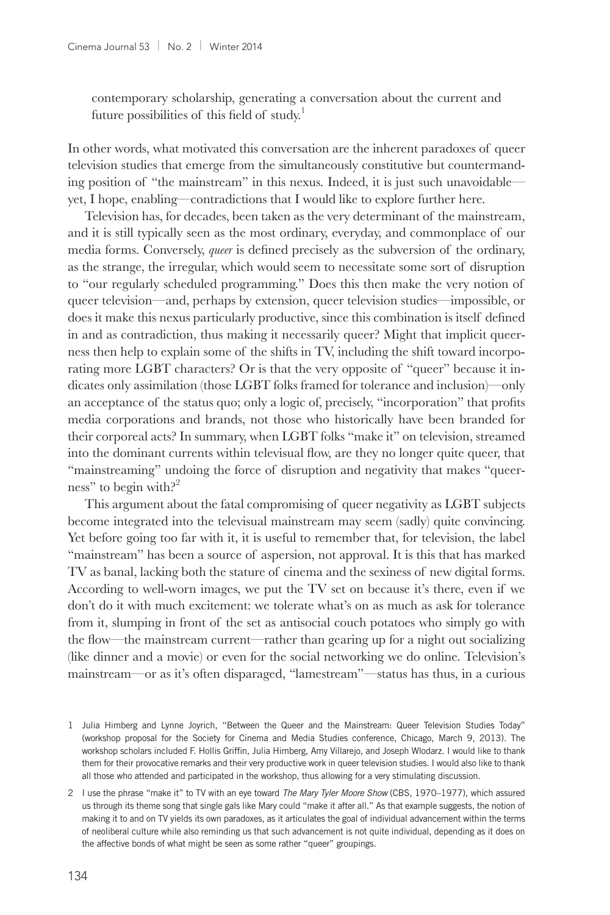contemporary scholarship, generating a conversation about the current and future possibilities of this field of study.[1]

In other words, what motivated this conversation are the inherent paradoxes of queer television studies that emerge from the simultaneously constitutive but countermanding position of "the mainstream" in this nexus. Indeed, it is just such unavoidable—yet, I hope, enabling—contradictions that I would like to explore further here.

Television has, for decades, been taken as the very determinant of the mainstream, and it is still typically seen as the most ordinary, everyday, and commonplace of our media forms. Conversely, *queer* is defined precisely as the subversion of the ordinary, as the strange, the irregular, which would seem to necessitate some sort of disruption to "our regularly scheduled programming." Does this then make the very notion of queer television—and, perhaps by extension, queer television studies—impossible, or does it make this nexus particularly productive, since this combination is itself defined in and as contradiction, thus making it necessarily queer? Might that implicit queerness then help to explain some of the shifts in TV, including the shift toward incorporating more LGBT characters? Or is that the very opposite of "queer" because it indicates only assimilation (those LGBT folks framed for tolerance and inclusion)—only an acceptance of the status quo; only a logic of, precisely, "incorporation" that profits media corporations and brands, not those who historically have been branded for their corporeal acts? In summary, when LGBT folks "make it" on television, streamed into the dominant currents within televisual flow, are they no longer quite queer, that "mainstreaming" undoing the force of disruption and negativity that makes "queerness" to begin with?[2]

This argument about the fatal compromising of queer negativity as LGBT subjects become integrated into the televisual mainstream may seem (sadly) quite convincing. Yet before going too far with it, it is useful to remember that, for television, the label "mainstream" has been a source of aspersion, not approval. It is this that has marked TV as banal, lacking both the stature of cinema and the sexiness of new digital forms. According to well-worn images, we put the TV set on because it's there, even if we don't do it with much excitement: we tolerate what's on as much as ask for tolerance from it, slumping in front of the set as antisocial couch potatoes who simply go with the flow—the mainstream current—rather than gearing up for a night out socializing (like dinner and a movie) or even for the social networking we do online. Television's mainstream—or as it's often disparaged, "lamestream"—status has thus, in a curious

1 Julia Himberg and Lynne Joyrich, "Between the Queer and the Mainstream: Queer Television Studies Today" (workshop proposal for the Society for Cinema and Media Studies conference, Chicago, March 9, 2013). The workshop scholars included F. Hollis Griffin, Julia Himberg, Amy Villarejo, and Joseph Wlodarz. I would like to thank them for their provocative remarks and their very productive work in queer television studies. I would also like to thank all those who attended and participated in the workshop, thus allowing for a very stimulating discussion.

2 I use the phrase "make it" to TV with an eye toward *The Mary Tyler Moore Show* (CBS, 1970–1977), which assured us through its theme song that single gals like Mary could "make it after all." As that example suggests, the notion of making it to and on TV yields its own paradoxes, as it articulates the goal of individual advancement within the terms of neoliberal culture while also reminding us that such advancement is not quite individual, depending as it does on the affective bonds of what might be seen as some rather "queer" groupings.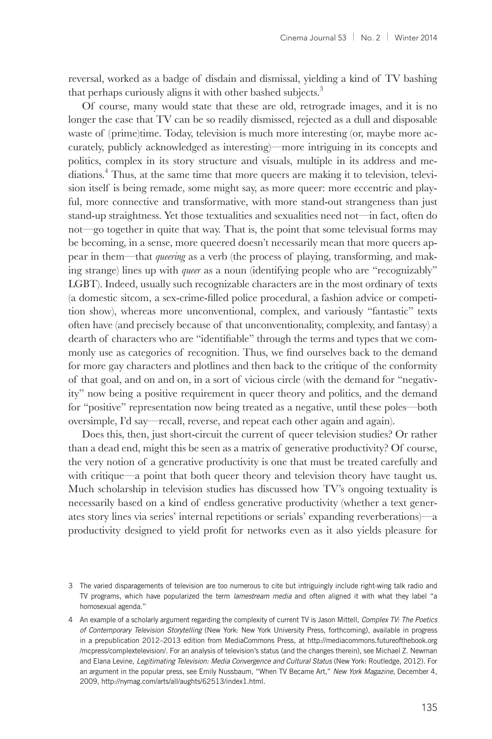reversal, worked as a badge of disdain and dismissal, yielding a kind of TV bashing that perhaps curiously aligns it with other bashed subjects.[3]

Of course, many would state that these are old, retrograde images, and it is no longer the case that TV can be so readily dismissed, rejected as a dull and disposable waste of (prime)time. Today, television is much more interesting (or, maybe more accurately, publicly acknowledged as interesting)—more intriguing in its concepts and politics, complex in its story structure and visuals, multiple in its address and mediations.[4] Thus, at the same time that more queers are making it to television, television itself is being remade, some might say, as more queer: more eccentric and playful, more connective and transformative, with more stand-out strangeness than just stand-up straightness. Yet those textualities and sexualities need not—in fact, often do not—go together in quite that way. That is, the point that some televisual forms may be becoming, in a sense, more queered doesn't necessarily mean that more queers appear in them—that *queering* as a verb (the process of playing, transforming, and making strange) lines up with *queer* as a noun (identifying people who are "recognizably" LGBT). Indeed, usually such recognizable characters are in the most ordinary of texts (a domestic sitcom, a sex-crime-filled police procedural, a fashion advice or competition show), whereas more unconventional, complex, and variously "fantastic" texts often have (and precisely because of that unconventionality, complexity, and fantasy) a dearth of characters who are "identifiable" through the terms and types that we commonly use as categories of recognition. Thus, we find ourselves back to the demand for more gay characters and plotlines and then back to the critique of the conformity of that goal, and on and on, in a sort of vicious circle (with the demand for "negativity" now being a positive requirement in queer theory and politics, and the demand for "positive" representation now being treated as a negative, until these poles—both oversimple, I'd say—recall, reverse, and repeat each other again and again).

Does this, then, just short-circuit the current of queer television studies? Or rather than a dead end, might this be seen as a matrix of generative productivity? Of course, the very notion of a generative productivity is one that must be treated carefully and with critique—a point that both queer theory and television theory have taught us. Much scholarship in television studies has discussed how TV's ongoing textuality is necessarily based on a kind of endless generative productivity (whether a text generates story lines via series' internal repetitions or serials' expanding reverberations)—a productivity designed to yield profit for networks even as it also yields pleasure for

3 The varied disparagements of television are too numerous to cite but intriguingly include right-wing talk radio and TV programs, which have popularized the term *lamestream media* and often aligned it with what they label "a homosexual agenda."

4 An example of a scholarly argument regarding the complexity of current TV is Jason Mittell, *Complex TV: The Poetics of Contemporary Television Storytelling* (New York: New York University Press, forthcoming), available in progress in a prepublication 2012–2013 edition from MediaCommons Press, at http://mediacommons.futureofthebook.org/mcpress/complextelevision/. For an analysis of television's status (and the changes therein), see Michael Z. Newman and Elana Levine, *Legitimating Television: Media Convergence and Cultural Status* (New York: Routledge, 2012). For an argument in the popular press, see Emily Nussbaum, "When TV Became Art," *New York Magazine*, December 4, 2009, http://nymag.com/arts/all/aughts/62513/index1.html.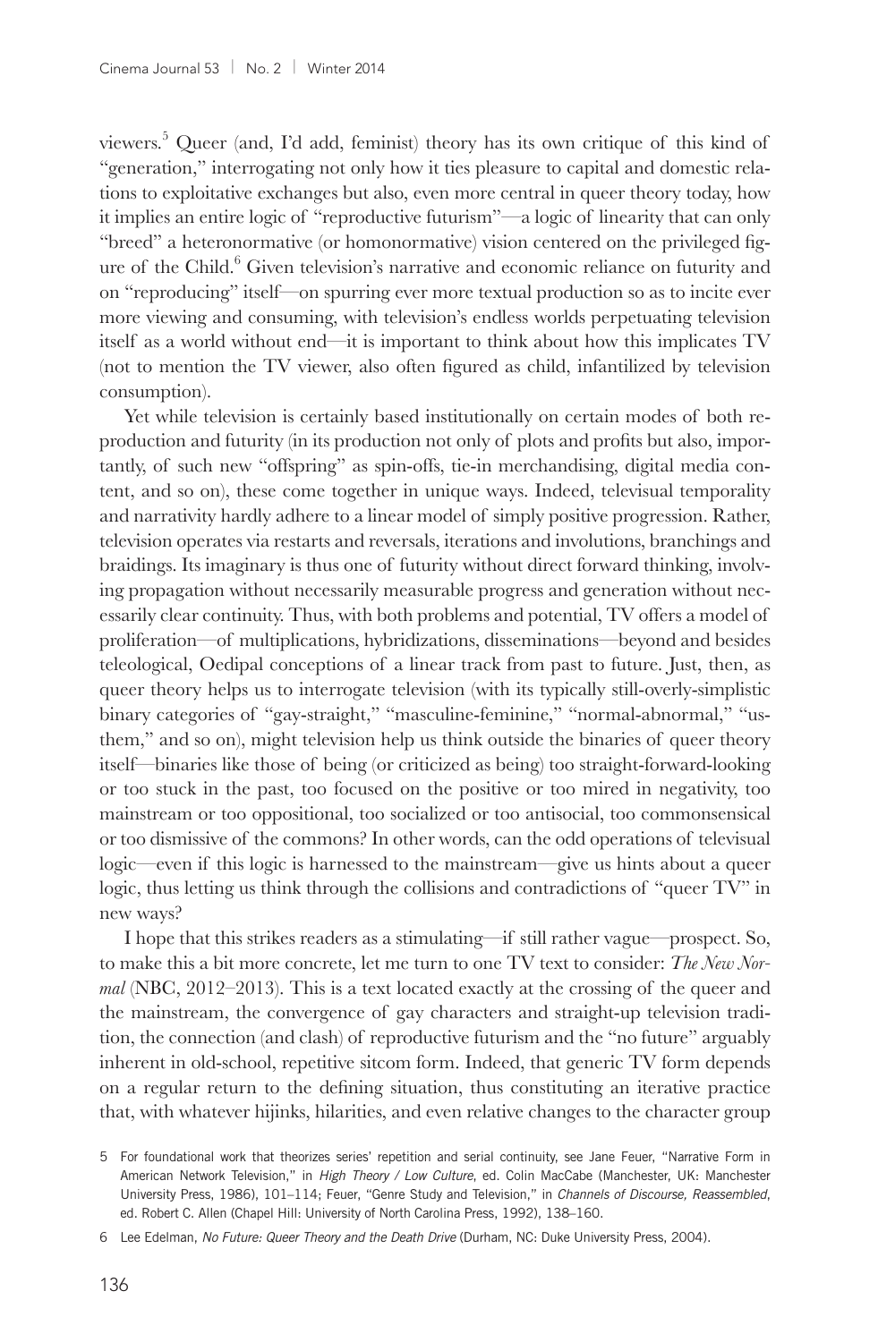viewers.[5] Queer (and, I'd add, feminist) theory has its own critique of this kind of "generation," interrogating not only how it ties pleasure to capital and domestic relations to exploitative exchanges but also, even more central in queer theory today, how it implies an entire logic of "reproductive futurism"—a logic of linearity that can only "breed" a heteronormative (or homonormative) vision centered on the privileged figure of the Child.[6] Given television's narrative and economic reliance on futurity and on "reproducing" itself—on spurring ever more textual production so as to incite ever more viewing and consuming, with television's endless worlds perpetuating television itself as a world without end—it is important to think about how this implicates TV (not to mention the TV viewer, also often figured as child, infantilized by television consumption).

Yet while television is certainly based institutionally on certain modes of both reproduction and futurity (in its production not only of plots and profits but also, importantly, of such new "offspring" as spin-offs, tie-in merchandising, digital media content, and so on), these come together in unique ways. Indeed, televisual temporality and narrativity hardly adhere to a linear model of simply positive progression. Rather, television operates via restarts and reversals, iterations and involutions, branchings and braidings. Its imaginary is thus one of futurity without direct forward thinking, involving propagation without necessarily measurable progress and generation without necessarily clear continuity. Thus, with both problems and potential, TV offers a model of proliferation—of multiplications, hybridizations, disseminations—beyond and besides teleological, Oedipal conceptions of a linear track from past to future. Just, then, as queer theory helps us to interrogate television (with its typically still-overly-simplistic binary categories of "gay-straight," "masculine-feminine," "normal-abnormal," "us-them," and so on), might television help us think outside the binaries of queer theory itself—binaries like those of being (or criticized as being) too straight-forward-looking or too stuck in the past, too focused on the positive or too mired in negativity, too mainstream or too oppositional, too socialized or too antisocial, too commonsensical or too dismissive of the commons? In other words, can the odd operations of televisual logic—even if this logic is harnessed to the mainstream—give us hints about a queer logic, thus letting us think through the collisions and contradictions of "queer TV" in new ways?

I hope that this strikes readers as a stimulating—if still rather vague—prospect. So, to make this a bit more concrete, let me turn to one TV text to consider: *The New Normal* (NBC, 2012–2013). This is a text located exactly at the crossing of the queer and the mainstream, the convergence of gay characters and straight-up television tradition, the connection (and clash) of reproductive futurism and the "no future" arguably inherent in old-school, repetitive sitcom form. Indeed, that generic TV form depends on a regular return to the defining situation, thus constituting an iterative practice that, with whatever hijinks, hilarities, and even relative changes to the character group

5 For foundational work that theorizes series' repetition and serial continuity, see Jane Feuer, "Narrative Form in American Network Television," in *High Theory / Low Culture*, ed. Colin MacCabe (Manchester, UK: Manchester University Press, 1986), 101–114; Feuer, "Genre Study and Television," in *Channels of Discourse, Reassembled*, ed. Robert C. Allen (Chapel Hill: University of North Carolina Press, 1992), 138–160.

6 Lee Edelman, *No Future: Queer Theory and the Death Drive* (Durham, NC: Duke University Press, 2004).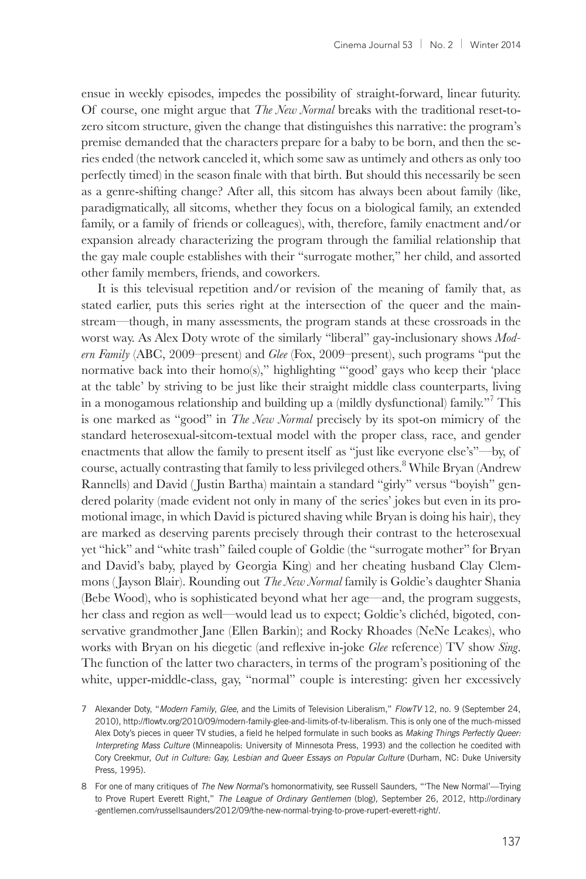ensue in weekly episodes, impedes the possibility of straight-forward, linear futurity. Of course, one might argue that *The New Normal* breaks with the traditional reset-to-zero sitcom structure, given the change that distinguishes this narrative: the program's premise demanded that the characters prepare for a baby to be born, and then the series ended (the network canceled it, which some saw as untimely and others as only too perfectly timed) in the season finale with that birth. But should this necessarily be seen as a genre-shifting change? After all, this sitcom has always been about family (like, paradigmatically, all sitcoms, whether they focus on a biological family, an extended family, or a family of friends or colleagues), with, therefore, family enactment and/or expansion already characterizing the program through the familial relationship that the gay male couple establishes with their "surrogate mother," her child, and assorted other family members, friends, and coworkers.

It is this televisual repetition and/or revision of the meaning of family that, as stated earlier, puts this series right at the intersection of the queer and the mainstream—though, in many assessments, the program stands at these crossroads in the worst way. As Alex Doty wrote of the similarly "liberal" gay-inclusionary shows *Modern Family* (ABC, 2009–present) and *Glee* (Fox, 2009–present), such programs "put the normative back into their homo(s)," highlighting "'good' gays who keep their 'place at the table' by striving to be just like their straight middle class counterparts, living in a monogamous relationship and building up a (mildly dysfunctional) family."[7] This is one marked as "good" in *The New Normal* precisely by its spot-on mimicry of the standard heterosexual-sitcom-textual model with the proper class, race, and gender enactments that allow the family to present itself as "just like everyone else's"—by, of course, actually contrasting that family to less privileged others.[8] While Bryan (Andrew Rannells) and David (Justin Bartha) maintain a standard "girly" versus "boyish" gendered polarity (made evident not only in many of the series' jokes but even in its promotional image, in which David is pictured shaving while Bryan is doing his hair), they are marked as deserving parents precisely through their contrast to the heterosexual yet "hick" and "white trash" failed couple of Goldie (the "surrogate mother" for Bryan and David's baby, played by Georgia King) and her cheating husband Clay Clemmons (Jayson Blair). Rounding out *The New Normal* family is Goldie's daughter Shania (Bebe Wood), who is sophisticated beyond what her age—and, the program suggests, her class and region as well—would lead us to expect; Goldie's clichéd, bigoted, conservative grandmother Jane (Ellen Barkin); and Rocky Rhoades (NeNe Leakes), who works with Bryan on his diegetic (and reflexive in-joke *Glee* reference) TV show *Sing*. The function of the latter two characters, in terms of the program's positioning of the white, upper-middle-class, gay, "normal" couple is interesting: given her excessively

7 Alexander Doty, "*Modern Family*, *Glee*, and the Limits of Television Liberalism," *FlowTV* 12, no. 9 (September 24, 2010), http://flowtv.org/2010/09/modern-family-glee-and-limits-of-tv-liberalism. This is only one of the much-missed Alex Doty's pieces in queer TV studies, a field he helped formulate in such books as *Making Things Perfectly Queer: Interpreting Mass Culture* (Minneapolis: University of Minnesota Press, 1993) and the collection he coedited with Cory Creekmur, *Out in Culture: Gay, Lesbian and Queer Essays on Popular Culture* (Durham, NC: Duke University Press, 1995).

8 For one of many critiques of *The New Normal*'s homonormativity, see Russell Saunders, "'The New Normal'—Trying to Prove Rupert Everett Right," *The League of Ordinary Gentlemen* (blog), September 26, 2012, http://ordinary-gentlemen.com/russellsaunders/2012/09/the-new-normal-trying-to-prove-rupert-everett-right/.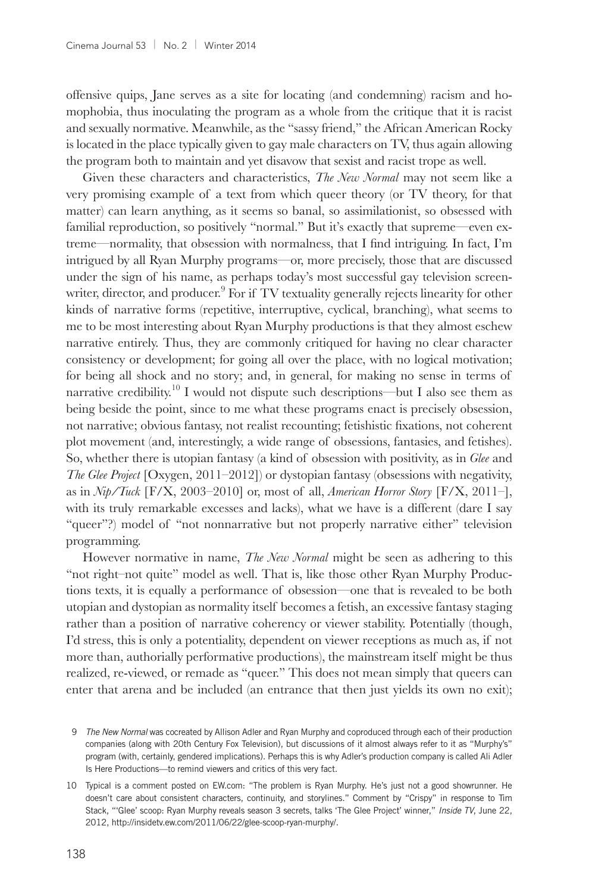offensive quips, Jane serves as a site for locating (and condemning) racism and homophobia, thus inoculating the program as a whole from the critique that it is racist and sexually normative. Meanwhile, as the "sassy friend," the African American Rocky is located in the place typically given to gay male characters on TV, thus again allowing the program both to maintain and yet disavow that sexist and racist trope as well.

Given these characters and characteristics, *The New Normal* may not seem like a very promising example of a text from which queer theory (or TV theory, for that matter) can learn anything, as it seems so banal, so assimilationist, so obsessed with familial reproduction, so positively "normal." But it's exactly that supreme—even extreme—normality, that obsession with normalness, that I find intriguing. In fact, I'm intrigued by all Ryan Murphy programs—or, more precisely, those that are discussed under the sign of his name, as perhaps today's most successful gay television screenwriter, director, and producer.[9] For if TV textuality generally rejects linearity for other kinds of narrative forms (repetitive, interruptive, cyclical, branching), what seems to me to be most interesting about Ryan Murphy productions is that they almost eschew narrative entirely. Thus, they are commonly critiqued for having no clear character consistency or development; for going all over the place, with no logical motivation; for being all shock and no story; and, in general, for making no sense in terms of narrative credibility.[10] I would not dispute such descriptions—but I also see them as being beside the point, since to me what these programs enact is precisely obsession, not narrative; obvious fantasy, not realist recounting; fetishistic fixations, not coherent plot movement (and, interestingly, a wide range of obsessions, fantasies, and fetishes). So, whether there is utopian fantasy (a kind of obsession with positivity, as in *Glee* and *The Glee Project* [Oxygen, 2011–2012]) or dystopian fantasy (obsessions with negativity, as in *Nip/Tuck* [F/X, 2003–2010] or, most of all, *American Horror Story* [F/X, 2011–], with its truly remarkable excesses and lacks), what we have is a different (dare I say "queer"?) model of "not nonnarrative but not properly narrative either" television programming.

However normative in name, *The New Normal* might be seen as adhering to this "not right–not quite" model as well. That is, like those other Ryan Murphy Productions texts, it is equally a performance of obsession—one that is revealed to be both utopian and dystopian as normality itself becomes a fetish, an excessive fantasy staging rather than a position of narrative coherency or viewer stability. Potentially (though, I'd stress, this is only a potentiality, dependent on viewer receptions as much as, if not more than, authorially performative productions), the mainstream itself might be thus realized, re-viewed, or remade as "queer." This does not mean simply that queers can enter that arena and be included (an entrance that then just yields its own no exit);

9 *The New Normal* was cocreated by Allison Adler and Ryan Murphy and coproduced through each of their production companies (along with 20th Century Fox Television), but discussions of it almost always refer to it as "Murphy's" program (with, certainly, gendered implications). Perhaps this is why Adler's production company is called Ali Adler Is Here Productions—to remind viewers and critics of this very fact.

10 Typical is a comment posted on EW.com: "The problem is Ryan Murphy. He's just not a good showrunner. He doesn't care about consistent characters, continuity, and storylines." Comment by "Crispy" in response to Tim Stack, "'Glee' scoop: Ryan Murphy reveals season 3 secrets, talks 'The Glee Project' winner," *Inside TV*, June 22, 2012, http://insidetv.ew.com/2011/06/22/glee-scoop-ryan-murphy/.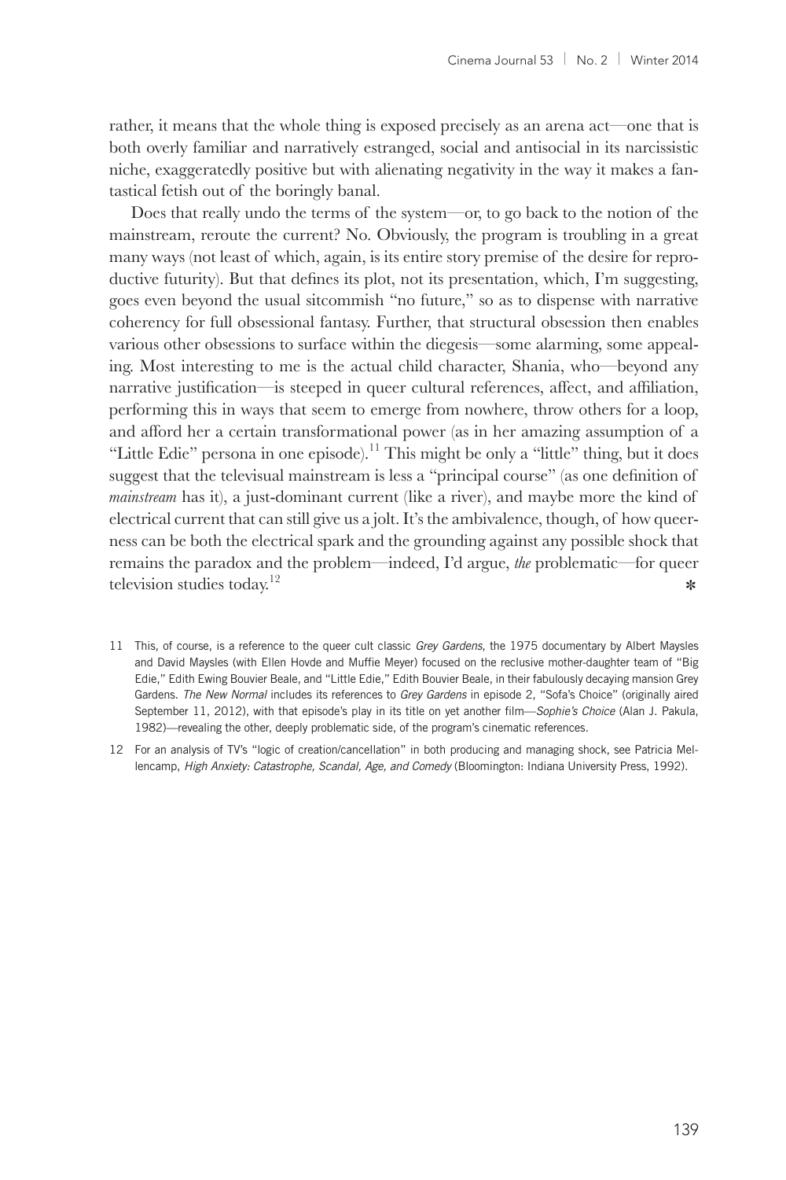rather, it means that the whole thing is exposed precisely as an arena act—one that is both overly familiar and narratively estranged, social and antisocial in its narcissistic niche, exaggeratedly positive but with alienating negativity in the way it makes a fantastical fetish out of the boringly banal.

Does that really undo the terms of the system—or, to go back to the notion of the mainstream, reroute the current? No. Obviously, the program is troubling in a great many ways (not least of which, again, is its entire story premise of the desire for reproductive futurity). But that defines its plot, not its presentation, which, I'm suggesting, goes even beyond the usual sitcommish "no future," so as to dispense with narrative coherency for full obsessional fantasy. Further, that structural obsession then enables various other obsessions to surface within the diegesis—some alarming, some appealing. Most interesting to me is the actual child character, Shania, who—beyond any narrative justification—is steeped in queer cultural references, affect, and affiliation, performing this in ways that seem to emerge from nowhere, throw others for a loop, and afford her a certain transformational power (as in her amazing assumption of a "Little Edie" persona in one episode).[11] This might be only a "little" thing, but it does suggest that the televisual mainstream is less a "principal course" (as one definition of *mainstream* has it), a just-dominant current (like a river), and maybe more the kind of electrical current that can still give us a jolt. It's the ambivalence, though, of how queerness can be both the electrical spark and the grounding against any possible shock that remains the paradox and the problem—indeed, I'd argue, *the* problematic—for queer television studies today.[12] ✻

11 This, of course, is a reference to the queer cult classic *Grey Gardens*, the 1975 documentary by Albert Maysles and David Maysles (with Ellen Hovde and Muffie Meyer) focused on the reclusive mother-daughter team of "Big Edie," Edith Ewing Bouvier Beale, and "Little Edie," Edith Bouvier Beale, in their fabulously decaying mansion Grey Gardens. *The New Normal* includes its references to *Grey Gardens* in episode 2, "Sofa's Choice" (originally aired September 11, 2012), with that episode's play in its title on yet another film—*Sophie's Choice* (Alan J. Pakula, 1982)—revealing the other, deeply problematic side, of the program's cinematic references.

12 For an analysis of TV's "logic of creation/cancellation" in both producing and managing shock, see Patricia Mellencamp, *High Anxiety: Catastrophe, Scandal, Age, and Comedy* (Bloomington: Indiana University Press, 1992).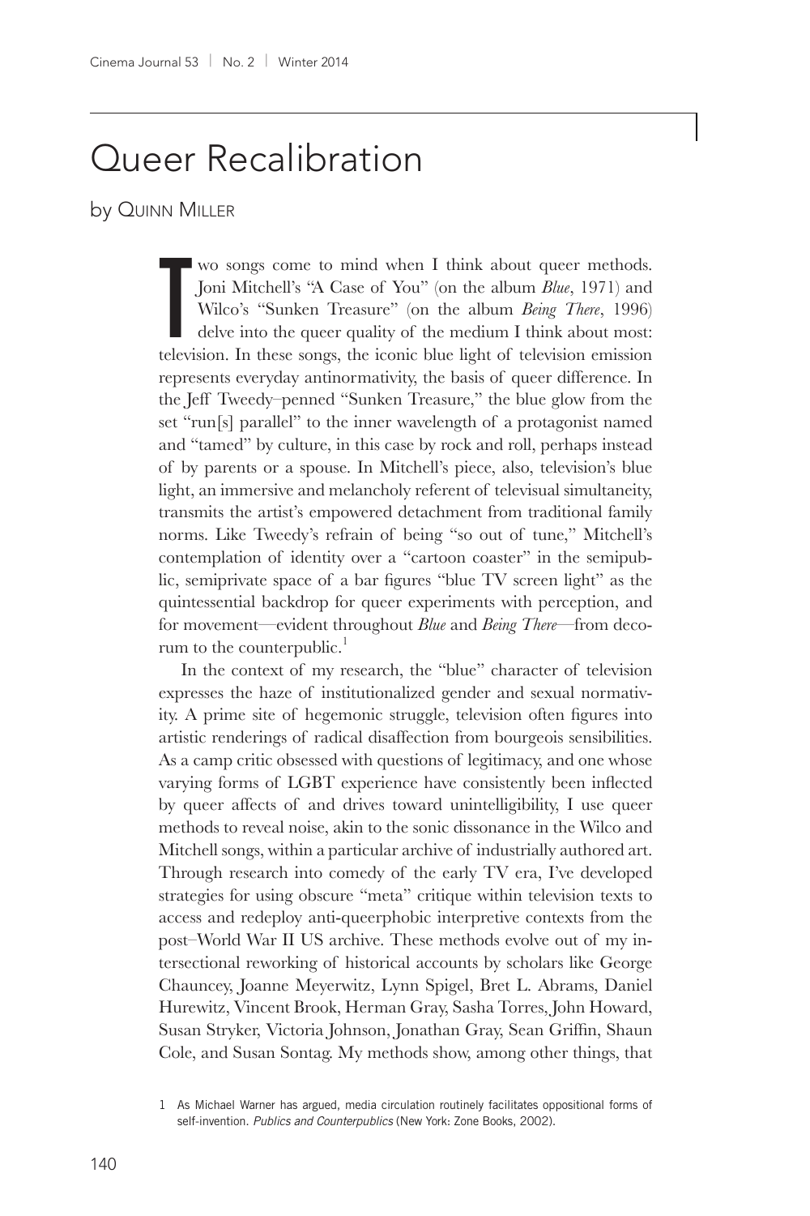# Queer Recalibration

by Quinn Miller

Two songs come to mind when I think about queer methods. Joni Mitchell's "A Case of You" (on the album *Blue*, 1971) and Wilco's "Sunken Treasure" (on the album *Being There*, 1996) delve into the queer quality of the medium I think about most: television. In these songs, the iconic blue light of television emission represents everyday antinormativity, the basis of queer difference. In the Jeff Tweedy–penned "Sunken Treasure," the blue glow from the set "run[s] parallel" to the inner wavelength of a protagonist named and "tamed" by culture, in this case by rock and roll, perhaps instead of by parents or a spouse. In Mitchell's piece, also, television's blue light, an immersive and melancholy referent of televisual simultaneity, transmits the artist's empowered detachment from traditional family norms. Like Tweedy's refrain of being "so out of tune," Mitchell's contemplation of identity over a "cartoon coaster" in the semipublic, semiprivate space of a bar figures "blue TV screen light" as the quintessential backdrop for queer experiments with perception, and for movement—evident throughout *Blue* and *Being There*—from decorum to the counterpublic.[1]

In the context of my research, the "blue" character of television expresses the haze of institutionalized gender and sexual normativity. A prime site of hegemonic struggle, television often figures into artistic renderings of radical disaffection from bourgeois sensibilities. As a camp critic obsessed with questions of legitimacy, and one whose varying forms of LGBT experience have consistently been inflected by queer affects of and drives toward unintelligibility, I use queer methods to reveal noise, akin to the sonic dissonance in the Wilco and Mitchell songs, within a particular archive of industrially authored art. Through research into comedy of the early TV era, I've developed strategies for using obscure "meta" critique within television texts to access and redeploy anti-queerphobic interpretive contexts from the post–World War II US archive. These methods evolve out of my intersectional reworking of historical accounts by scholars like George Chauncey, Joanne Meyerwitz, Lynn Spigel, Bret L. Abrams, Daniel Hurewitz, Vincent Brook, Herman Gray, Sasha Torres, John Howard, Susan Stryker, Victoria Johnson, Jonathan Gray, Sean Griffin, Shaun Cole, and Susan Sontag. My methods show, among other things, that

1 As Michael Warner has argued, media circulation routinely facilitates oppositional forms of self-invention. *Publics and Counterpublics* (New York: Zone Books, 2002).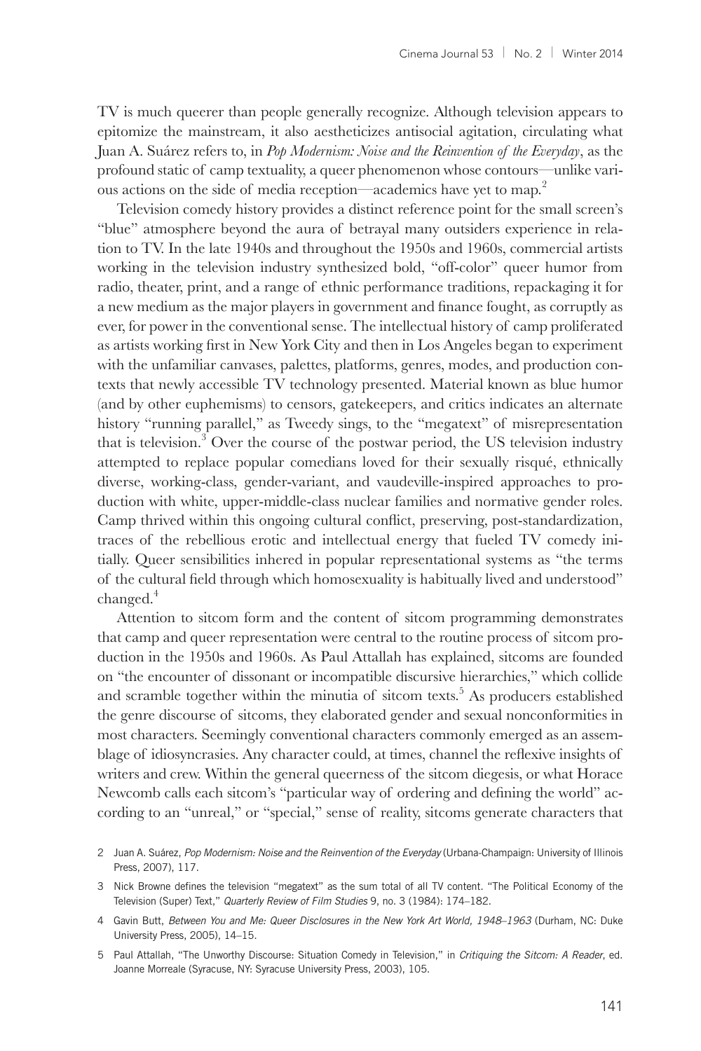TV is much queerer than people generally recognize. Although television appears to epitomize the mainstream, it also aestheticizes antisocial agitation, circulating what Juan A. Suárez refers to, in *Pop Modernism: Noise and the Reinvention of the Everyday*, as the profound static of camp textuality, a queer phenomenon whose contours—unlike various actions on the side of media reception—academics have yet to map.[2]

Television comedy history provides a distinct reference point for the small screen's "blue" atmosphere beyond the aura of betrayal many outsiders experience in relation to TV. In the late 1940s and throughout the 1950s and 1960s, commercial artists working in the television industry synthesized bold, "off-color" queer humor from radio, theater, print, and a range of ethnic performance traditions, repackaging it for a new medium as the major players in government and finance fought, as corruptly as ever, for power in the conventional sense. The intellectual history of camp proliferated as artists working first in New York City and then in Los Angeles began to experiment with the unfamiliar canvases, palettes, platforms, genres, modes, and production contexts that newly accessible TV technology presented. Material known as blue humor (and by other euphemisms) to censors, gatekeepers, and critics indicates an alternate history "running parallel," as Tweedy sings, to the "megatext" of misrepresentation that is television.[3] Over the course of the postwar period, the US television industry attempted to replace popular comedians loved for their sexually risqué, ethnically diverse, working-class, gender-variant, and vaudeville-inspired approaches to production with white, upper-middle-class nuclear families and normative gender roles. Camp thrived within this ongoing cultural conflict, preserving, post-standardization, traces of the rebellious erotic and intellectual energy that fueled TV comedy initially. Queer sensibilities inhered in popular representational systems as "the terms of the cultural field through which homosexuality is habitually lived and understood" changed.[4]

Attention to sitcom form and the content of sitcom programming demonstrates that camp and queer representation were central to the routine process of sitcom production in the 1950s and 1960s. As Paul Attallah has explained, sitcoms are founded on "the encounter of dissonant or incompatible discursive hierarchies," which collide and scramble together within the minutia of sitcom texts.[5] As producers established the genre discourse of sitcoms, they elaborated gender and sexual nonconformities in most characters. Seemingly conventional characters commonly emerged as an assemblage of idiosyncrasies. Any character could, at times, channel the reflexive insights of writers and crew. Within the general queerness of the sitcom diegesis, or what Horace Newcomb calls each sitcom's "particular way of ordering and defining the world" according to an "unreal," or "special," sense of reality, sitcoms generate characters that

2 Juan A. Suárez, *Pop Modernism: Noise and the Reinvention of the Everyday* (Urbana-Champaign: University of Illinois Press, 2007), 117.

3 Nick Browne defines the television "megatext" as the sum total of all TV content. "The Political Economy of the Television (Super) Text," *Quarterly Review of Film Studies* 9, no. 3 (1984): 174–182.

4 Gavin Butt, *Between You and Me: Queer Disclosures in the New York Art World, 1948–1963* (Durham, NC: Duke University Press, 2005), 14–15.

5 Paul Attallah, "The Unworthy Discourse: Situation Comedy in Television," in *Critiquing the Sitcom: A Reader*, ed. Joanne Morreale (Syracuse, NY: Syracuse University Press, 2003), 105.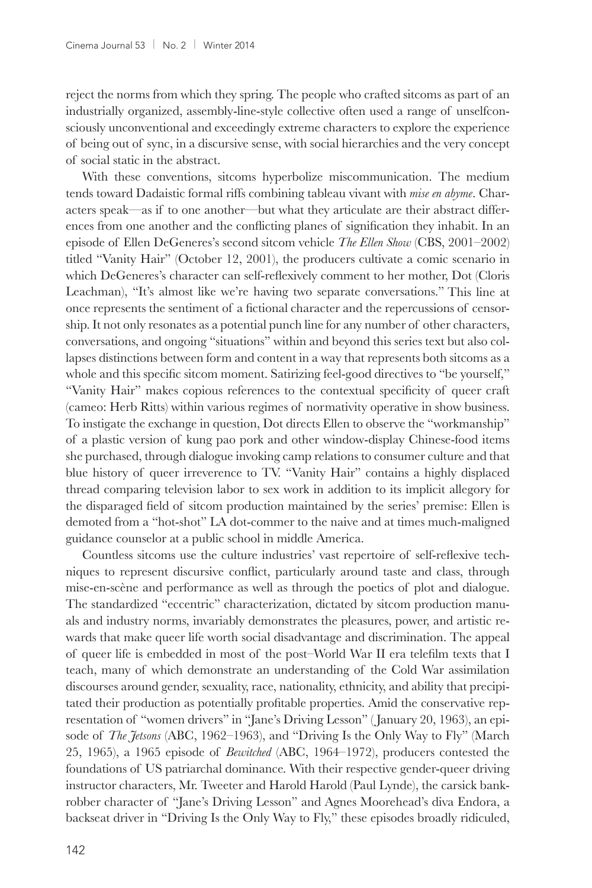reject the norms from which they spring. The people who crafted sitcoms as part of an industrially organized, assembly-line-style collective often used a range of unselfconsciously unconventional and exceedingly extreme characters to explore the experience of being out of sync, in a discursive sense, with social hierarchies and the very concept of social static in the abstract.

With these conventions, sitcoms hyperbolize miscommunication. The medium tends toward Dadaistic formal riffs combining tableau vivant with *mise en abyme*. Characters speak—as if to one another—but what they articulate are their abstract differences from one another and the conflicting planes of signification they inhabit. In an episode of Ellen DeGeneres's second sitcom vehicle *The Ellen Show* (CBS, 2001–2002) titled "Vanity Hair" (October 12, 2001), the producers cultivate a comic scenario in which DeGeneres's character can self-reflexively comment to her mother, Dot (Cloris Leachman), "It's almost like we're having two separate conversations." This line at once represents the sentiment of a fictional character and the repercussions of censorship. It not only resonates as a potential punch line for any number of other characters, conversations, and ongoing "situations" within and beyond this series text but also collapses distinctions between form and content in a way that represents both sitcoms as a whole and this specific sitcom moment. Satirizing feel-good directives to "be yourself," "Vanity Hair" makes copious references to the contextual specificity of queer craft (cameo: Herb Ritts) within various regimes of normativity operative in show business. To instigate the exchange in question, Dot directs Ellen to observe the "workmanship" of a plastic version of kung pao pork and other window-display Chinese-food items she purchased, through dialogue invoking camp relations to consumer culture and that blue history of queer irreverence to TV. "Vanity Hair" contains a highly displaced thread comparing television labor to sex work in addition to its implicit allegory for the disparaged field of sitcom production maintained by the series' premise: Ellen is demoted from a "hot-shot" LA dot-commer to the naive and at times much-maligned guidance counselor at a public school in middle America.

Countless sitcoms use the culture industries' vast repertoire of self-reflexive techniques to represent discursive conflict, particularly around taste and class, through mise-en-scène and performance as well as through the poetics of plot and dialogue. The standardized "eccentric" characterization, dictated by sitcom production manuals and industry norms, invariably demonstrates the pleasures, power, and artistic rewards that make queer life worth social disadvantage and discrimination. The appeal of queer life is embedded in most of the post–World War II era telefilm texts that I teach, many of which demonstrate an understanding of the Cold War assimilation discourses around gender, sexuality, race, nationality, ethnicity, and ability that precipitated their production as potentially profitable properties. Amid the conservative representation of "women drivers" in "Jane's Driving Lesson" (January 20, 1963), an episode of *The Jetsons* (ABC, 1962–1963), and "Driving Is the Only Way to Fly" (March 25, 1965), a 1965 episode of *Bewitched* (ABC, 1964–1972), producers contested the foundations of US patriarchal dominance. With their respective gender-queer driving instructor characters, Mr. Tweeter and Harold Harold (Paul Lynde), the carsick bank-robber character of "Jane's Driving Lesson" and Agnes Moorehead's diva Endora, a backseat driver in "Driving Is the Only Way to Fly," these episodes broadly ridiculed,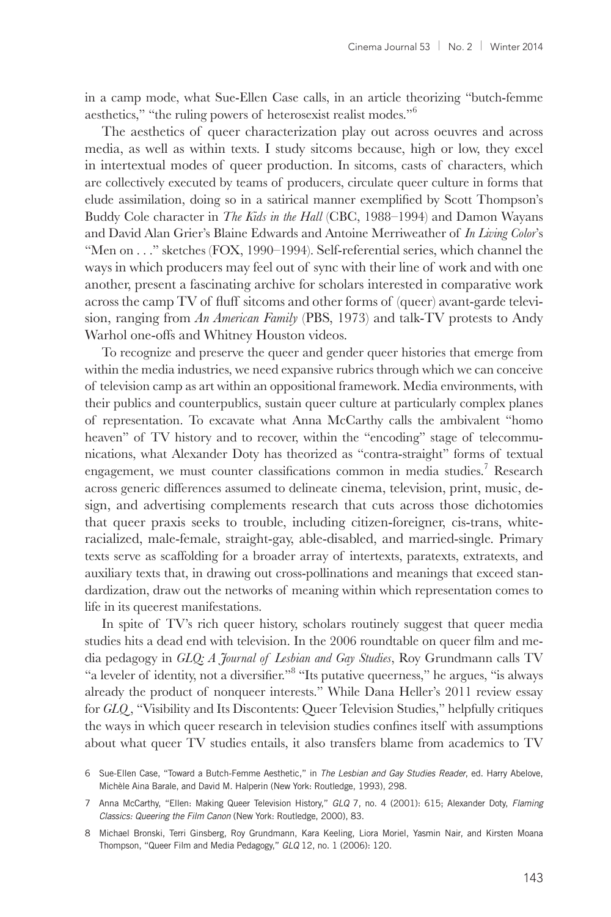in a camp mode, what Sue-Ellen Case calls, in an article theorizing "butch-femme aesthetics," "the ruling powers of heterosexist realist modes."[6]

The aesthetics of queer characterization play out across oeuvres and across media, as well as within texts. I study sitcoms because, high or low, they excel in intertextual modes of queer production. In sitcoms, casts of characters, which are collectively executed by teams of producers, circulate queer culture in forms that elude assimilation, doing so in a satirical manner exemplified by Scott Thompson's Buddy Cole character in *The Kids in the Hall* (CBC, 1988–1994) and Damon Wayans and David Alan Grier's Blaine Edwards and Antoine Merriweather of *In Living Color*'s "Men on . . ." sketches (FOX, 1990–1994). Self-referential series, which channel the ways in which producers may feel out of sync with their line of work and with one another, present a fascinating archive for scholars interested in comparative work across the camp TV of fluff sitcoms and other forms of (queer) avant-garde television, ranging from *An American Family* (PBS, 1973) and talk-TV protests to Andy Warhol one-offs and Whitney Houston videos.

To recognize and preserve the queer and gender queer histories that emerge from within the media industries, we need expansive rubrics through which we can conceive of television camp as art within an oppositional framework. Media environments, with their publics and counterpublics, sustain queer culture at particularly complex planes of representation. To excavate what Anna McCarthy calls the ambivalent "homo heaven" of TV history and to recover, within the "encoding" stage of telecommunications, what Alexander Doty has theorized as "contra-straight" forms of textual engagement, we must counter classifications common in media studies.[7] Research across generic differences assumed to delineate cinema, television, print, music, design, and advertising complements research that cuts across those dichotomies that queer praxis seeks to trouble, including citizen-foreigner, cis-trans, white-racialized, male-female, straight-gay, able-disabled, and married-single. Primary texts serve as scaffolding for a broader array of intertexts, paratexts, extratexts, and auxiliary texts that, in drawing out cross-pollinations and meanings that exceed standardization, draw out the networks of meaning within which representation comes to life in its queerest manifestations.

In spite of TV's rich queer history, scholars routinely suggest that queer media studies hits a dead end with television. In the 2006 roundtable on queer film and media pedagogy in *GLQ: A Journal of Lesbian and Gay Studies*, Roy Grundmann calls TV "a leveler of identity, not a diversifier."[8] "Its putative queerness," he argues, "is always already the product of nonqueer interests." While Dana Heller's 2011 review essay for *GLQ*, "Visibility and Its Discontents: Queer Television Studies," helpfully critiques the ways in which queer research in television studies confines itself with assumptions about what queer TV studies entails, it also transfers blame from academics to TV

6 Sue-Ellen Case, "Toward a Butch-Femme Aesthetic," in *The Lesbian and Gay Studies Reader*, ed. Harry Abelove, Michèle Aina Barale, and David M. Halperin (New York: Routledge, 1993), 298.

7 Anna McCarthy, "Ellen: Making Queer Television History," *GLQ* 7, no. 4 (2001): 615; Alexander Doty, *Flaming Classics: Queering the Film Canon* (New York: Routledge, 2000), 83.

8 Michael Bronski, Terri Ginsberg, Roy Grundmann, Kara Keeling, Liora Moriel, Yasmin Nair, and Kirsten Moana Thompson, "Queer Film and Media Pedagogy," *GLQ* 12, no. 1 (2006): 120.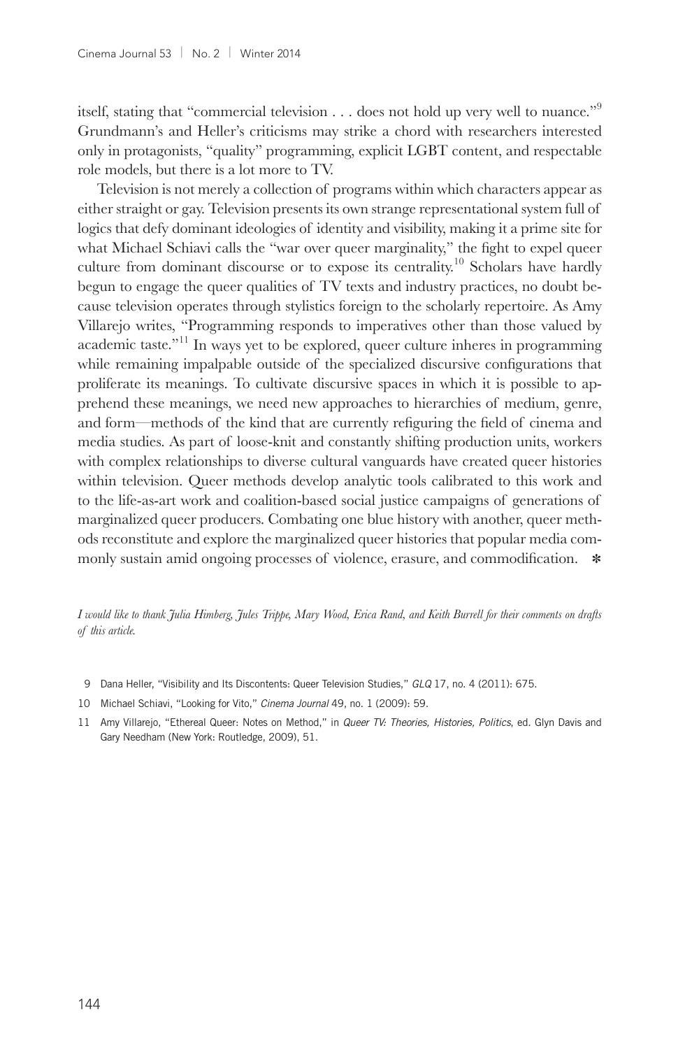itself, stating that "commercial television . . . does not hold up very well to nuance."[9] Grundmann's and Heller's criticisms may strike a chord with researchers interested only in protagonists, "quality" programming, explicit LGBT content, and respectable role models, but there is a lot more to TV.

Television is not merely a collection of programs within which characters appear as either straight or gay. Television presents its own strange representational system full of logics that defy dominant ideologies of identity and visibility, making it a prime site for what Michael Schiavi calls the "war over queer marginality," the fight to expel queer culture from dominant discourse or to expose its centrality.[10] Scholars have hardly begun to engage the queer qualities of TV texts and industry practices, no doubt because television operates through stylistics foreign to the scholarly repertoire. As Amy Villarejo writes, "Programming responds to imperatives other than those valued by academic taste."[11] In ways yet to be explored, queer culture inheres in programming while remaining impalpable outside of the specialized discursive configurations that proliferate its meanings. To cultivate discursive spaces in which it is possible to apprehend these meanings, we need new approaches to hierarchies of medium, genre, and form—methods of the kind that are currently refiguring the field of cinema and media studies. As part of loose-knit and constantly shifting production units, workers with complex relationships to diverse cultural vanguards have created queer histories within television. Queer methods develop analytic tools calibrated to this work and to the life-as-art work and coalition-based social justice campaigns of generations of marginalized queer producers. Combating one blue history with another, queer methods reconstitute and explore the marginalized queer histories that popular media commonly sustain amid ongoing processes of violence, erasure, and commodification. ✻

*I would like to thank Julia Himberg, Jules Trippe, Mary Wood, Erica Rand, and Keith Burrell for their comments on drafts of this article.*

9 Dana Heller, "Visibility and Its Discontents: Queer Television Studies," *GLQ* 17, no. 4 (2011): 675.

10 Michael Schiavi, "Looking for Vito," *Cinema Journal* 49, no. 1 (2009): 59.

11 Amy Villarejo, "Ethereal Queer: Notes on Method," in *Queer TV: Theories, Histories, Politics*, ed. Glyn Davis and Gary Needham (New York: Routledge, 2009), 51.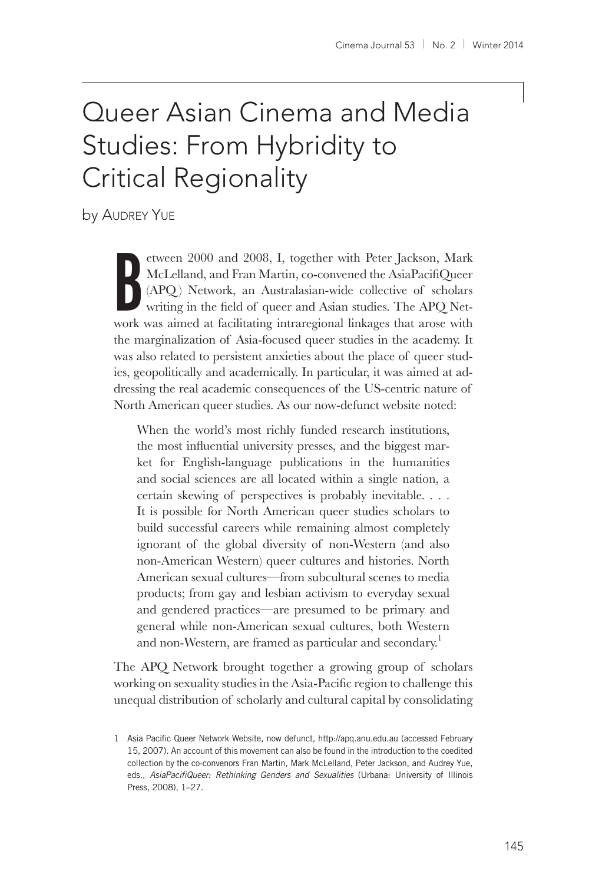# Queer Asian Cinema and Media Studies: From Hybridity to Critical Regionality

by Audrey Yue

Between 2000 and 2008, I, together with Peter Jackson, Mark McLelland, and Fran Martin, co-convened the AsiaPacifiQueer (APQ) Network, an Australasian-wide collective of scholars writing in the field of queer and Asian studies. The APQ Network was aimed at facilitating intraregional linkages that arose with the marginalization of Asia-focused queer studies in the academy. It was also related to persistent anxieties about the place of queer studies, geopolitically and academically. In particular, it was aimed at addressing the real academic consequences of the US-centric nature of North American queer studies. As our now-defunct website noted:

> When the world's most richly funded research institutions, the most influential university presses, and the biggest market for English-language publications in the humanities and social sciences are all located within a single nation, a certain skewing of perspectives is probably inevitable. . . . It is possible for North American queer studies scholars to build successful careers while remaining almost completely ignorant of the global diversity of non-Western (and also non-American Western) queer cultures and histories. North American sexual cultures—from subcultural scenes to media products; from gay and lesbian activism to everyday sexual and gendered practices—are presumed to be primary and general while non-American sexual cultures, both Western and non-Western, are framed as particular and secondary.[1]

The APQ Network brought together a growing group of scholars working on sexuality studies in the Asia-Pacific region to challenge this unequal distribution of scholarly and cultural capital by consolidating

1 Asia Pacific Queer Network Website, now defunct, http://apq.anu.edu.au (accessed February 15, 2007). An account of this movement can also be found in the introduction to the coedited collection by the co-convenors Fran Martin, Mark McLelland, Peter Jackson, and Audrey Yue, eds., *AsiaPacifiQueer: Rethinking Genders and Sexualities* (Urbana: University of Illinois Press, 2008), 1–27.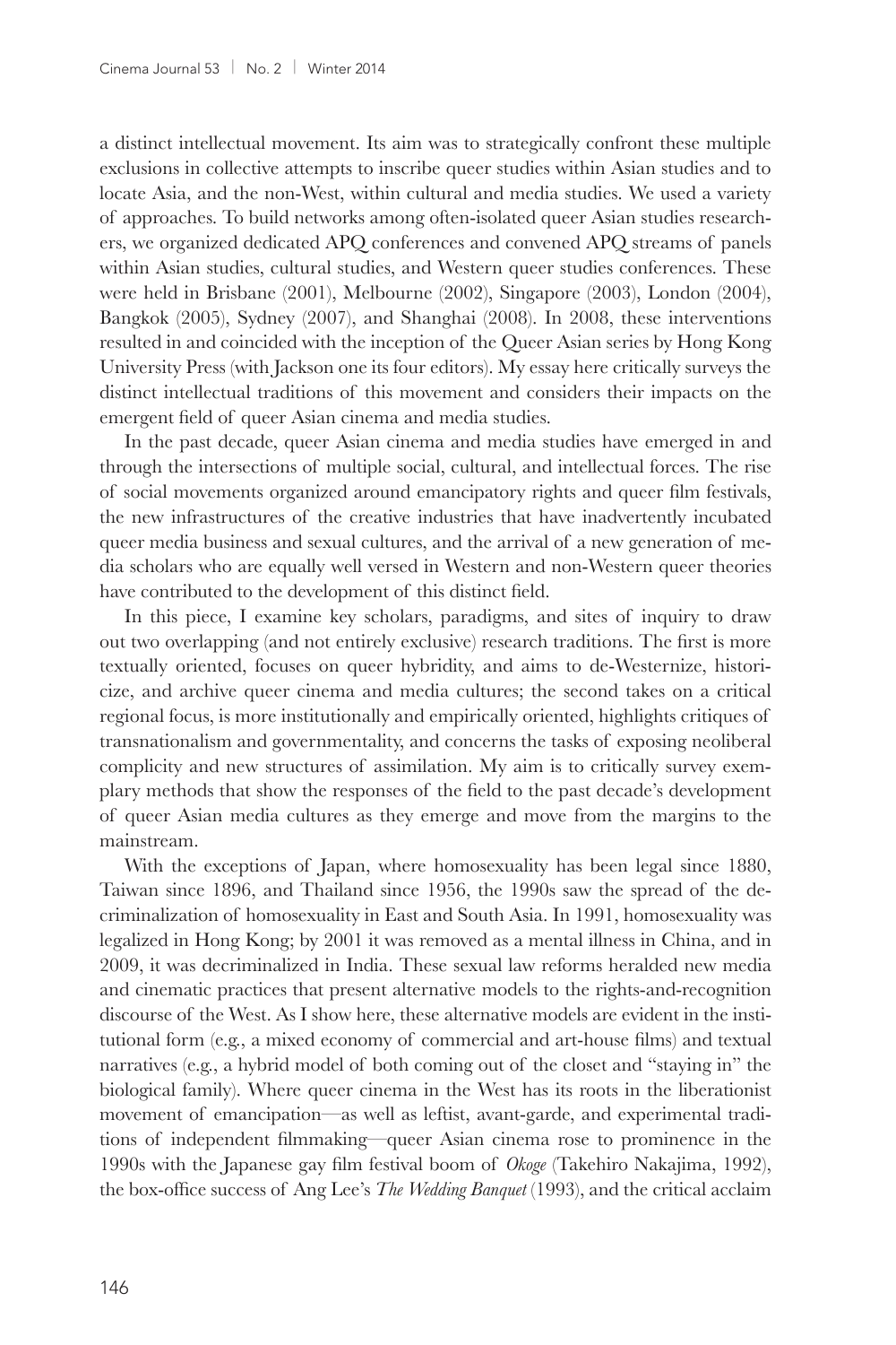a distinct intellectual movement. Its aim was to strategically confront these multiple exclusions in collective attempts to inscribe queer studies within Asian studies and to locate Asia, and the non-West, within cultural and media studies. We used a variety of approaches. To build networks among often-isolated queer Asian studies researchers, we organized dedicated APQ conferences and convened APQ streams of panels within Asian studies, cultural studies, and Western queer studies conferences. These were held in Brisbane (2001), Melbourne (2002), Singapore (2003), London (2004), Bangkok (2005), Sydney (2007), and Shanghai (2008). In 2008, these interventions resulted in and coincided with the inception of the Queer Asian series by Hong Kong University Press (with Jackson one its four editors). My essay here critically surveys the distinct intellectual traditions of this movement and considers their impacts on the emergent field of queer Asian cinema and media studies.

In the past decade, queer Asian cinema and media studies have emerged in and through the intersections of multiple social, cultural, and intellectual forces. The rise of social movements organized around emancipatory rights and queer film festivals, the new infrastructures of the creative industries that have inadvertently incubated queer media business and sexual cultures, and the arrival of a new generation of media scholars who are equally well versed in Western and non-Western queer theories have contributed to the development of this distinct field.

In this piece, I examine key scholars, paradigms, and sites of inquiry to draw out two overlapping (and not entirely exclusive) research traditions. The first is more textually oriented, focuses on queer hybridity, and aims to de-Westernize, historicize, and archive queer cinema and media cultures; the second takes on a critical regional focus, is more institutionally and empirically oriented, highlights critiques of transnationalism and governmentality, and concerns the tasks of exposing neoliberal complicity and new structures of assimilation. My aim is to critically survey exemplary methods that show the responses of the field to the past decade's development of queer Asian media cultures as they emerge and move from the margins to the mainstream.

With the exceptions of Japan, where homosexuality has been legal since 1880, Taiwan since 1896, and Thailand since 1956, the 1990s saw the spread of the decriminalization of homosexuality in East and South Asia. In 1991, homosexuality was legalized in Hong Kong; by 2001 it was removed as a mental illness in China, and in 2009, it was decriminalized in India. These sexual law reforms heralded new media and cinematic practices that present alternative models to the rights-and-recognition discourse of the West. As I show here, these alternative models are evident in the institutional form (e.g., a mixed economy of commercial and art-house films) and textual narratives (e.g., a hybrid model of both coming out of the closet and "staying in" the biological family). Where queer cinema in the West has its roots in the liberationist movement of emancipation—as well as leftist, avant-garde, and experimental traditions of independent filmmaking—queer Asian cinema rose to prominence in the 1990s with the Japanese gay film festival boom of *Okoge* (Takehiro Nakajima, 1992), the box-office success of Ang Lee's *The Wedding Banquet* (1993), and the critical acclaim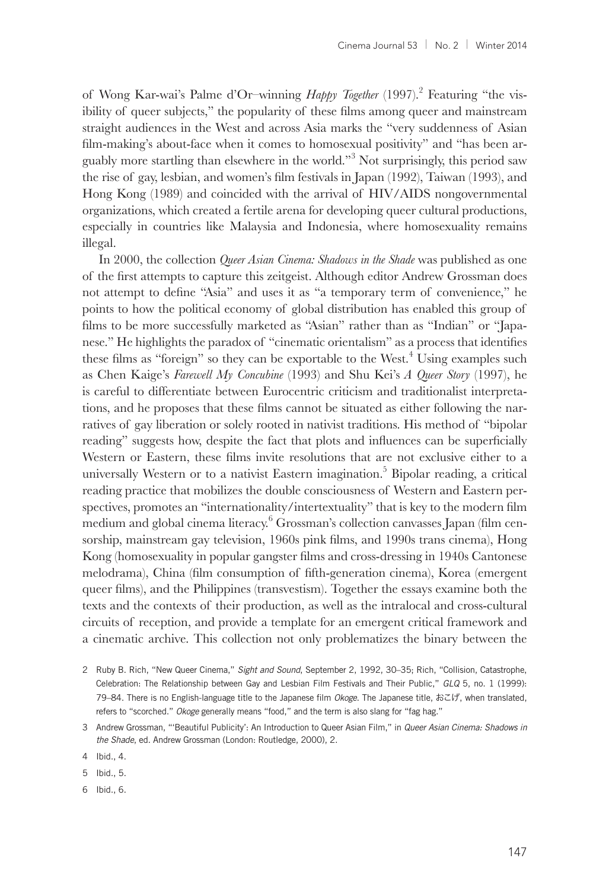of Wong Kar-wai's Palme d'Or–winning *Happy Together* (1997).[2] Featuring "the visibility of queer subjects," the popularity of these films among queer and mainstream straight audiences in the West and across Asia marks the "very suddenness of Asian film-making's about-face when it comes to homosexual positivity" and "has been arguably more startling than elsewhere in the world."[3] Not surprisingly, this period saw the rise of gay, lesbian, and women's film festivals in Japan (1992), Taiwan (1993), and Hong Kong (1989) and coincided with the arrival of HIV/AIDS nongovernmental organizations, which created a fertile arena for developing queer cultural productions, especially in countries like Malaysia and Indonesia, where homosexuality remains illegal.

In 2000, the collection *Queer Asian Cinema: Shadows in the Shade* was published as one of the first attempts to capture this zeitgeist. Although editor Andrew Grossman does not attempt to define "Asia" and uses it as "a temporary term of convenience," he points to how the political economy of global distribution has enabled this group of films to be more successfully marketed as "Asian" rather than as "Indian" or "Japanese." He highlights the paradox of "cinematic orientalism" as a process that identifies these films as "foreign" so they can be exportable to the West.[4] Using examples such as Chen Kaige's *Farewell My Concubine* (1993) and Shu Kei's *A Queer Story* (1997), he is careful to differentiate between Eurocentric criticism and traditionalist interpretations, and he proposes that these films cannot be situated as either following the narratives of gay liberation or solely rooted in nativist traditions. His method of "bipolar reading" suggests how, despite the fact that plots and influences can be superficially Western or Eastern, these films invite resolutions that are not exclusive either to a universally Western or to a nativist Eastern imagination.[5] Bipolar reading, a critical reading practice that mobilizes the double consciousness of Western and Eastern perspectives, promotes an "internationality/intertextuality" that is key to the modern film medium and global cinema literacy.[6] Grossman's collection canvasses Japan (film censorship, mainstream gay television, 1960s pink films, and 1990s trans cinema), Hong Kong (homosexuality in popular gangster films and cross-dressing in 1940s Cantonese melodrama), China (film consumption of fifth-generation cinema), Korea (emergent queer films), and the Philippines (transvestism). Together the essays examine both the texts and the contexts of their production, as well as the intralocal and cross-cultural circuits of reception, and provide a template for an emergent critical framework and a cinematic archive. This collection not only problematizes the binary between the

2 Ruby B. Rich, "New Queer Cinema," *Sight and Sound*, September 2, 1992, 30–35; Rich, "Collision, Catastrophe, Celebration: The Relationship between Gay and Lesbian Film Festivals and Their Public," *GLQ* 5, no. 1 (1999): 79–84. There is no English-language title to the Japanese film *Okoge*. The Japanese title, おこげ, when translated, refers to "scorched." *Okoge* generally means "food," and the term is also slang for "fag hag."

3 Andrew Grossman, "'Beautiful Publicity': An Introduction to Queer Asian Film," in *Queer Asian Cinema: Shadows in the Shade*, ed. Andrew Grossman (London: Routledge, 2000), 2.

4 Ibid., 4.

5 Ibid., 5.

6 Ibid., 6.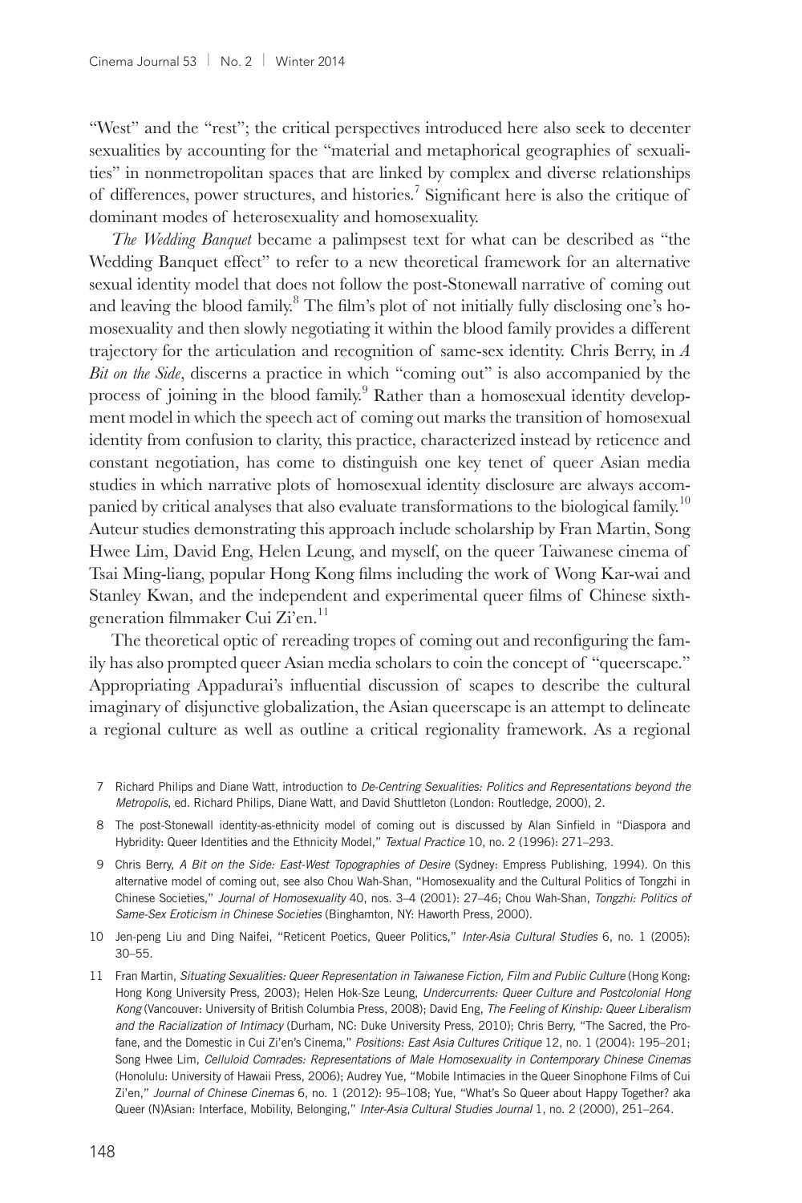"West" and the "rest"; the critical perspectives introduced here also seek to decenter sexualities by accounting for the "material and metaphorical geographies of sexualities" in nonmetropolitan spaces that are linked by complex and diverse relationships of differences, power structures, and histories.[7] Significant here is also the critique of dominant modes of heterosexuality and homosexuality.

*The Wedding Banquet* became a palimpsest text for what can be described as "the Wedding Banquet effect" to refer to a new theoretical framework for an alternative sexual identity model that does not follow the post-Stonewall narrative of coming out and leaving the blood family.[8] The film's plot of not initially fully disclosing one's homosexuality and then slowly negotiating it within the blood family provides a different trajectory for the articulation and recognition of same-sex identity. Chris Berry, in *A Bit on the Side*, discerns a practice in which "coming out" is also accompanied by the process of joining in the blood family.[9] Rather than a homosexual identity development model in which the speech act of coming out marks the transition of homosexual identity from confusion to clarity, this practice, characterized instead by reticence and constant negotiation, has come to distinguish one key tenet of queer Asian media studies in which narrative plots of homosexual identity disclosure are always accompanied by critical analyses that also evaluate transformations to the biological family.[10] Auteur studies demonstrating this approach include scholarship by Fran Martin, Song Hwee Lim, David Eng, Helen Leung, and myself, on the queer Taiwanese cinema of Tsai Ming-liang, popular Hong Kong films including the work of Wong Kar-wai and Stanley Kwan, and the independent and experimental queer films of Chinese sixth-generation filmmaker Cui Zi'en.[11]

The theoretical optic of rereading tropes of coming out and reconfiguring the family has also prompted queer Asian media scholars to coin the concept of "queerscape." Appropriating Appadurai's influential discussion of scapes to describe the cultural imaginary of disjunctive globalization, the Asian queerscape is an attempt to delineate a regional culture as well as outline a critical regionality framework. As a regional

7 Richard Philips and Diane Watt, introduction to *De-Centring Sexualities: Politics and Representations beyond the Metropolis*, ed. Richard Philips, Diane Watt, and David Shuttleton (London: Routledge, 2000), 2.

8 The post-Stonewall identity-as-ethnicity model of coming out is discussed by Alan Sinfield in "Diaspora and Hybridity: Queer Identities and the Ethnicity Model," *Textual Practice* 10, no. 2 (1996): 271–293.

9 Chris Berry, *A Bit on the Side: East-West Topographies of Desire* (Sydney: Empress Publishing, 1994). On this alternative model of coming out, see also Chou Wah-Shan, "Homosexuality and the Cultural Politics of Tongzhi in Chinese Societies," *Journal of Homosexuality* 40, nos. 3–4 (2001): 27–46; Chou Wah-Shan, *Tongzhi: Politics of Same-Sex Eroticism in Chinese Societies* (Binghamton, NY: Haworth Press, 2000).

10 Jen-peng Liu and Ding Naifei, "Reticent Poetics, Queer Politics," *Inter-Asia Cultural Studies* 6, no. 1 (2005): 30–55.

11 Fran Martin, *Situating Sexualities: Queer Representation in Taiwanese Fiction, Film and Public Culture* (Hong Kong: Hong Kong University Press, 2003); Helen Hok-Sze Leung, *Undercurrents: Queer Culture and Postcolonial Hong Kong* (Vancouver: University of British Columbia Press, 2008); David Eng, *The Feeling of Kinship: Queer Liberalism and the Racialization of Intimacy* (Durham, NC: Duke University Press, 2010); Chris Berry, "The Sacred, the Profane, and the Domestic in Cui Zi'en's Cinema," *Positions: East Asia Cultures Critique* 12, no. 1 (2004): 195–201; Song Hwee Lim, *Celluloid Comrades: Representations of Male Homosexuality in Contemporary Chinese Cinemas* (Honolulu: University of Hawaii Press, 2006); Audrey Yue, "Mobile Intimacies in the Queer Sinophone Films of Cui Zi'en," *Journal of Chinese Cinemas* 6, no. 1 (2012): 95–108; Yue, "What's So Queer about Happy Together? aka Queer (N)Asian: Interface, Mobility, Belonging," *Inter-Asia Cultural Studies Journal* 1, no. 2 (2000), 251–264.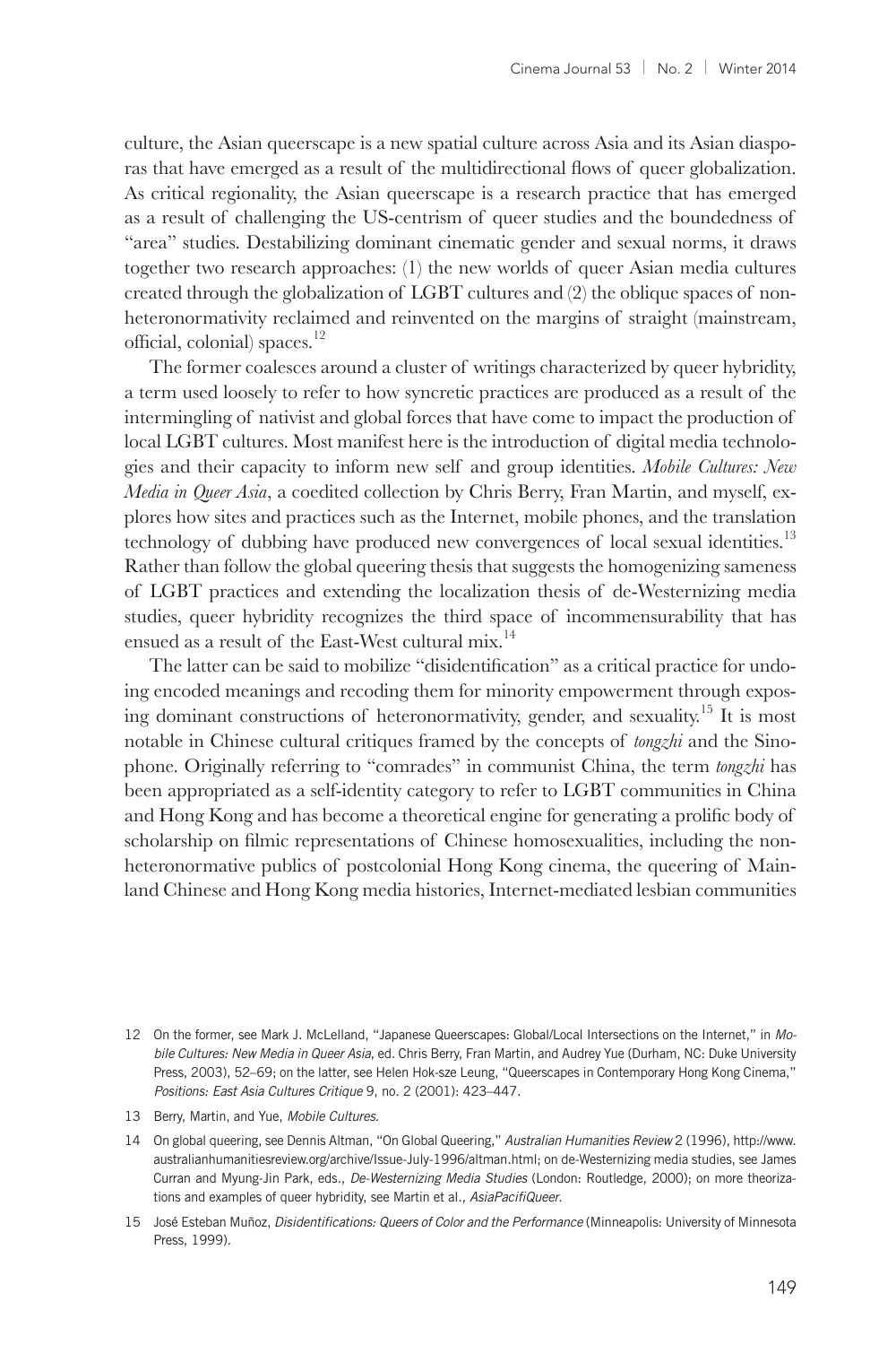culture, the Asian queerscape is a new spatial culture across Asia and its Asian diasporas that have emerged as a result of the multidirectional flows of queer globalization. As critical regionality, the Asian queerscape is a research practice that has emerged as a result of challenging the US-centrism of queer studies and the boundedness of "area" studies. Destabilizing dominant cinematic gender and sexual norms, it draws together two research approaches: (1) the new worlds of queer Asian media cultures created through the globalization of LGBT cultures and (2) the oblique spaces of nonheteronormativity reclaimed and reinvented on the margins of straight (mainstream, official, colonial) spaces.[12]

The former coalesces around a cluster of writings characterized by queer hybridity, a term used loosely to refer to how syncretic practices are produced as a result of the intermingling of nativist and global forces that have come to impact the production of local LGBT cultures. Most manifest here is the introduction of digital media technologies and their capacity to inform new self and group identities. *Mobile Cultures: New Media in Queer Asia*, a coedited collection by Chris Berry, Fran Martin, and myself, explores how sites and practices such as the Internet, mobile phones, and the translation technology of dubbing have produced new convergences of local sexual identities.[13] Rather than follow the global queering thesis that suggests the homogenizing sameness of LGBT practices and extending the localization thesis of de-Westernizing media studies, queer hybridity recognizes the third space of incommensurability that has ensued as a result of the East-West cultural mix.[14]

The latter can be said to mobilize "disidentification" as a critical practice for undoing encoded meanings and recoding them for minority empowerment through exposing dominant constructions of heteronormativity, gender, and sexuality.[15] It is most notable in Chinese cultural critiques framed by the concepts of *tongzhi* and the Sinophone. Originally referring to "comrades" in communist China, the term *tongzhi* has been appropriated as a self-identity category to refer to LGBT communities in China and Hong Kong and has become a theoretical engine for generating a prolific body of scholarship on filmic representations of Chinese homosexualities, including the nonheteronormative publics of postcolonial Hong Kong cinema, the queering of Mainland Chinese and Hong Kong media histories, Internet-mediated lesbian communities

12 On the former, see Mark J. McLelland, "Japanese Queerscapes: Global/Local Intersections on the Internet," in *Mobile Cultures: New Media in Queer Asia*, ed. Chris Berry, Fran Martin, and Audrey Yue (Durham, NC: Duke University Press, 2003), 52–69; on the latter, see Helen Hok-sze Leung, "Queerscapes in Contemporary Hong Kong Cinema," *Positions: East Asia Cultures Critique* 9, no. 2 (2001): 423–447.

13 Berry, Martin, and Yue, *Mobile Cultures*.

14 On global queering, see Dennis Altman, "On Global Queering," *Australian Humanities Review* 2 (1996), http://www.australianhumanitiesreview.org/archive/Issue-July-1996/altman.html; on de-Westernizing media studies, see James Curran and Myung-Jin Park, eds., *De-Westernizing Media Studies* (London: Routledge, 2000); on more theorizations and examples of queer hybridity, see Martin et al., *AsiaPacifiQueer*.

15 José Esteban Muñoz, *Disidentifications: Queers of Color and the Performance* (Minneapolis: University of Minnesota Press, 1999).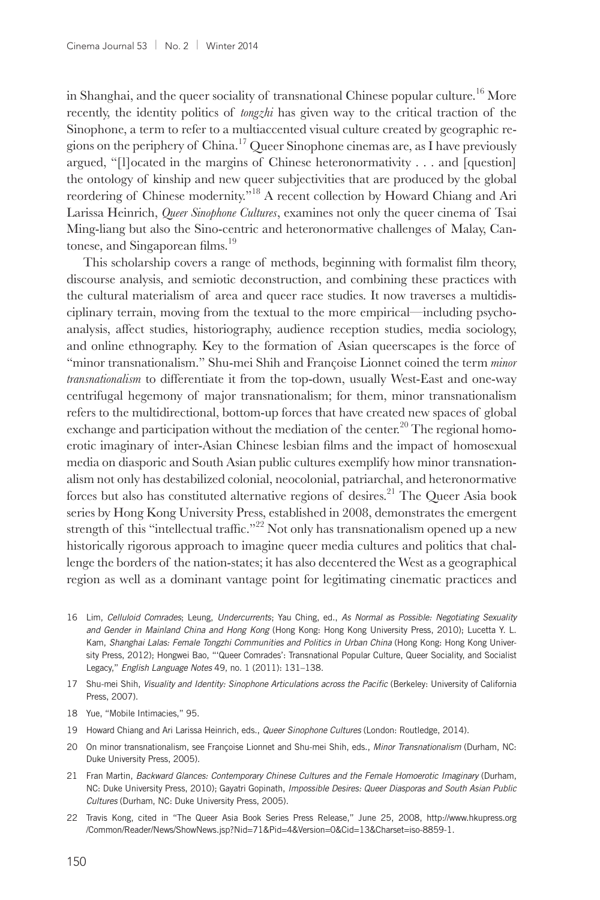in Shanghai, and the queer sociality of transnational Chinese popular culture.[16] More recently, the identity politics of *tongzhi* has given way to the critical traction of the Sinophone, a term to refer to a multiaccented visual culture created by geographic regions on the periphery of China.[17] Queer Sinophone cinemas are, as I have previously argued, "[l]ocated in the margins of Chinese heteronormativity . . . and [question] the ontology of kinship and new queer subjectivities that are produced by the global reordering of Chinese modernity."[18] A recent collection by Howard Chiang and Ari Larissa Heinrich, *Queer Sinophone Cultures*, examines not only the queer cinema of Tsai Ming-liang but also the Sino-centric and heteronormative challenges of Malay, Cantonese, and Singaporean films.[19]

This scholarship covers a range of methods, beginning with formalist film theory, discourse analysis, and semiotic deconstruction, and combining these practices with the cultural materialism of area and queer race studies. It now traverses a multidisciplinary terrain, moving from the textual to the more empirical—including psychoanalysis, affect studies, historiography, audience reception studies, media sociology, and online ethnography. Key to the formation of Asian queerscapes is the force of "minor transnationalism." Shu-mei Shih and Françoise Lionnet coined the term *minor transnationalism* to differentiate it from the top-down, usually West-East and one-way centrifugal hegemony of major transnationalism; for them, minor transnationalism refers to the multidirectional, bottom-up forces that have created new spaces of global exchange and participation without the mediation of the center.[20] The regional homoerotic imaginary of inter-Asian Chinese lesbian films and the impact of homosexual media on diasporic and South Asian public cultures exemplify how minor transnationalism not only has destabilized colonial, neocolonial, patriarchal, and heteronormative forces but also has constituted alternative regions of desires.[21] The Queer Asia book series by Hong Kong University Press, established in 2008, demonstrates the emergent strength of this "intellectual traffic."[22] Not only has transnationalism opened up a new historically rigorous approach to imagine queer media cultures and politics that challenge the borders of the nation-states; it has also decentered the West as a geographical region as well as a dominant vantage point for legitimating cinematic practices and

16 Lim, *Celluloid Comrades*; Leung, *Undercurrents*; Yau Ching, ed., *As Normal as Possible: Negotiating Sexuality and Gender in Mainland China and Hong Kong* (Hong Kong: Hong Kong University Press, 2010); Lucetta Y. L. Kam, *Shanghai Lalas: Female Tongzhi Communities and Politics in Urban China* (Hong Kong: Hong Kong University Press, 2012); Hongwei Bao, "'Queer Comrades': Transnational Popular Culture, Queer Sociality, and Socialist Legacy," *English Language Notes* 49, no. 1 (2011): 131–138.

17 Shu-mei Shih, *Visuality and Identity: Sinophone Articulations across the Pacific* (Berkeley: University of California Press, 2007).

18 Yue, "Mobile Intimacies," 95.

19 Howard Chiang and Ari Larissa Heinrich, eds., *Queer Sinophone Cultures* (London: Routledge, 2014).

20 On minor transnationalism, see Françoise Lionnet and Shu-mei Shih, eds., *Minor Transnationalism* (Durham, NC: Duke University Press, 2005).

21 Fran Martin, *Backward Glances: Contemporary Chinese Cultures and the Female Homoerotic Imaginary* (Durham, NC: Duke University Press, 2010); Gayatri Gopinath, *Impossible Desires: Queer Diasporas and South Asian Public Cultures* (Durham, NC: Duke University Press, 2005).

22 Travis Kong, cited in "The Queer Asia Book Series Press Release," June 25, 2008, http://www.hkupress.org/Common/Reader/News/ShowNews.jsp?Nid=71&Pid=4&Version=0&Cid=13&Charset=iso-8859-1.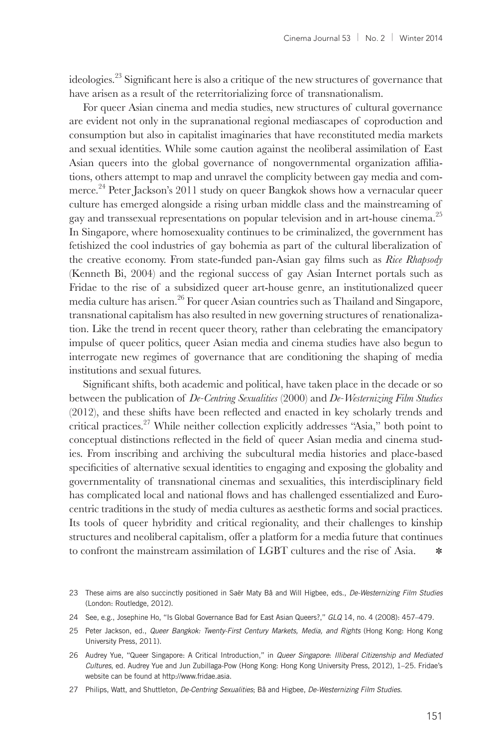ideologies.[23] Significant here is also a critique of the new structures of governance that have arisen as a result of the reterritorializing force of transnationalism.

For queer Asian cinema and media studies, new structures of cultural governance are evident not only in the supranational regional mediascapes of coproduction and consumption but also in capitalist imaginaries that have reconstituted media markets and sexual identities. While some caution against the neoliberal assimilation of East Asian queers into the global governance of nongovernmental organization affiliations, others attempt to map and unravel the complicity between gay media and commerce.[24] Peter Jackson's 2011 study on queer Bangkok shows how a vernacular queer culture has emerged alongside a rising urban middle class and the mainstreaming of gay and transsexual representations on popular television and in art-house cinema.[25] In Singapore, where homosexuality continues to be criminalized, the government has fetishized the cool industries of gay bohemia as part of the cultural liberalization of the creative economy. From state-funded pan-Asian gay films such as *Rice Rhapsody* (Kenneth Bi, 2004) and the regional success of gay Asian Internet portals such as Fridae to the rise of a subsidized queer art-house genre, an institutionalized queer media culture has arisen.[26] For queer Asian countries such as Thailand and Singapore, transnational capitalism has also resulted in new governing structures of renationalization. Like the trend in recent queer theory, rather than celebrating the emancipatory impulse of queer politics, queer Asian media and cinema studies have also begun to interrogate new regimes of governance that are conditioning the shaping of media institutions and sexual futures.

Significant shifts, both academic and political, have taken place in the decade or so between the publication of *De-Centring Sexualities* (2000) and *De-Westernizing Film Studies* (2012), and these shifts have been reflected and enacted in key scholarly trends and critical practices.[27] While neither collection explicitly addresses "Asia," both point to conceptual distinctions reflected in the field of queer Asian media and cinema studies. From inscribing and archiving the subcultural media histories and place-based specificities of alternative sexual identities to engaging and exposing the globality and governmentality of transnational cinemas and sexualities, this interdisciplinary field has complicated local and national flows and has challenged essentialized and Eurocentric traditions in the study of media cultures as aesthetic forms and social practices. Its tools of queer hybridity and critical regionality, and their challenges to kinship structures and neoliberal capitalism, offer a platform for a media future that continues to confront the mainstream assimilation of LGBT cultures and the rise of Asia. ✻

23 These aims are also succinctly positioned in Saër Maty Bâ and Will Higbee, eds., *De-Westernizing Film Studies* (London: Routledge, 2012).

24 See, e.g., Josephine Ho, "Is Global Governance Bad for East Asian Queers?," *GLQ* 14, no. 4 (2008): 457–479.

25 Peter Jackson, ed., *Queer Bangkok: Twenty-First Century Markets, Media, and Rights* (Hong Kong: Hong Kong University Press, 2011).

26 Audrey Yue, "Queer Singapore: A Critical Introduction," in *Queer Singapore: Illiberal Citizenship and Mediated Cultures*, ed. Audrey Yue and Jun Zubillaga-Pow (Hong Kong: Hong Kong University Press, 2012), 1–25. Fridae's website can be found at http://www.fridae.asia.

27 Philips, Watt, and Shuttleton, *De-Centring Sexualities*; Bâ and Higbee, *De-Westernizing Film Studies.*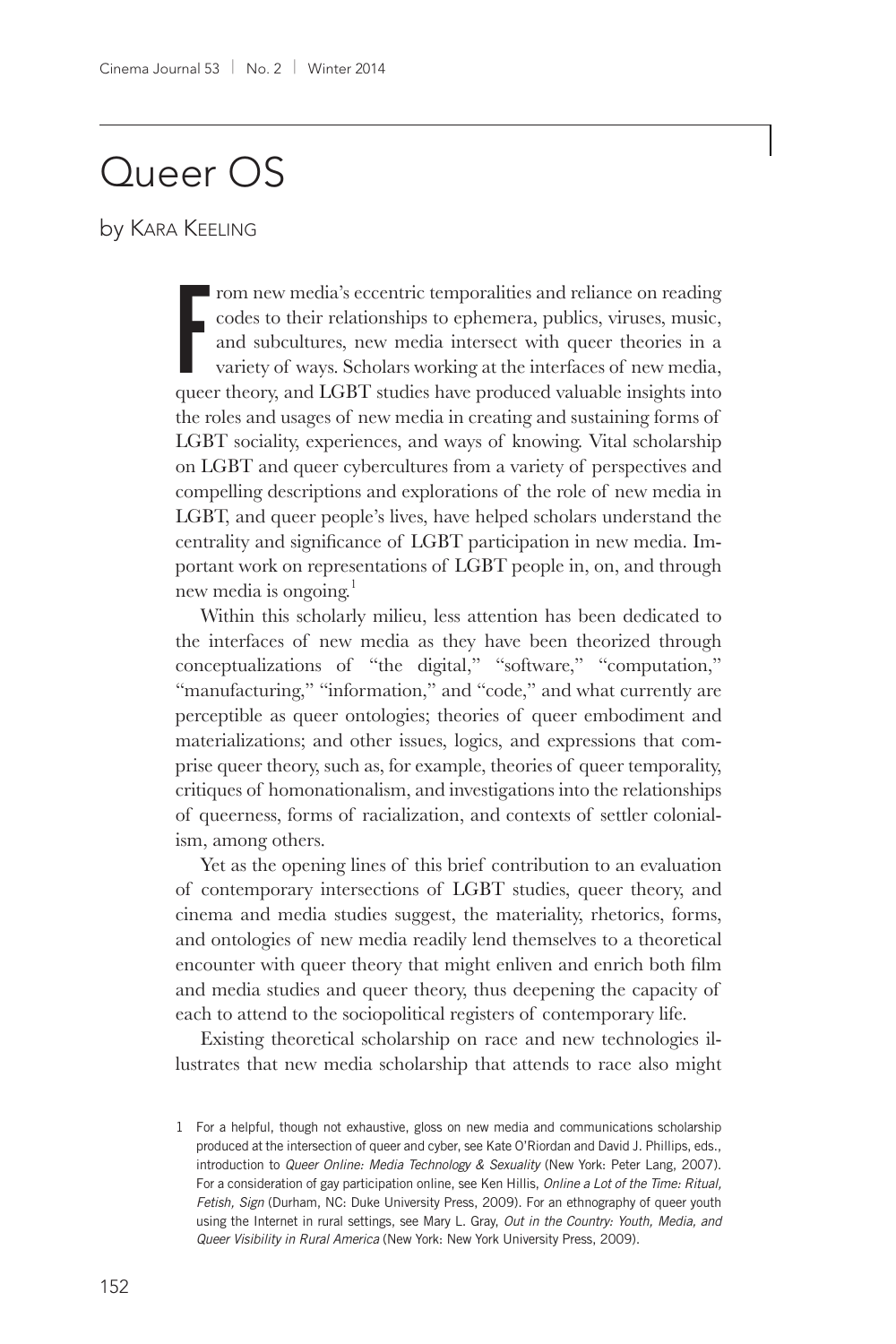# Queer OS

by Kara Keeling

From new media's eccentric temporalities and reliance on reading codes to their relationships to ephemera, publics, viruses, music, and subcultures, new media intersect with queer theories in a variety of ways. Scholars working at the interfaces of new media, queer theory, and LGBT studies have produced valuable insights into the roles and usages of new media in creating and sustaining forms of LGBT sociality, experiences, and ways of knowing. Vital scholarship on LGBT and queer cybercultures from a variety of perspectives and compelling descriptions and explorations of the role of new media in LGBT, and queer people's lives, have helped scholars understand the centrality and significance of LGBT participation in new media. Important work on representations of LGBT people in, on, and through new media is ongoing.[1]

Within this scholarly milieu, less attention has been dedicated to the interfaces of new media as they have been theorized through conceptualizations of "the digital," "software," "computation," "manufacturing," "information," and "code," and what currently are perceptible as queer ontologies; theories of queer embodiment and materializations; and other issues, logics, and expressions that comprise queer theory, such as, for example, theories of queer temporality, critiques of homonationalism, and investigations into the relationships of queerness, forms of racialization, and contexts of settler colonialism, among others.

Yet as the opening lines of this brief contribution to an evaluation of contemporary intersections of LGBT studies, queer theory, and cinema and media studies suggest, the materiality, rhetorics, forms, and ontologies of new media readily lend themselves to a theoretical encounter with queer theory that might enliven and enrich both film and media studies and queer theory, thus deepening the capacity of each to attend to the sociopolitical registers of contemporary life.

Existing theoretical scholarship on race and new technologies illustrates that new media scholarship that attends to race also might

1 For a helpful, though not exhaustive, gloss on new media and communications scholarship produced at the intersection of queer and cyber, see Kate O'Riordan and David J. Phillips, eds., introduction to *Queer Online: Media Technology & Sexuality* (New York: Peter Lang, 2007). For a consideration of gay participation online, see Ken Hillis, *Online a Lot of the Time: Ritual, Fetish, Sign* (Durham, NC: Duke University Press, 2009). For an ethnography of queer youth using the Internet in rural settings, see Mary L. Gray, *Out in the Country: Youth, Media, and Queer Visibility in Rural America* (New York: New York University Press, 2009).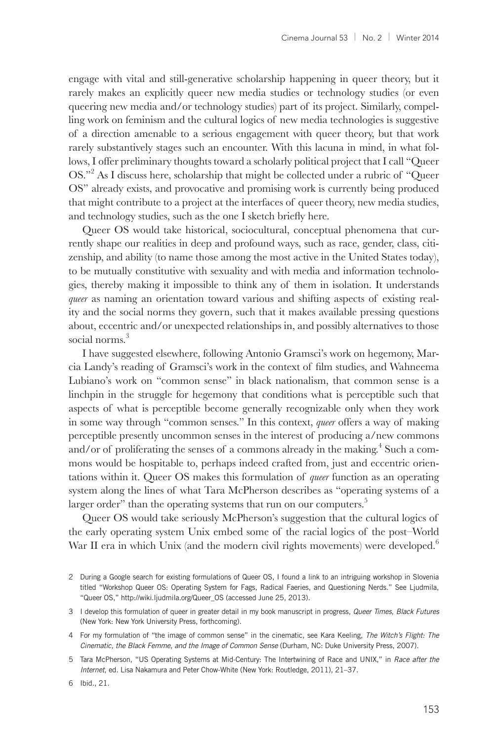engage with vital and still-generative scholarship happening in queer theory, but it rarely makes an explicitly queer new media studies or technology studies (or even queering new media and/or technology studies) part of its project. Similarly, compelling work on feminism and the cultural logics of new media technologies is suggestive of a direction amenable to a serious engagement with queer theory, but that work rarely substantively stages such an encounter. With this lacuna in mind, in what follows, I offer preliminary thoughts toward a scholarly political project that I call "Queer OS."[2] As I discuss here, scholarship that might be collected under a rubric of "Queer OS" already exists, and provocative and promising work is currently being produced that might contribute to a project at the interfaces of queer theory, new media studies, and technology studies, such as the one I sketch briefly here.

Queer OS would take historical, sociocultural, conceptual phenomena that currently shape our realities in deep and profound ways, such as race, gender, class, citizenship, and ability (to name those among the most active in the United States today), to be mutually constitutive with sexuality and with media and information technologies, thereby making it impossible to think any of them in isolation. It understands *queer* as naming an orientation toward various and shifting aspects of existing reality and the social norms they govern, such that it makes available pressing questions about, eccentric and/or unexpected relationships in, and possibly alternatives to those social norms.[3]

I have suggested elsewhere, following Antonio Gramsci's work on hegemony, Marcia Landy's reading of Gramsci's work in the context of film studies, and Wahneema Lubiano's work on "common sense" in black nationalism, that common sense is a linchpin in the struggle for hegemony that conditions what is perceptible such that aspects of what is perceptible become generally recognizable only when they work in some way through "common senses." In this context, *queer* offers a way of making perceptible presently uncommon senses in the interest of producing a/new commons and/or of proliferating the senses of a commons already in the making.[4] Such a commons would be hospitable to, perhaps indeed crafted from, just and eccentric orientations within it. Queer OS makes this formulation of *queer* function as an operating system along the lines of what Tara McPherson describes as "operating systems of a larger order" than the operating systems that run on our computers.[5]

Queer OS would take seriously McPherson's suggestion that the cultural logics of the early operating system Unix embed some of the racial logics of the post–World War II era in which Unix (and the modern civil rights movements) were developed.[6]

2 During a Google search for existing formulations of Queer OS, I found a link to an intriguing workshop in Slovenia titled "Workshop Queer OS: Operating System for Fags, Radical Faeries, and Questioning Nerds." See Ljudmila, "Queer OS," http://wiki.ljudmila.org/Queer_OS (accessed June 25, 2013).

3 I develop this formulation of queer in greater detail in my book manuscript in progress, *Queer Times, Black Futures* (New York: New York University Press, forthcoming).

4 For my formulation of "the image of common sense" in the cinematic, see Kara Keeling, *The Witch's Flight: The Cinematic, the Black Femme, and the Image of Common Sense* (Durham, NC: Duke University Press, 2007).

5 Tara McPherson, "US Operating Systems at Mid-Century: The Intertwining of Race and UNIX," in *Race after the Internet*, ed. Lisa Nakamura and Peter Chow-White (New York: Routledge, 2011), 21–37.

6 Ibid., 21.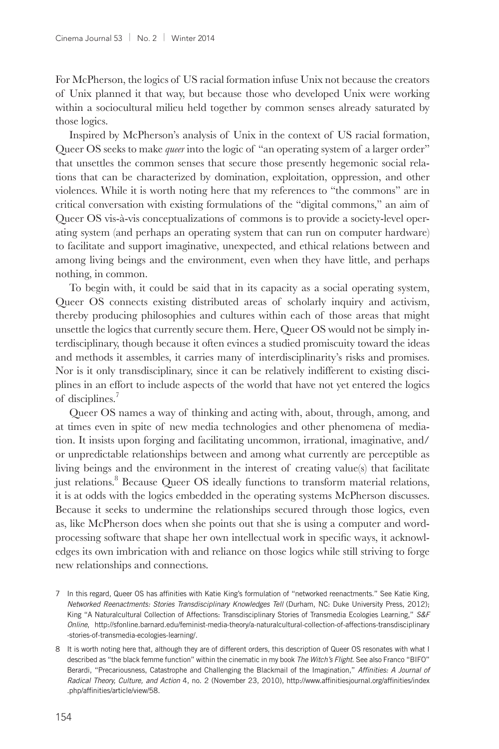For McPherson, the logics of US racial formation infuse Unix not because the creators of Unix planned it that way, but because those who developed Unix were working within a sociocultural milieu held together by common senses already saturated by those logics.

Inspired by McPherson's analysis of Unix in the context of US racial formation, Queer OS seeks to make *queer* into the logic of "an operating system of a larger order" that unsettles the common senses that secure those presently hegemonic social relations that can be characterized by domination, exploitation, oppression, and other violences. While it is worth noting here that my references to "the commons" are in critical conversation with existing formulations of the "digital commons," an aim of Queer OS vis-à-vis conceptualizations of commons is to provide a society-level operating system (and perhaps an operating system that can run on computer hardware) to facilitate and support imaginative, unexpected, and ethical relations between and among living beings and the environment, even when they have little, and perhaps nothing, in common.

To begin with, it could be said that in its capacity as a social operating system, Queer OS connects existing distributed areas of scholarly inquiry and activism, thereby producing philosophies and cultures within each of those areas that might unsettle the logics that currently secure them. Here, Queer OS would not be simply interdisciplinary, though because it often evinces a studied promiscuity toward the ideas and methods it assembles, it carries many of interdisciplinarity's risks and promises. Nor is it only transdisciplinary, since it can be relatively indifferent to existing disciplines in an effort to include aspects of the world that have not yet entered the logics of disciplines.[7]

Queer OS names a way of thinking and acting with, about, through, among, and at times even in spite of new media technologies and other phenomena of mediation. It insists upon forging and facilitating uncommon, irrational, imaginative, and/or unpredictable relationships between and among what currently are perceptible as living beings and the environment in the interest of creating value(s) that facilitate just relations.[8] Because Queer OS ideally functions to transform material relations, it is at odds with the logics embedded in the operating systems McPherson discusses. Because it seeks to undermine the relationships secured through those logics, even as, like McPherson does when she points out that she is using a computer and word-processing software that shape her own intellectual work in specific ways, it acknowledges its own imbrication with and reliance on those logics while still striving to forge new relationships and connections.

7 In this regard, Queer OS has affinities with Katie King's formulation of "networked reenactments." See Katie King, *Networked Reenactments: Stories Transdisciplinary Knowledges Tell* (Durham, NC: Duke University Press, 2012); King "A Naturalcultural Collection of Affections: Transdisciplinary Stories of Transmedia Ecologies Learning," *S&F Online*, http://sfonline.barnard.edu/feminist-media-theory/a-naturalcultural-collection-of-affections-transdisciplinary-stories-of-transmedia-ecologies-learning/.

8 It is worth noting here that, although they are of different orders, this description of Queer OS resonates with what I described as "the black femme function" within the cinematic in my book *The Witch's Flight*. See also Franco "BIFO" Berardi, "Precariousness, Catastrophe and Challenging the Blackmail of the Imagination," *Affinities: A Journal of Radical Theory, Culture, and Action* 4, no. 2 (November 23, 2010), http://www.affinitiesjournal.org/affinities/index.php/affinities/article/view/58.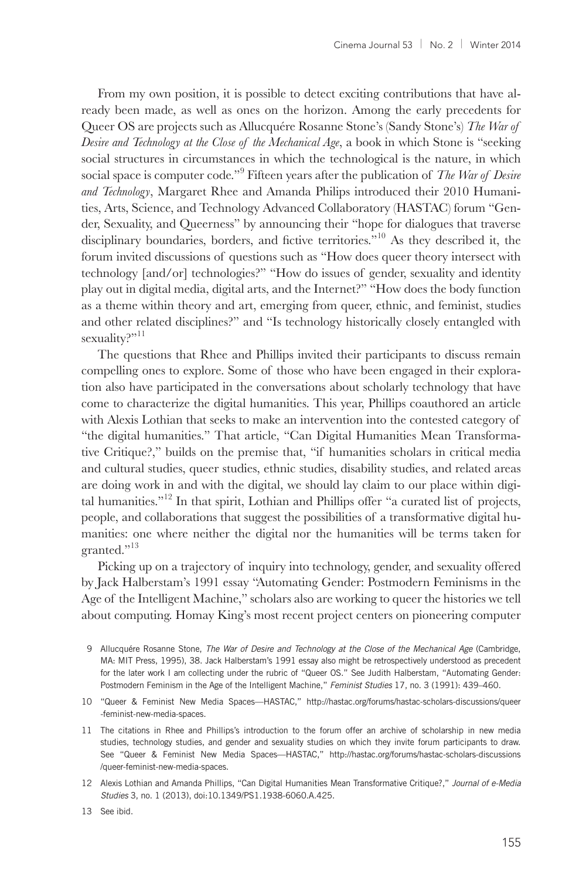From my own position, it is possible to detect exciting contributions that have already been made, as well as ones on the horizon. Among the early precedents for Queer OS are projects such as Allucquére Rosanne Stone's (Sandy Stone's) *The War of Desire and Technology at the Close of the Mechanical Age*, a book in which Stone is "seeking social structures in circumstances in which the technological is the nature, in which social space is computer code."[9] Fifteen years after the publication of *The War of Desire and Technology*, Margaret Rhee and Amanda Philips introduced their 2010 Humanities, Arts, Science, and Technology Advanced Collaboratory (HASTAC) forum "Gender, Sexuality, and Queerness" by announcing their "hope for dialogues that traverse disciplinary boundaries, borders, and fictive territories."[10] As they described it, the forum invited discussions of questions such as "How does queer theory intersect with technology [and/or] technologies?" "How do issues of gender, sexuality and identity play out in digital media, digital arts, and the Internet?" "How does the body function as a theme within theory and art, emerging from queer, ethnic, and feminist, studies and other related disciplines?" and "Is technology historically closely entangled with sexuality?"[11]

The questions that Rhee and Phillips invited their participants to discuss remain compelling ones to explore. Some of those who have been engaged in their exploration also have participated in the conversations about scholarly technology that have come to characterize the digital humanities. This year, Phillips coauthored an article with Alexis Lothian that seeks to make an intervention into the contested category of "the digital humanities." That article, "Can Digital Humanities Mean Transformative Critique?," builds on the premise that, "if humanities scholars in critical media and cultural studies, queer studies, ethnic studies, disability studies, and related areas are doing work in and with the digital, we should lay claim to our place within digital humanities."[12] In that spirit, Lothian and Phillips offer "a curated list of projects, people, and collaborations that suggest the possibilities of a transformative digital humanities: one where neither the digital nor the humanities will be terms taken for granted."[13]

Picking up on a trajectory of inquiry into technology, gender, and sexuality offered by Jack Halberstam's 1991 essay "Automating Gender: Postmodern Feminisms in the Age of the Intelligent Machine," scholars also are working to queer the histories we tell about computing. Homay King's most recent project centers on pioneering computer

9 Allucquére Rosanne Stone, *The War of Desire and Technology at the Close of the Mechanical Age* (Cambridge, MA: MIT Press, 1995), 38. Jack Halberstam's 1991 essay also might be retrospectively understood as precedent for the later work I am collecting under the rubric of "Queer OS." See Judith Halberstam, "Automating Gender: Postmodern Feminism in the Age of the Intelligent Machine," *Feminist Studies* 17, no. 3 (1991): 439–460.

10 "Queer & Feminist New Media Spaces—HASTAC," http://hastac.org/forums/hastac-scholars-discussions/queer-feminist-new-media-spaces.

11 The citations in Rhee and Phillips's introduction to the forum offer an archive of scholarship in new media studies, technology studies, and gender and sexuality studies on which they invite forum participants to draw. See "Queer & Feminist New Media Spaces—HASTAC," http://hastac.org/forums/hastac-scholars-discussions/queer-feminist-new-media-spaces.

12 Alexis Lothian and Amanda Phillips, "Can Digital Humanities Mean Transformative Critique?," *Journal of e-Media Studies* 3, no. 1 (2013), doi:10.1349/PS1.1938-6060.A.425.

13 See ibid.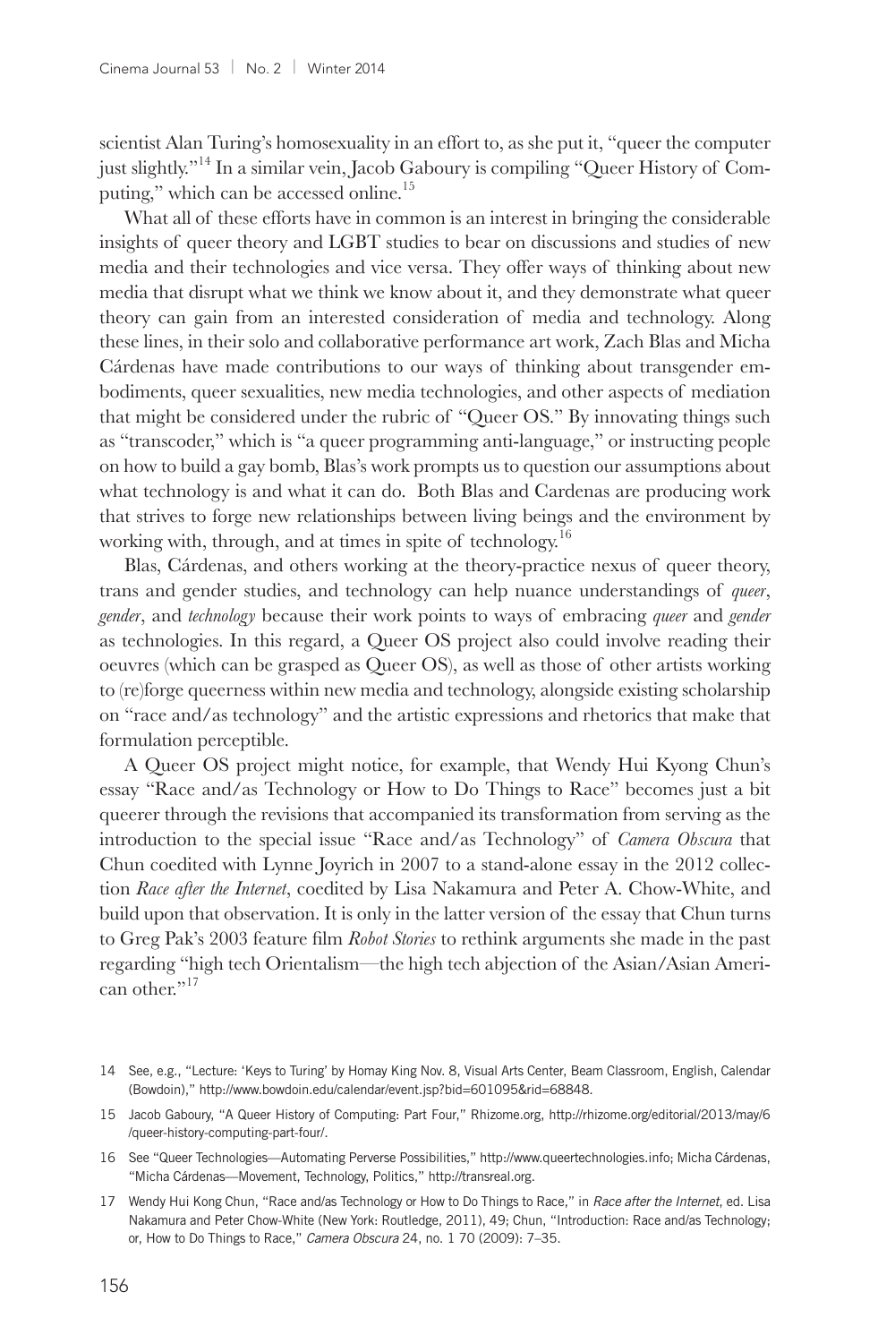scientist Alan Turing's homosexuality in an effort to, as she put it, "queer the computer just slightly."[14] In a similar vein, Jacob Gaboury is compiling "Queer History of Computing," which can be accessed online.[15]

What all of these efforts have in common is an interest in bringing the considerable insights of queer theory and LGBT studies to bear on discussions and studies of new media and their technologies and vice versa. They offer ways of thinking about new media that disrupt what we think we know about it, and they demonstrate what queer theory can gain from an interested consideration of media and technology. Along these lines, in their solo and collaborative performance art work, Zach Blas and Micha Cárdenas have made contributions to our ways of thinking about transgender embodiments, queer sexualities, new media technologies, and other aspects of mediation that might be considered under the rubric of "Queer OS." By innovating things such as "transcoder," which is "a queer programming anti-language," or instructing people on how to build a gay bomb, Blas's work prompts us to question our assumptions about what technology is and what it can do. Both Blas and Cardenas are producing work that strives to forge new relationships between living beings and the environment by working with, through, and at times in spite of technology.[16]

Blas, Cárdenas, and others working at the theory-practice nexus of queer theory, trans and gender studies, and technology can help nuance understandings of *queer*, *gender*, and *technology* because their work points to ways of embracing *queer* and *gender* as technologies. In this regard, a Queer OS project also could involve reading their oeuvres (which can be grasped as Queer OS), as well as those of other artists working to (re)forge queerness within new media and technology, alongside existing scholarship on "race and/as technology" and the artistic expressions and rhetorics that make that formulation perceptible.

A Queer OS project might notice, for example, that Wendy Hui Kyong Chun's essay "Race and/as Technology or How to Do Things to Race" becomes just a bit queerer through the revisions that accompanied its transformation from serving as the introduction to the special issue "Race and/as Technology" of *Camera Obscura* that Chun coedited with Lynne Joyrich in 2007 to a stand-alone essay in the 2012 collection *Race after the Internet*, coedited by Lisa Nakamura and Peter A. Chow-White, and build upon that observation. It is only in the latter version of the essay that Chun turns to Greg Pak's 2003 feature film *Robot Stories* to rethink arguments she made in the past regarding "high tech Orientalism—the high tech abjection of the Asian/Asian American other."[17]

---

14 See, e.g., "Lecture: 'Keys to Turing' by Homay King Nov. 8, Visual Arts Center, Beam Classroom, English, Calendar (Bowdoin)," http://www.bowdoin.edu/calendar/event.jsp?bid=601095&rid=68848.

15 Jacob Gaboury, "A Queer History of Computing: Part Four," Rhizome.org, http://rhizome.org/editorial/2013/may/6/queer-history-computing-part-four/.

16 See "Queer Technologies—Automating Perverse Possibilities," http://www.queertechnologies.info; Micha Cárdenas, "Micha Cárdenas—Movement, Technology, Politics," http://transreal.org.

17 Wendy Hui Kong Chun, "Race and/as Technology or How to Do Things to Race," in *Race after the Internet*, ed. Lisa Nakamura and Peter Chow-White (New York: Routledge, 2011), 49; Chun, "Introduction: Race and/as Technology; or, How to Do Things to Race," *Camera Obscura* 24, no. 1 70 (2009): 7–35.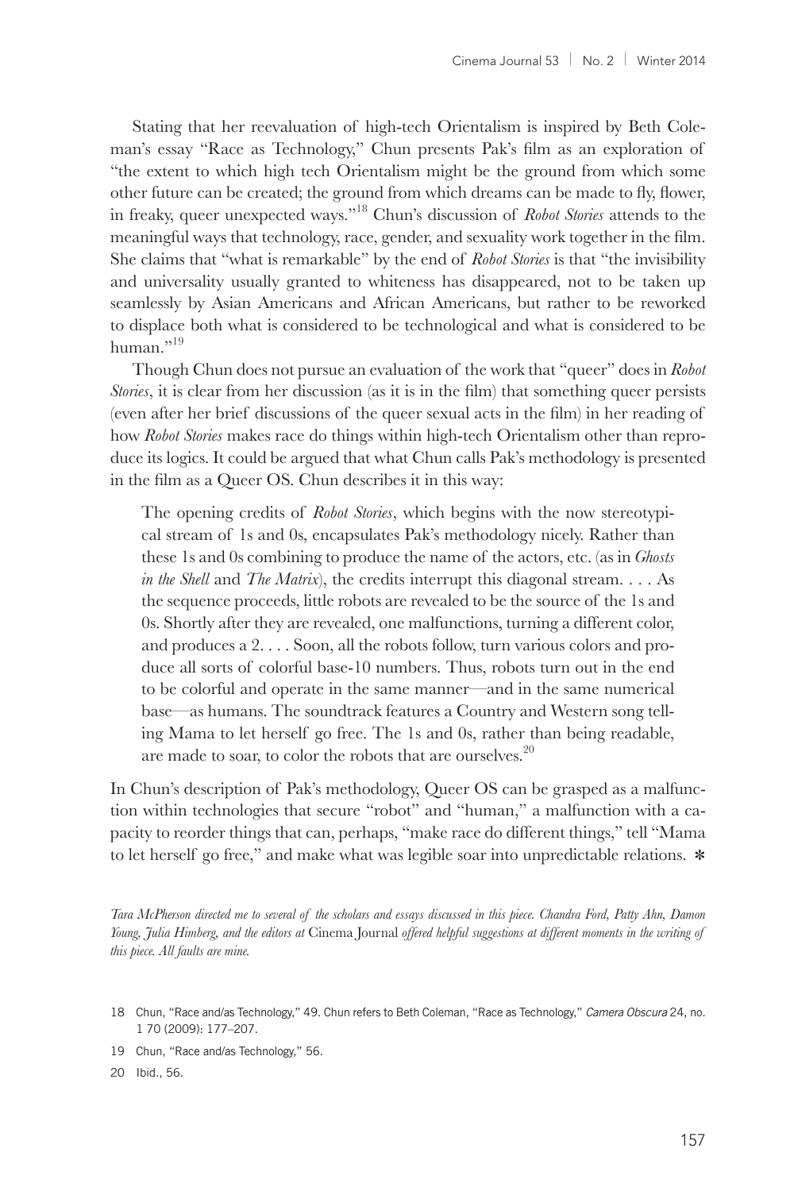Stating that her reevaluation of high-tech Orientalism is inspired by Beth Coleman's essay "Race as Technology," Chun presents Pak's film as an exploration of "the extent to which high tech Orientalism might be the ground from which some other future can be created; the ground from which dreams can be made to fly, flower, in freaky, queer unexpected ways."[18] Chun's discussion of *Robot Stories* attends to the meaningful ways that technology, race, gender, and sexuality work together in the film. She claims that "what is remarkable" by the end of *Robot Stories* is that "the invisibility and universality usually granted to whiteness has disappeared, not to be taken up seamlessly by Asian Americans and African Americans, but rather to be reworked to displace both what is considered to be technological and what is considered to be human."[19]

Though Chun does not pursue an evaluation of the work that "queer" does in *Robot Stories*, it is clear from her discussion (as it is in the film) that something queer persists (even after her brief discussions of the queer sexual acts in the film) in her reading of how *Robot Stories* makes race do things within high-tech Orientalism other than reproduce its logics. It could be argued that what Chun calls Pak's methodology is presented in the film as a Queer OS. Chun describes it in this way:

> The opening credits of *Robot Stories*, which begins with the now stereotypical stream of 1s and 0s, encapsulates Pak's methodology nicely. Rather than these 1s and 0s combining to produce the name of the actors, etc. (as in *Ghosts in the Shell* and *The Matrix*), the credits interrupt this diagonal stream. . . . As the sequence proceeds, little robots are revealed to be the source of the 1s and 0s. Shortly after they are revealed, one malfunctions, turning a different color, and produces a 2. . . . Soon, all the robots follow, turn various colors and produce all sorts of colorful base-10 numbers. Thus, robots turn out in the end to be colorful and operate in the same manner—and in the same numerical base—as humans. The soundtrack features a Country and Western song telling Mama to let herself go free. The 1s and 0s, rather than being readable, are made to soar, to color the robots that are ourselves.[20]

In Chun's description of Pak's methodology, Queer OS can be grasped as a malfunction within technologies that secure "robot" and "human," a malfunction with a capacity to reorder things that can, perhaps, "make race do different things," tell "Mama to let herself go free," and make what was legible soar into unpredictable relations. ✻

*Tara McPherson directed me to several of the scholars and essays discussed in this piece. Chandra Ford, Patty Ahn, Damon Young, Julia Himberg, and the editors at* Cinema Journal *offered helpful suggestions at different moments in the writing of this piece. All faults are mine.*

18 Chun, "Race and/as Technology," 49. Chun refers to Beth Coleman, "Race as Technology," *Camera Obscura* 24, no. 1 70 (2009): 177–207.

19 Chun, "Race and/as Technology," 56.

20 Ibid., 56.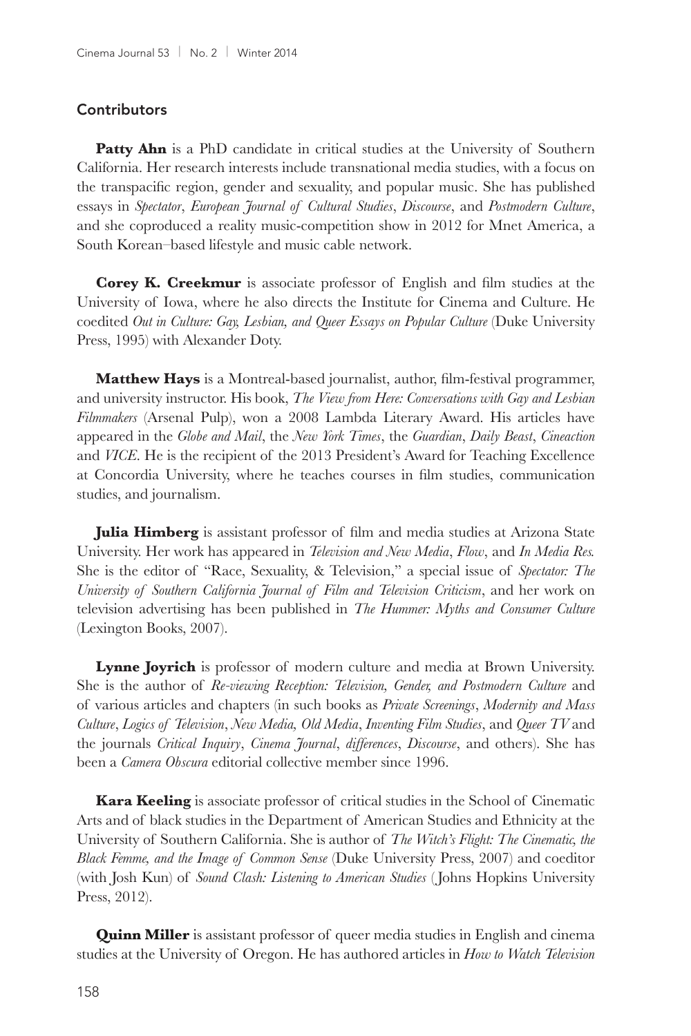## Contributors

**Patty Ahn** is a PhD candidate in critical studies at the University of Southern California. Her research interests include transnational media studies, with a focus on the transpacific region, gender and sexuality, and popular music. She has published essays in *Spectator*, *European Journal of Cultural Studies*, *Discourse*, and *Postmodern Culture*, and she coproduced a reality music-competition show in 2012 for Mnet America, a South Korean–based lifestyle and music cable network.

**Corey K. Creekmur** is associate professor of English and film studies at the University of Iowa, where he also directs the Institute for Cinema and Culture. He coedited *Out in Culture: Gay, Lesbian, and Queer Essays on Popular Culture* (Duke University Press, 1995) with Alexander Doty.

**Matthew Hays** is a Montreal-based journalist, author, film-festival programmer, and university instructor. His book, *The View from Here: Conversations with Gay and Lesbian Filmmakers* (Arsenal Pulp), won a 2008 Lambda Literary Award. His articles have appeared in the *Globe and Mail*, the *New York Times*, the *Guardian*, *Daily Beast*, *Cineaction* and *VICE*. He is the recipient of the 2013 President's Award for Teaching Excellence at Concordia University, where he teaches courses in film studies, communication studies, and journalism.

**Julia Himberg** is assistant professor of film and media studies at Arizona State University. Her work has appeared in *Television and New Media*, *Flow*, and *In Media Res.* She is the editor of "Race, Sexuality, & Television," a special issue of *Spectator: The University of Southern California Journal of Film and Television Criticism*, and her work on television advertising has been published in *The Hummer: Myths and Consumer Culture* (Lexington Books, 2007).

**Lynne Joyrich** is professor of modern culture and media at Brown University. She is the author of *Re-viewing Reception: Television, Gender, and Postmodern Culture* and of various articles and chapters (in such books as *Private Screenings*, *Modernity and Mass Culture*, *Logics of Television*, *New Media, Old Media*, *Inventing Film Studies*, and *Queer TV* and the journals *Critical Inquiry*, *Cinema Journal*, *differences*, *Discourse*, and others). She has been a *Camera Obscura* editorial collective member since 1996.

**Kara Keeling** is associate professor of critical studies in the School of Cinematic Arts and of black studies in the Department of American Studies and Ethnicity at the University of Southern California. She is author of *The Witch's Flight: The Cinematic, the Black Femme, and the Image of Common Sense* (Duke University Press, 2007) and coeditor (with Josh Kun) of *Sound Clash: Listening to American Studies* (Johns Hopkins University Press, 2012).

**Quinn Miller** is assistant professor of queer media studies in English and cinema studies at the University of Oregon. He has authored articles in *How to Watch Television*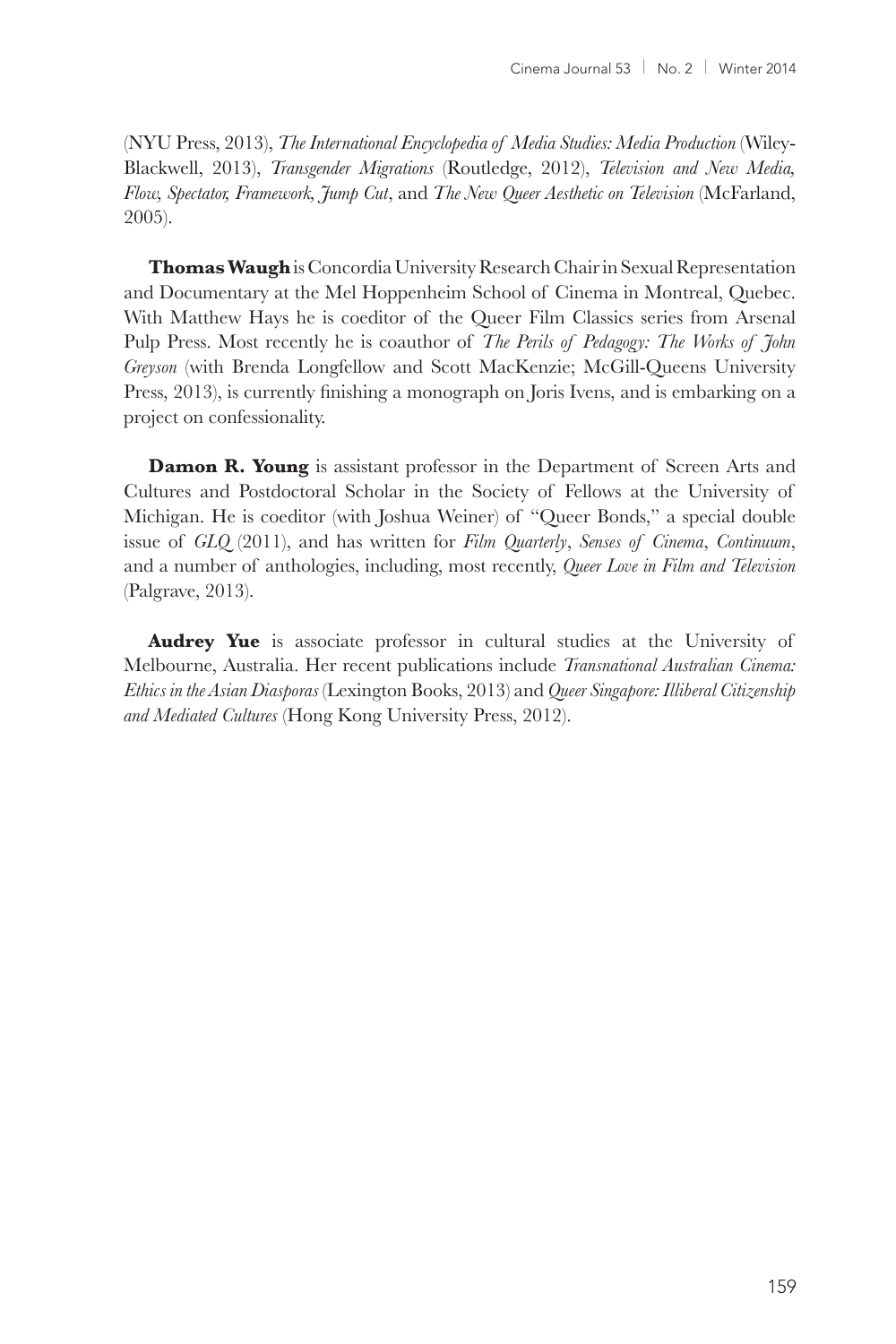(NYU Press, 2013), *The International Encyclopedia of Media Studies: Media Production* (Wiley-Blackwell, 2013), *Transgender Migrations* (Routledge, 2012), *Television and New Media*, *Flow, Spectator, Framework, Jump Cut*, and *The New Queer Aesthetic on Television* (McFarland, 2005).

**Thomas Waugh** is Concordia University Research Chair in Sexual Representation and Documentary at the Mel Hoppenheim School of Cinema in Montreal, Quebec. With Matthew Hays he is coeditor of the Queer Film Classics series from Arsenal Pulp Press. Most recently he is coauthor of *The Perils of Pedagogy: The Works of John Greyson* (with Brenda Longfellow and Scott MacKenzie; McGill-Queens University Press, 2013), is currently finishing a monograph on Joris Ivens, and is embarking on a project on confessionality.

**Damon R. Young** is assistant professor in the Department of Screen Arts and Cultures and Postdoctoral Scholar in the Society of Fellows at the University of Michigan. He is coeditor (with Joshua Weiner) of "Queer Bonds," a special double issue of *GLQ* (2011), and has written for *Film Quarterly*, *Senses of Cinema*, *Continuum*, and a number of anthologies, including, most recently, *Queer Love in Film and Television* (Palgrave, 2013).

**Audrey Yue** is associate professor in cultural studies at the University of Melbourne, Australia. Her recent publications include *Transnational Australian Cinema: Ethics in the Asian Diasporas* (Lexington Books, 2013) and *Queer Singapore: Illiberal Citizenship and Mediated Cultures* (Hong Kong University Press, 2012).